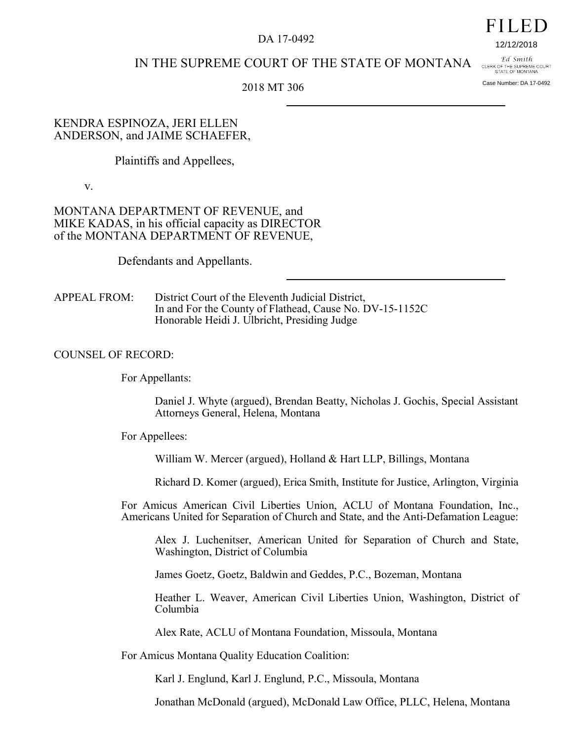DA 17-0492

FILED

12/12/2018

Ed Smith
CLERK OF THE SUPREME COURT
STATE OF MONTANA

Case Number: DA 17-0492

IN THE SUPREME COURT OF THE STATE OF MONTANA

2018 MT 306

---

KENDRA ESPINOZA, JERI ELLEN ANDERSON, and JAIME SCHAEFER,

Plaintiffs and Appellees,

v.

MONTANA DEPARTMENT OF REVENUE, and MIKE KADAS, in his official capacity as DIRECTOR of the MONTANA DEPARTMENT OF REVENUE,

Defendants and Appellants.

---

APPEAL FROM: District Court of the Eleventh Judicial District, In and For the County of Flathead, Cause No. DV-15-1152C
Honorable Heidi J. Ulbricht, Presiding Judge

COUNSEL OF RECORD:

For Appellants:

Daniel J. Whyte (argued), Brendan Beatty, Nicholas J. Gochis, Special Assistant Attorneys General, Helena, Montana

For Appellees:

William W. Mercer (argued), Holland & Hart LLP, Billings, Montana

Richard D. Komer (argued), Erica Smith, Institute for Justice, Arlington, Virginia

For Amicus American Civil Liberties Union, ACLU of Montana Foundation, Inc., Americans United for Separation of Church and State, and the Anti-Defamation League:

Alex J. Luchenitser, American United for Separation of Church and State, Washington, District of Columbia

James Goetz, Goetz, Baldwin and Geddes, P.C., Bozeman, Montana

Heather L. Weaver, American Civil Liberties Union, Washington, District of Columbia

Alex Rate, ACLU of Montana Foundation, Missoula, Montana

For Amicus Montana Quality Education Coalition:

Karl J. Englund, Karl J. Englund, P.C., Missoula, Montana

Jonathan McDonald (argued), McDonald Law Office, PLLC, Helena, Montana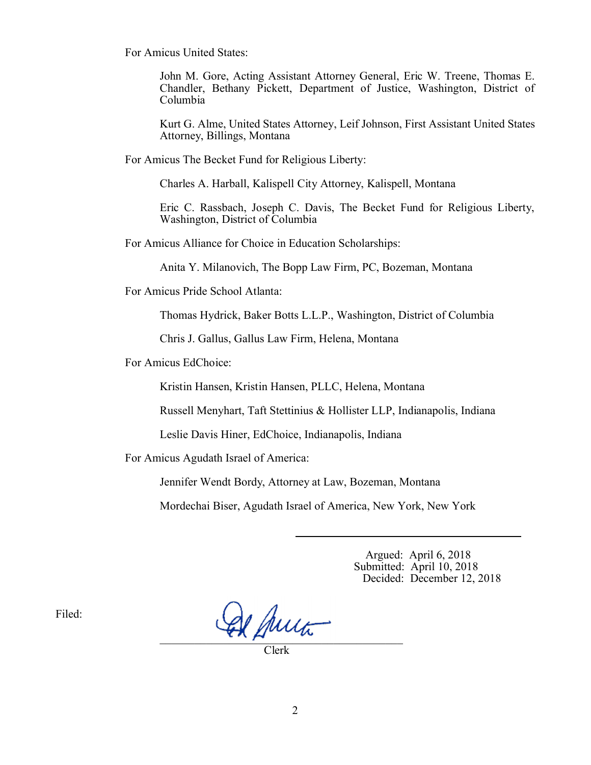For Amicus United States:

John M. Gore, Acting Assistant Attorney General, Eric W. Treene, Thomas E. Chandler, Bethany Pickett, Department of Justice, Washington, District of Columbia

Kurt G. Alme, United States Attorney, Leif Johnson, First Assistant United States Attorney, Billings, Montana

For Amicus The Becket Fund for Religious Liberty:

Charles A. Harball, Kalispell City Attorney, Kalispell, Montana

Eric C. Rassbach, Joseph C. Davis, The Becket Fund for Religious Liberty, Washington, District of Columbia

For Amicus Alliance for Choice in Education Scholarships:

Anita Y. Milanovich, The Bopp Law Firm, PC, Bozeman, Montana

For Amicus Pride School Atlanta:

Thomas Hydrick, Baker Botts L.L.P., Washington, District of Columbia

Chris J. Gallus, Gallus Law Firm, Helena, Montana

For Amicus EdChoice:

Kristin Hansen, Kristin Hansen, PLLC, Helena, Montana

Russell Menyhart, Taft Stettinius & Hollister LLP, Indianapolis, Indiana

Leslie Davis Hiner, EdChoice, Indianapolis, Indiana

For Amicus Agudath Israel of America:

Jennifer Wendt Bordy, Attorney at Law, Bozeman, Montana

Mordechai Biser, Agudath Israel of America, New York, New York

---

Argued: April 6, 2018
Submitted: April 10, 2018
Decided: December 12, 2018

Filed:

Clerk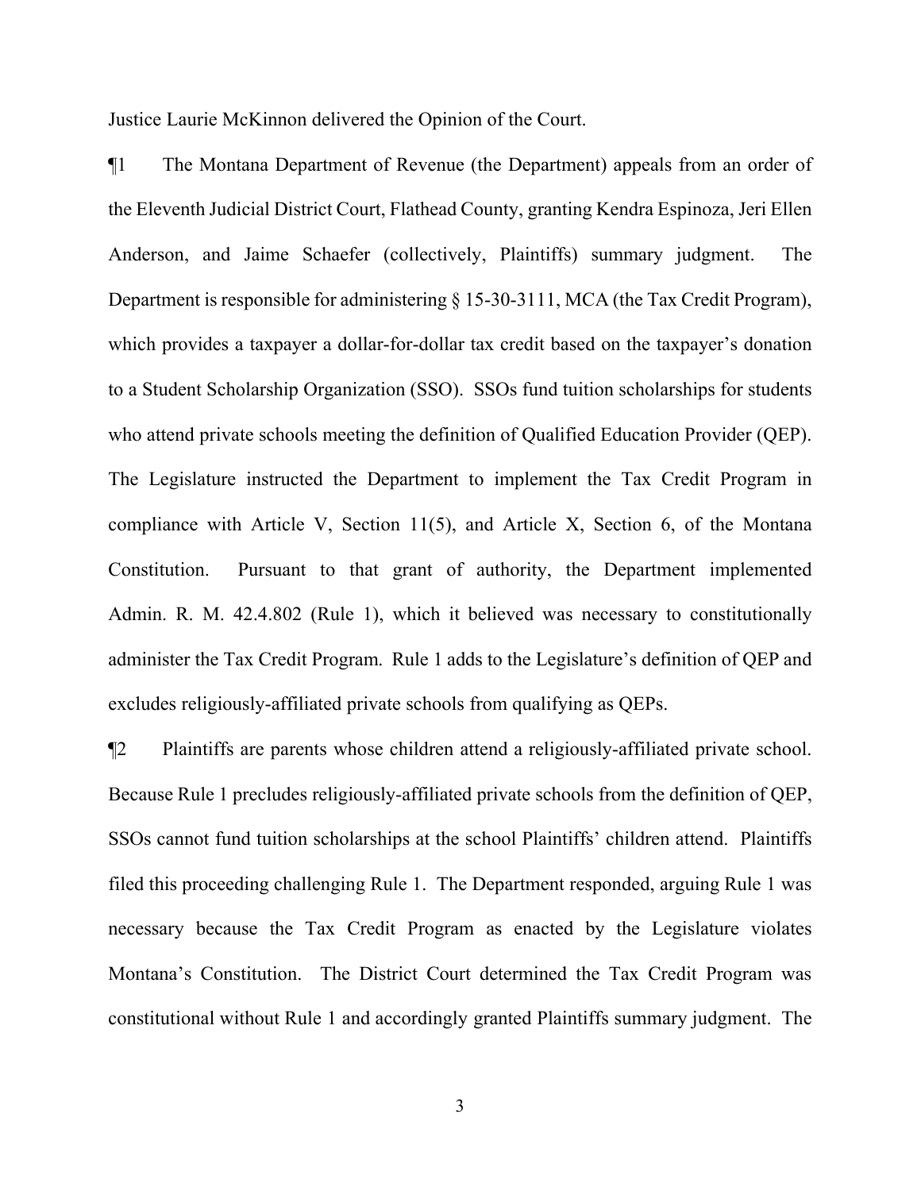Justice Laurie McKinnon delivered the Opinion of the Court.

¶1 The Montana Department of Revenue (the Department) appeals from an order of the Eleventh Judicial District Court, Flathead County, granting Kendra Espinoza, Jeri Ellen Anderson, and Jaime Schaefer (collectively, Plaintiffs) summary judgment. The Department is responsible for administering § 15-30-3111, MCA (the Tax Credit Program), which provides a taxpayer a dollar-for-dollar tax credit based on the taxpayer's donation to a Student Scholarship Organization (SSO). SSOs fund tuition scholarships for students who attend private schools meeting the definition of Qualified Education Provider (QEP). The Legislature instructed the Department to implement the Tax Credit Program in compliance with Article V, Section 11(5), and Article X, Section 6, of the Montana Constitution. Pursuant to that grant of authority, the Department implemented Admin. R. M. 42.4.802 (Rule 1), which it believed was necessary to constitutionally administer the Tax Credit Program. Rule 1 adds to the Legislature's definition of QEP and excludes religiously-affiliated private schools from qualifying as QEPs.

¶2 Plaintiffs are parents whose children attend a religiously-affiliated private school. Because Rule 1 precludes religiously-affiliated private schools from the definition of QEP, SSOs cannot fund tuition scholarships at the school Plaintiffs' children attend. Plaintiffs filed this proceeding challenging Rule 1. The Department responded, arguing Rule 1 was necessary because the Tax Credit Program as enacted by the Legislature violates Montana's Constitution. The District Court determined the Tax Credit Program was constitutional without Rule 1 and accordingly granted Plaintiffs summary judgment. The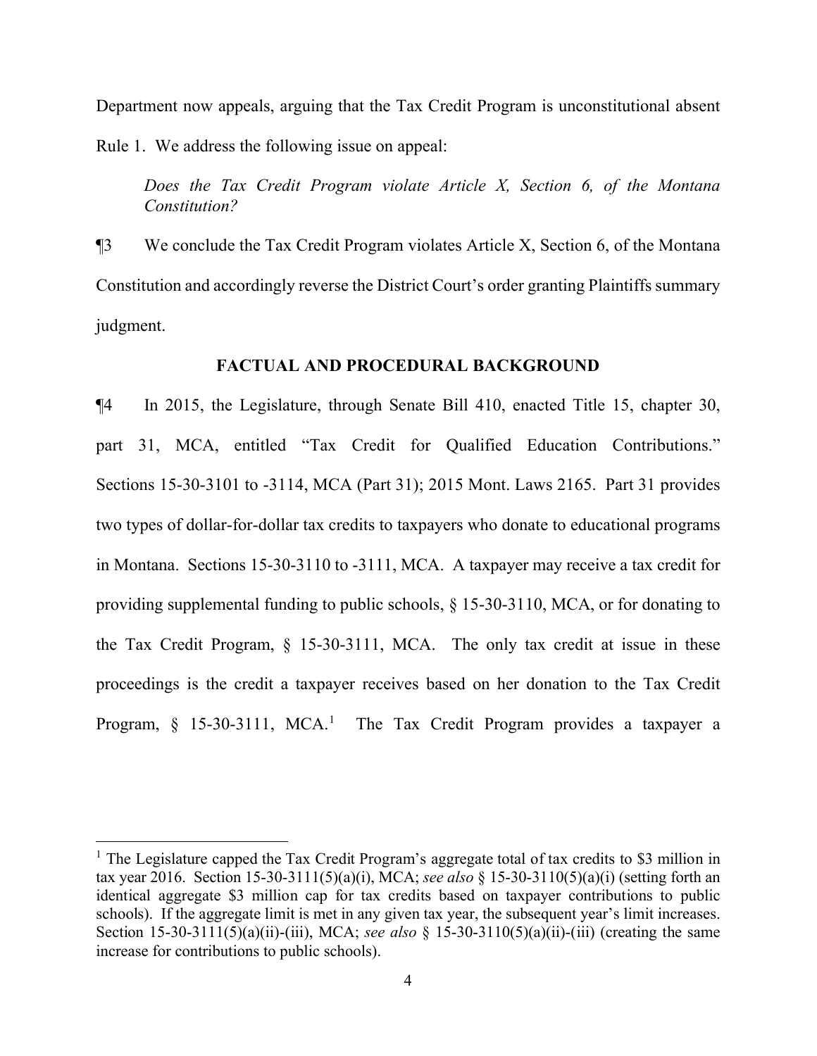Department now appeals, arguing that the Tax Credit Program is unconstitutional absent Rule 1. We address the following issue on appeal:

> *Does the Tax Credit Program violate Article X, Section 6, of the Montana Constitution?*

¶3 We conclude the Tax Credit Program violates Article X, Section 6, of the Montana Constitution and accordingly reverse the District Court's order granting Plaintiffs summary judgment.

## FACTUAL AND PROCEDURAL BACKGROUND

¶4 In 2015, the Legislature, through Senate Bill 410, enacted Title 15, chapter 30, part 31, MCA, entitled "Tax Credit for Qualified Education Contributions." Sections 15-30-3101 to -3114, MCA (Part 31); 2015 Mont. Laws 2165. Part 31 provides two types of dollar-for-dollar tax credits to taxpayers who donate to educational programs in Montana. Sections 15-30-3110 to -3111, MCA. A taxpayer may receive a tax credit for providing supplemental funding to public schools, § 15-30-3110, MCA, or for donating to the Tax Credit Program, § 15-30-3111, MCA. The only tax credit at issue in these proceedings is the credit a taxpayer receives based on her donation to the Tax Credit Program, § 15-30-3111, MCA.[1] The Tax Credit Program provides a taxpayer a

---

[1] The Legislature capped the Tax Credit Program's aggregate total of tax credits to $3 million in tax year 2016. Section 15-30-3111(5)(a)(i), MCA; *see also* § 15-30-3110(5)(a)(i) (setting forth an identical aggregate $3 million cap for tax credits based on taxpayer contributions to public schools). If the aggregate limit is met in any given tax year, the subsequent year's limit increases. Section 15-30-3111(5)(a)(ii)-(iii), MCA; *see also* § 15-30-3110(5)(a)(ii)-(iii) (creating the same increase for contributions to public schools).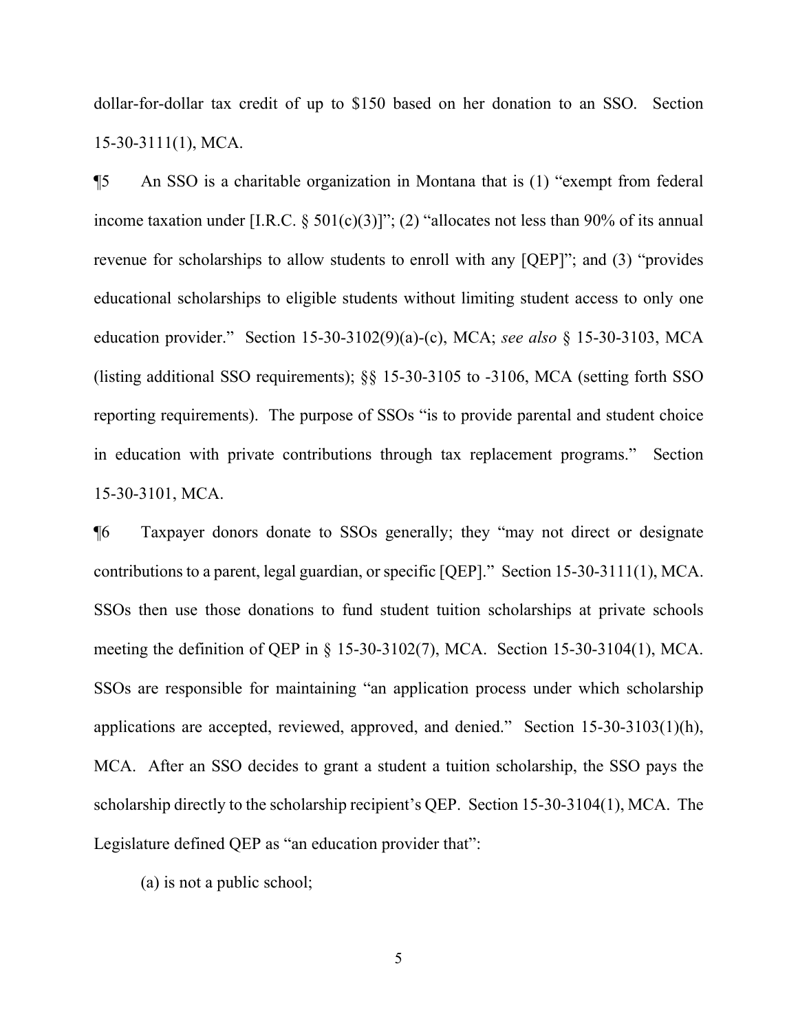dollar-for-dollar tax credit of up to $150 based on her donation to an SSO. Section 15-30-3111(1), MCA.

¶5 An SSO is a charitable organization in Montana that is (1) "exempt from federal income taxation under [I.R.C. § 501(c)(3)]"; (2) "allocates not less than 90% of its annual revenue for scholarships to allow students to enroll with any [QEP]"; and (3) "provides educational scholarships to eligible students without limiting student access to only one education provider." Section 15-30-3102(9)(a)-(c), MCA; *see also* § 15-30-3103, MCA (listing additional SSO requirements); §§ 15-30-3105 to -3106, MCA (setting forth SSO reporting requirements). The purpose of SSOs "is to provide parental and student choice in education with private contributions through tax replacement programs." Section 15-30-3101, MCA.

¶6 Taxpayer donors donate to SSOs generally; they "may not direct or designate contributions to a parent, legal guardian, or specific [QEP]." Section 15-30-3111(1), MCA. SSOs then use those donations to fund student tuition scholarships at private schools meeting the definition of QEP in § 15-30-3102(7), MCA. Section 15-30-3104(1), MCA. SSOs are responsible for maintaining "an application process under which scholarship applications are accepted, reviewed, approved, and denied." Section 15-30-3103(1)(h), MCA. After an SSO decides to grant a student a tuition scholarship, the SSO pays the scholarship directly to the scholarship recipient's QEP. Section 15-30-3104(1), MCA. The Legislature defined QEP as "an education provider that":

(a) is not a public school;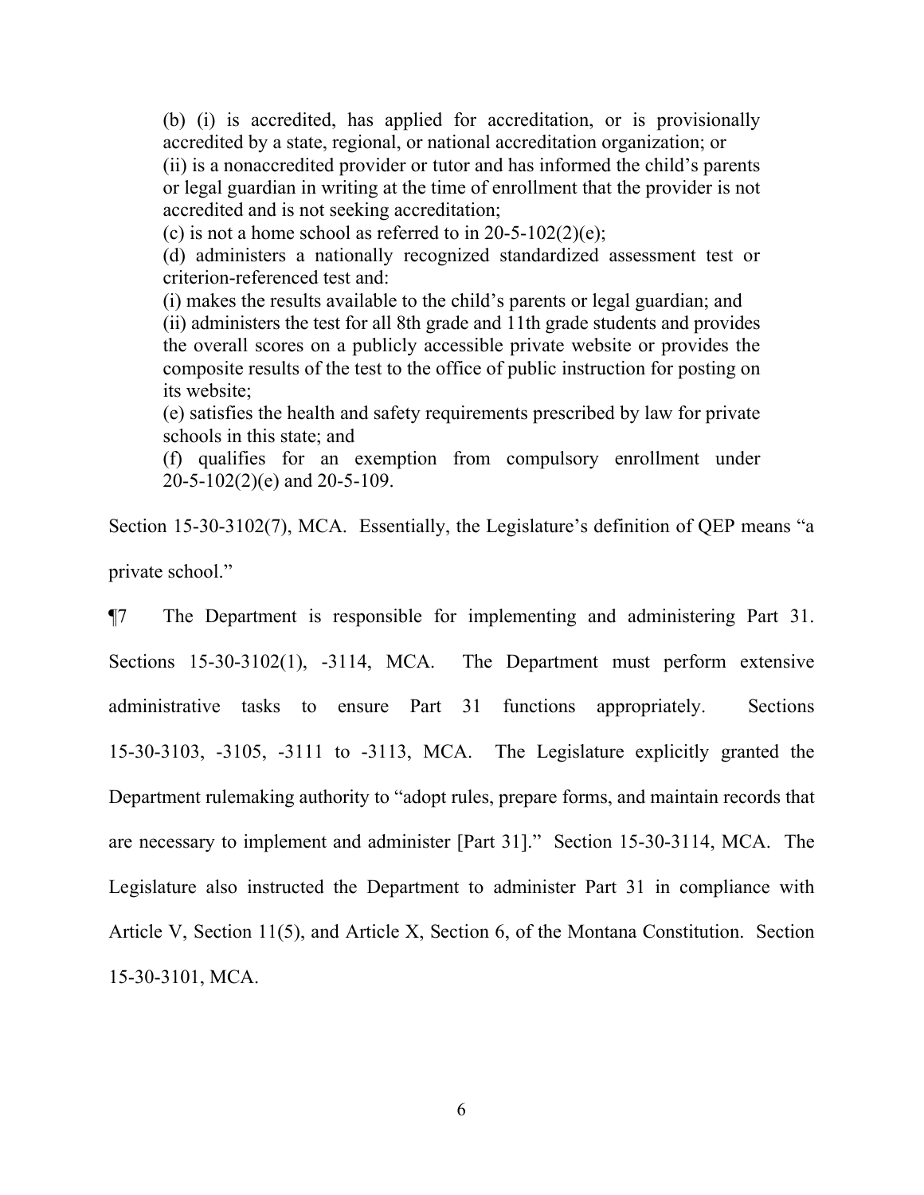> (b) (i) is accredited, has applied for accreditation, or is provisionally accredited by a state, regional, or national accreditation organization; or
> (ii) is a nonaccredited provider or tutor and has informed the child's parents or legal guardian in writing at the time of enrollment that the provider is not accredited and is not seeking accreditation;
> (c) is not a home school as referred to in 20-5-102(2)(e);
> (d) administers a nationally recognized standardized assessment test or criterion-referenced test and:
> (i) makes the results available to the child's parents or legal guardian; and
> (ii) administers the test for all 8th grade and 11th grade students and provides the overall scores on a publicly accessible private website or provides the composite results of the test to the office of public instruction for posting on its website;
> (e) satisfies the health and safety requirements prescribed by law for private schools in this state; and
> (f) qualifies for an exemption from compulsory enrollment under 20-5-102(2)(e) and 20-5-109.

Section 15-30-3102(7), MCA. Essentially, the Legislature's definition of QEP means "a private school."

¶7 The Department is responsible for implementing and administering Part 31. Sections 15-30-3102(1), -3114, MCA. The Department must perform extensive administrative tasks to ensure Part 31 functions appropriately. Sections 15-30-3103, -3105, -3111 to -3113, MCA. The Legislature explicitly granted the Department rulemaking authority to "adopt rules, prepare forms, and maintain records that are necessary to implement and administer [Part 31]." Section 15-30-3114, MCA. The Legislature also instructed the Department to administer Part 31 in compliance with Article V, Section 11(5), and Article X, Section 6, of the Montana Constitution. Section 15-30-3101, MCA.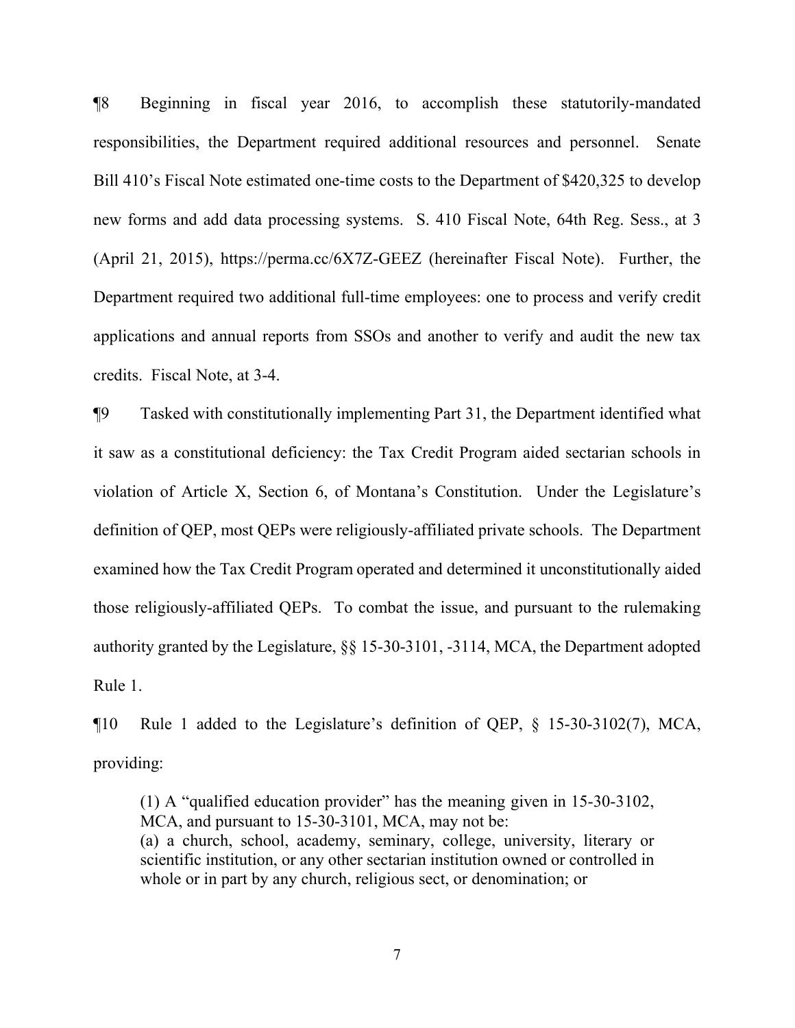¶8 Beginning in fiscal year 2016, to accomplish these statutorily-mandated responsibilities, the Department required additional resources and personnel. Senate Bill 410's Fiscal Note estimated one-time costs to the Department of $420,325 to develop new forms and add data processing systems. S. 410 Fiscal Note, 64th Reg. Sess., at 3 (April 21, 2015), https://perma.cc/6X7Z-GEEZ (hereinafter Fiscal Note). Further, the Department required two additional full-time employees: one to process and verify credit applications and annual reports from SSOs and another to verify and audit the new tax credits. Fiscal Note, at 3-4.

¶9 Tasked with constitutionally implementing Part 31, the Department identified what it saw as a constitutional deficiency: the Tax Credit Program aided sectarian schools in violation of Article X, Section 6, of Montana's Constitution. Under the Legislature's definition of QEP, most QEPs were religiously-affiliated private schools. The Department examined how the Tax Credit Program operated and determined it unconstitutionally aided those religiously-affiliated QEPs. To combat the issue, and pursuant to the rulemaking authority granted by the Legislature, §§ 15-30-3101, -3114, MCA, the Department adopted Rule 1.

¶10 Rule 1 added to the Legislature's definition of QEP, § 15-30-3102(7), MCA, providing:

> (1) A "qualified education provider" has the meaning given in 15-30-3102, MCA, and pursuant to 15-30-3101, MCA, may not be:
> (a) a church, school, academy, seminary, college, university, literary or scientific institution, or any other sectarian institution owned or controlled in whole or in part by any church, religious sect, or denomination; or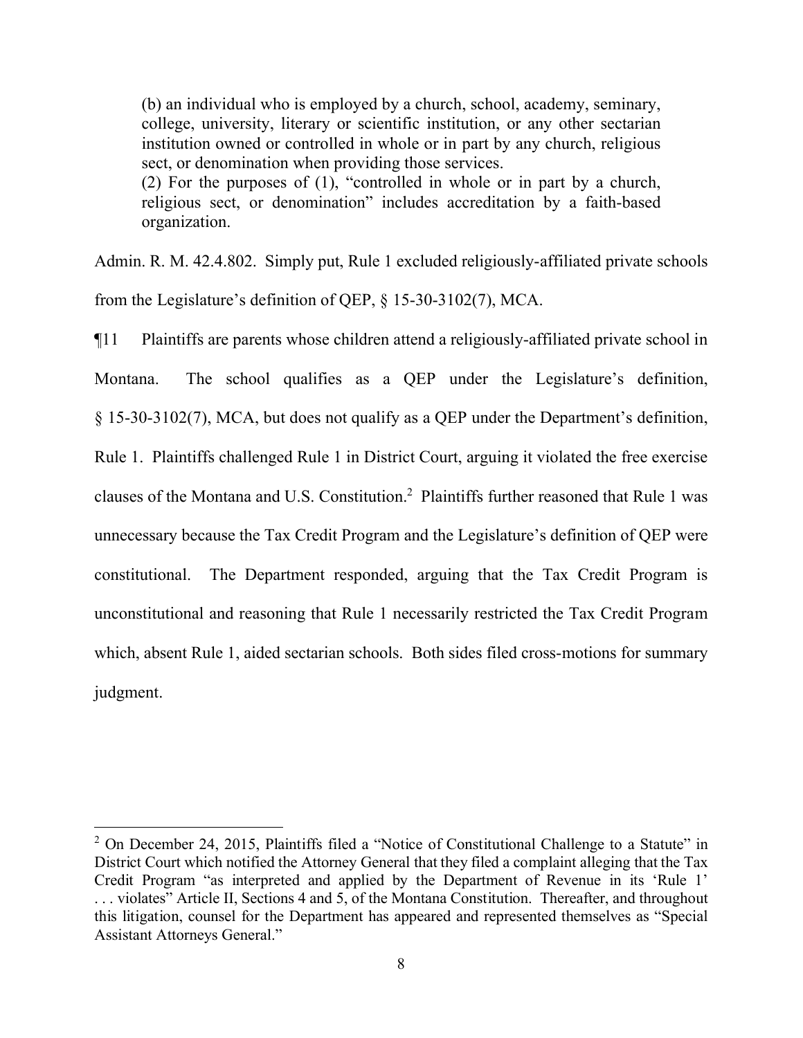> (b) an individual who is employed by a church, school, academy, seminary, college, university, literary or scientific institution, or any other sectarian institution owned or controlled in whole or in part by any church, religious sect, or denomination when providing those services.
>
> (2) For the purposes of (1), "controlled in whole or in part by a church, religious sect, or denomination" includes accreditation by a faith-based organization.

Admin. R. M. 42.4.802. Simply put, Rule 1 excluded religiously-affiliated private schools from the Legislature's definition of QEP, § 15-30-3102(7), MCA.

¶11 Plaintiffs are parents whose children attend a religiously-affiliated private school in Montana. The school qualifies as a QEP under the Legislature's definition, § 15-30-3102(7), MCA, but does not qualify as a QEP under the Department's definition, Rule 1. Plaintiffs challenged Rule 1 in District Court, arguing it violated the free exercise clauses of the Montana and U.S. Constitution.[2] Plaintiffs further reasoned that Rule 1 was unnecessary because the Tax Credit Program and the Legislature's definition of QEP were constitutional. The Department responded, arguing that the Tax Credit Program is unconstitutional and reasoning that Rule 1 necessarily restricted the Tax Credit Program which, absent Rule 1, aided sectarian schools. Both sides filed cross-motions for summary judgment.

---

[2] On December 24, 2015, Plaintiffs filed a "Notice of Constitutional Challenge to a Statute" in District Court which notified the Attorney General that they filed a complaint alleging that the Tax Credit Program "as interpreted and applied by the Department of Revenue in its 'Rule 1' . . . violates" Article II, Sections 4 and 5, of the Montana Constitution. Thereafter, and throughout this litigation, counsel for the Department has appeared and represented themselves as "Special Assistant Attorneys General."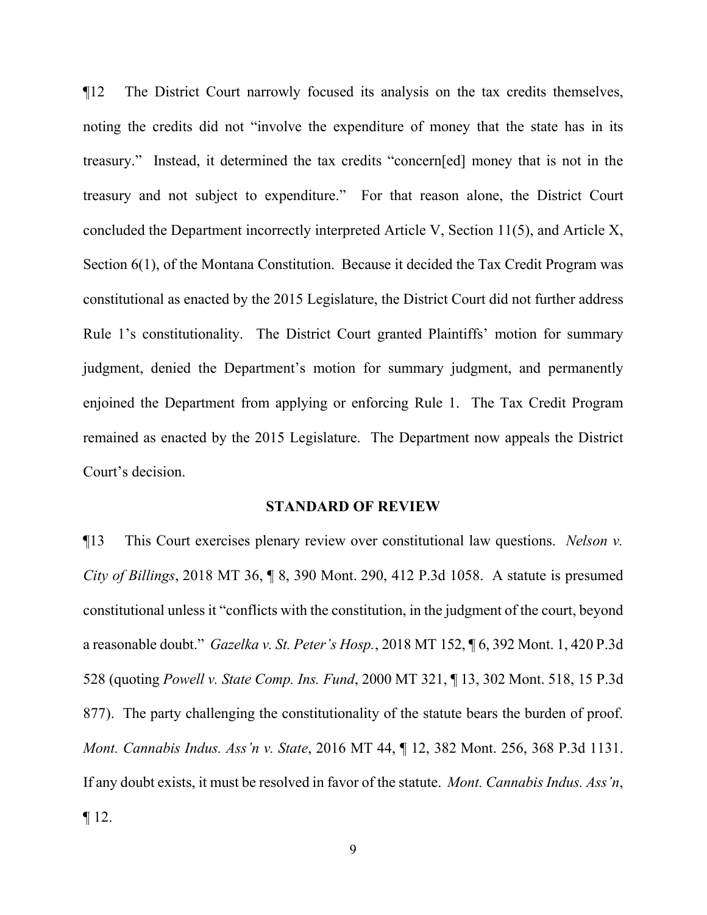¶12 The District Court narrowly focused its analysis on the tax credits themselves, noting the credits did not "involve the expenditure of money that the state has in its treasury." Instead, it determined the tax credits "concern[ed] money that is not in the treasury and not subject to expenditure." For that reason alone, the District Court concluded the Department incorrectly interpreted Article V, Section 11(5), and Article X, Section 6(1), of the Montana Constitution. Because it decided the Tax Credit Program was constitutional as enacted by the 2015 Legislature, the District Court did not further address Rule 1's constitutionality. The District Court granted Plaintiffs' motion for summary judgment, denied the Department's motion for summary judgment, and permanently enjoined the Department from applying or enforcing Rule 1. The Tax Credit Program remained as enacted by the 2015 Legislature. The Department now appeals the District Court's decision.

## STANDARD OF REVIEW

¶13 This Court exercises plenary review over constitutional law questions. *Nelson v. City of Billings*, 2018 MT 36, ¶ 8, 390 Mont. 290, 412 P.3d 1058. A statute is presumed constitutional unless it "conflicts with the constitution, in the judgment of the court, beyond a reasonable doubt." *Gazelka v. St. Peter's Hosp.*, 2018 MT 152, ¶ 6, 392 Mont. 1, 420 P.3d 528 (quoting *Powell v. State Comp. Ins. Fund*, 2000 MT 321, ¶ 13, 302 Mont. 518, 15 P.3d 877). The party challenging the constitutionality of the statute bears the burden of proof. *Mont. Cannabis Indus. Ass'n v. State*, 2016 MT 44, ¶ 12, 382 Mont. 256, 368 P.3d 1131. If any doubt exists, it must be resolved in favor of the statute. *Mont. Cannabis Indus. Ass'n*, ¶ 12.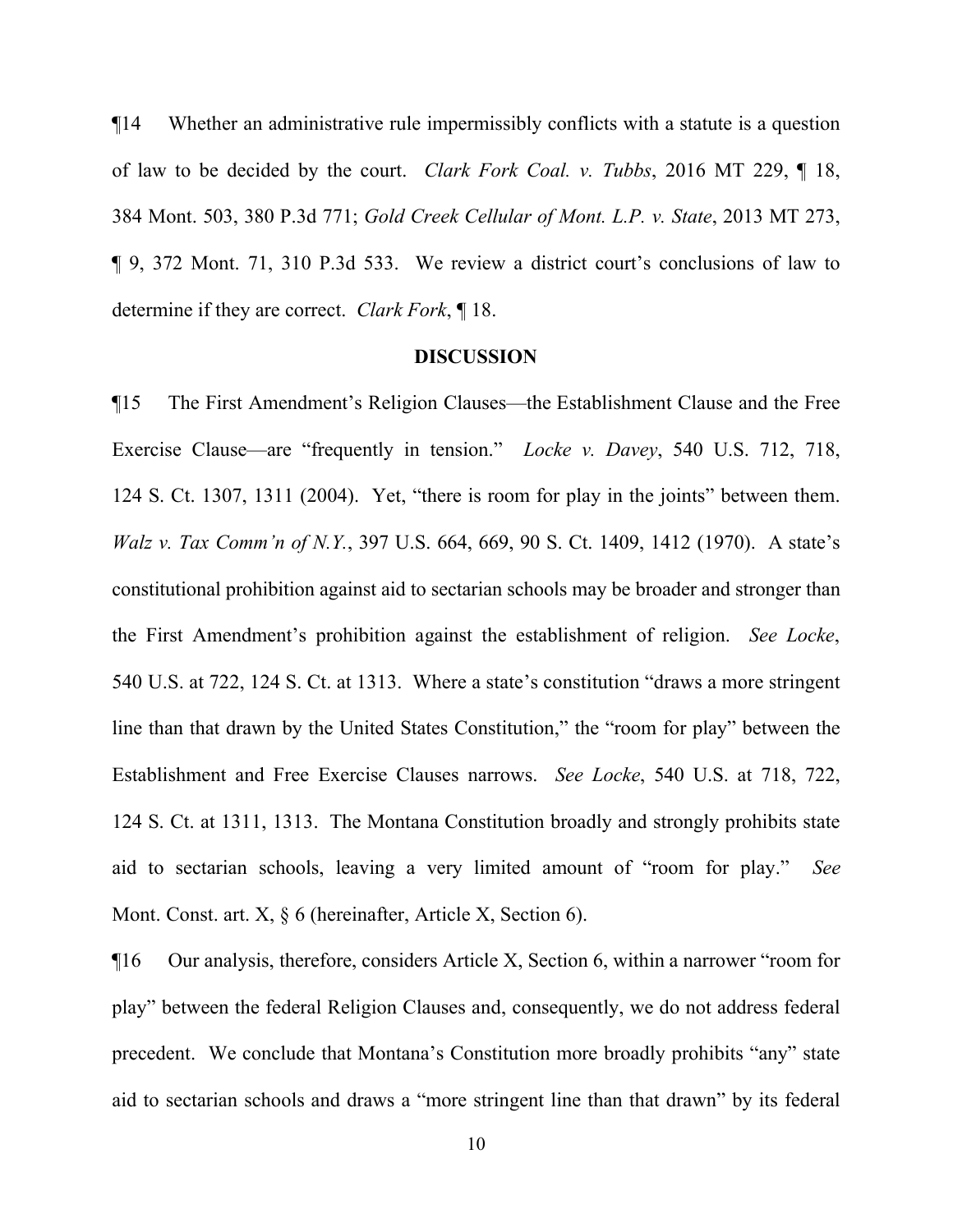¶14 Whether an administrative rule impermissibly conflicts with a statute is a question of law to be decided by the court. *Clark Fork Coal. v. Tubbs*, 2016 MT 229, ¶ 18, 384 Mont. 503, 380 P.3d 771; *Gold Creek Cellular of Mont. L.P. v. State*, 2013 MT 273, ¶ 9, 372 Mont. 71, 310 P.3d 533. We review a district court's conclusions of law to determine if they are correct. *Clark Fork*, ¶ 18.

## DISCUSSION

¶15 The First Amendment's Religion Clauses—the Establishment Clause and the Free Exercise Clause—are "frequently in tension." *Locke v. Davey*, 540 U.S. 712, 718, 124 S. Ct. 1307, 1311 (2004). Yet, "there is room for play in the joints" between them. *Walz v. Tax Comm'n of N.Y.*, 397 U.S. 664, 669, 90 S. Ct. 1409, 1412 (1970). A state's constitutional prohibition against aid to sectarian schools may be broader and stronger than the First Amendment's prohibition against the establishment of religion. *See Locke*, 540 U.S. at 722, 124 S. Ct. at 1313. Where a state's constitution "draws a more stringent line than that drawn by the United States Constitution," the "room for play" between the Establishment and Free Exercise Clauses narrows. *See Locke*, 540 U.S. at 718, 722, 124 S. Ct. at 1311, 1313. The Montana Constitution broadly and strongly prohibits state aid to sectarian schools, leaving a very limited amount of "room for play." *See* Mont. Const. art. X, § 6 (hereinafter, Article X, Section 6).

¶16 Our analysis, therefore, considers Article X, Section 6, within a narrower "room for play" between the federal Religion Clauses and, consequently, we do not address federal precedent. We conclude that Montana's Constitution more broadly prohibits "any" state aid to sectarian schools and draws a "more stringent line than that drawn" by its federal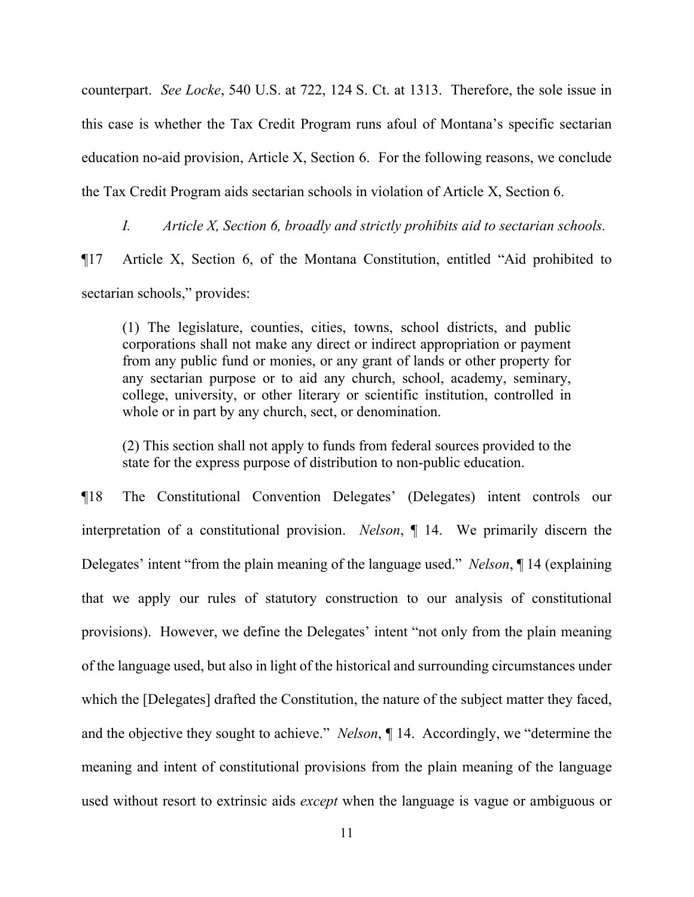counterpart. *See Locke*, 540 U.S. at 722, 124 S. Ct. at 1313. Therefore, the sole issue in this case is whether the Tax Credit Program runs afoul of Montana's specific sectarian education no-aid provision, Article X, Section 6. For the following reasons, we conclude the Tax Credit Program aids sectarian schools in violation of Article X, Section 6.

*I. Article X, Section 6, broadly and strictly prohibits aid to sectarian schools.*

¶17 Article X, Section 6, of the Montana Constitution, entitled "Aid prohibited to sectarian schools," provides:

> (1) The legislature, counties, cities, towns, school districts, and public corporations shall not make any direct or indirect appropriation or payment from any public fund or monies, or any grant of lands or other property for any sectarian purpose or to aid any church, school, academy, seminary, college, university, or other literary or scientific institution, controlled in whole or in part by any church, sect, or denomination.
>
> (2) This section shall not apply to funds from federal sources provided to the state for the express purpose of distribution to non-public education.

¶18 The Constitutional Convention Delegates' (Delegates) intent controls our interpretation of a constitutional provision. *Nelson*, ¶ 14. We primarily discern the Delegates' intent "from the plain meaning of the language used." *Nelson*, ¶ 14 (explaining that we apply our rules of statutory construction to our analysis of constitutional provisions). However, we define the Delegates' intent "not only from the plain meaning of the language used, but also in light of the historical and surrounding circumstances under which the [Delegates] drafted the Constitution, the nature of the subject matter they faced, and the objective they sought to achieve." *Nelson*, ¶ 14. Accordingly, we "determine the meaning and intent of constitutional provisions from the plain meaning of the language used without resort to extrinsic aids *except* when the language is vague or ambiguous or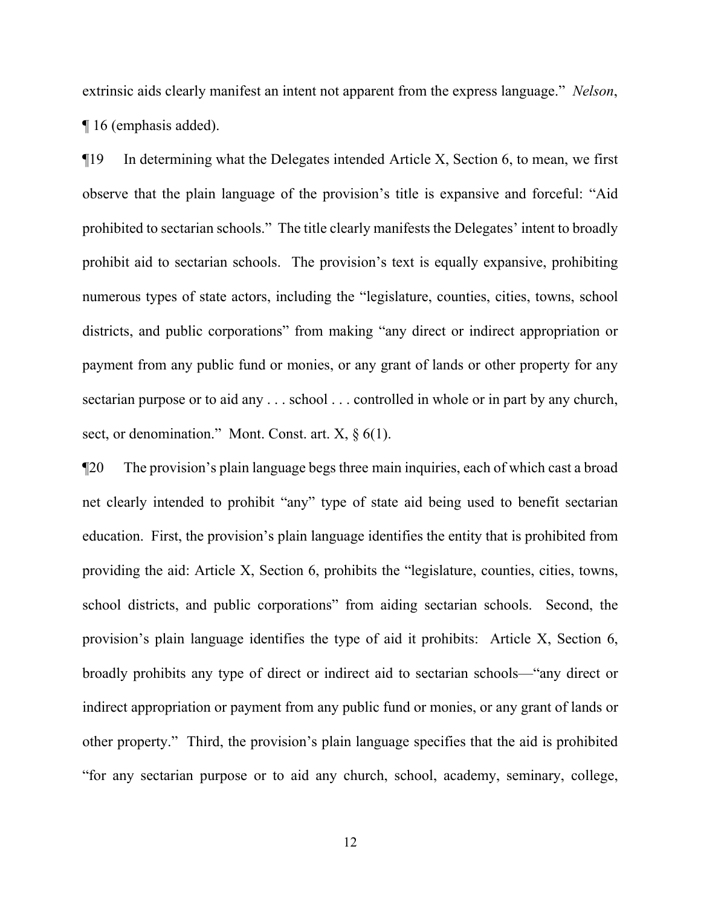extrinsic aids clearly manifest an intent not apparent from the express language." *Nelson*, ¶ 16 (emphasis added).

¶19 In determining what the Delegates intended Article X, Section 6, to mean, we first observe that the plain language of the provision's title is expansive and forceful: "Aid prohibited to sectarian schools." The title clearly manifests the Delegates' intent to broadly prohibit aid to sectarian schools. The provision's text is equally expansive, prohibiting numerous types of state actors, including the "legislature, counties, cities, towns, school districts, and public corporations" from making "any direct or indirect appropriation or payment from any public fund or monies, or any grant of lands or other property for any sectarian purpose or to aid any . . . school . . . controlled in whole or in part by any church, sect, or denomination." Mont. Const. art. X, § 6(1).

¶20 The provision's plain language begs three main inquiries, each of which cast a broad net clearly intended to prohibit "any" type of state aid being used to benefit sectarian education. First, the provision's plain language identifies the entity that is prohibited from providing the aid: Article X, Section 6, prohibits the "legislature, counties, cities, towns, school districts, and public corporations" from aiding sectarian schools. Second, the provision's plain language identifies the type of aid it prohibits: Article X, Section 6, broadly prohibits any type of direct or indirect aid to sectarian schools—"any direct or indirect appropriation or payment from any public fund or monies, or any grant of lands or other property." Third, the provision's plain language specifies that the aid is prohibited "for any sectarian purpose or to aid any church, school, academy, seminary, college,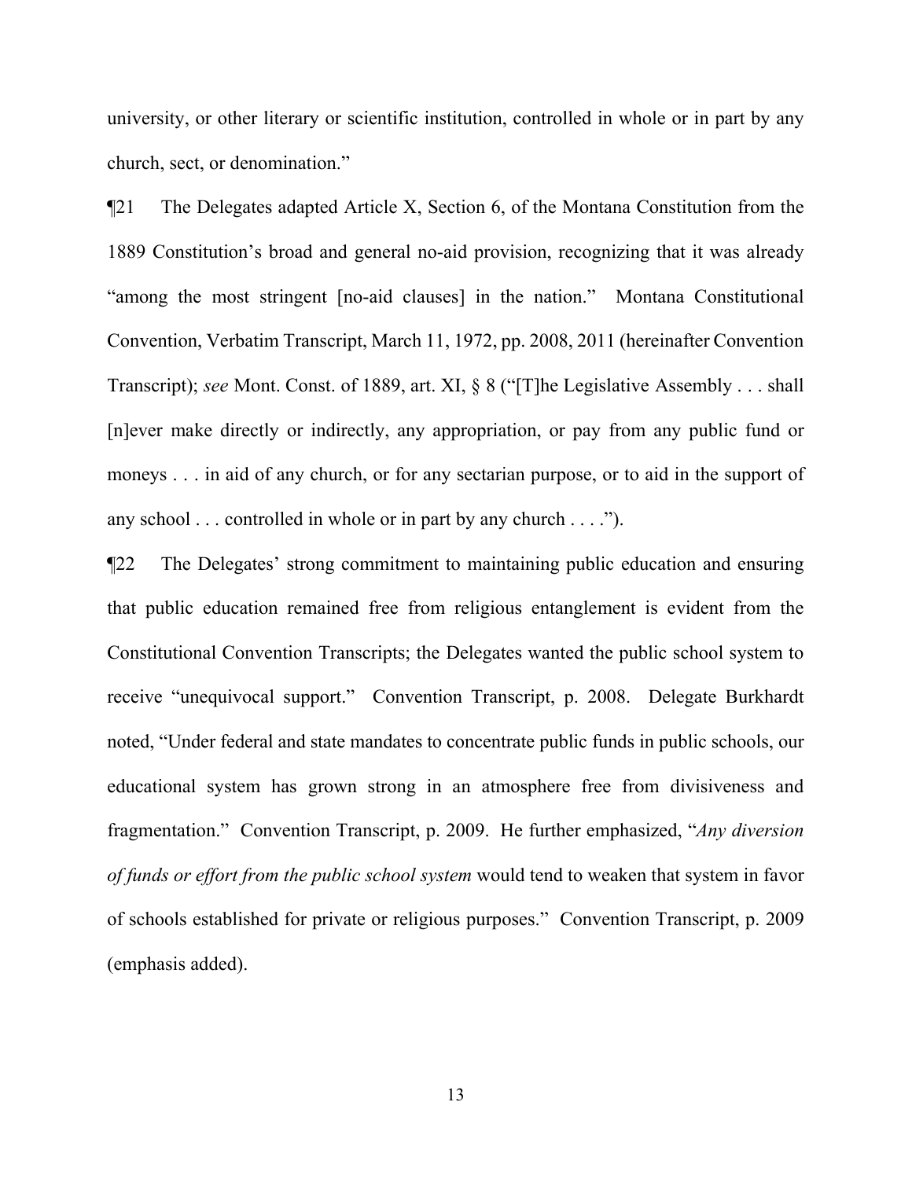university, or other literary or scientific institution, controlled in whole or in part by any church, sect, or denomination."

¶21 The Delegates adapted Article X, Section 6, of the Montana Constitution from the 1889 Constitution's broad and general no-aid provision, recognizing that it was already "among the most stringent [no-aid clauses] in the nation." Montana Constitutional Convention, Verbatim Transcript, March 11, 1972, pp. 2008, 2011 (hereinafter Convention Transcript); *see* Mont. Const. of 1889, art. XI, § 8 ("[T]he Legislative Assembly . . . shall [n]ever make directly or indirectly, any appropriation, or pay from any public fund or moneys . . . in aid of any church, or for any sectarian purpose, or to aid in the support of any school . . . controlled in whole or in part by any church . . . .").

¶22 The Delegates' strong commitment to maintaining public education and ensuring that public education remained free from religious entanglement is evident from the Constitutional Convention Transcripts; the Delegates wanted the public school system to receive "unequivocal support." Convention Transcript, p. 2008. Delegate Burkhardt noted, "Under federal and state mandates to concentrate public funds in public schools, our educational system has grown strong in an atmosphere free from divisiveness and fragmentation." Convention Transcript, p. 2009. He further emphasized, "*Any diversion of funds or effort from the public school system* would tend to weaken that system in favor of schools established for private or religious purposes." Convention Transcript, p. 2009 (emphasis added).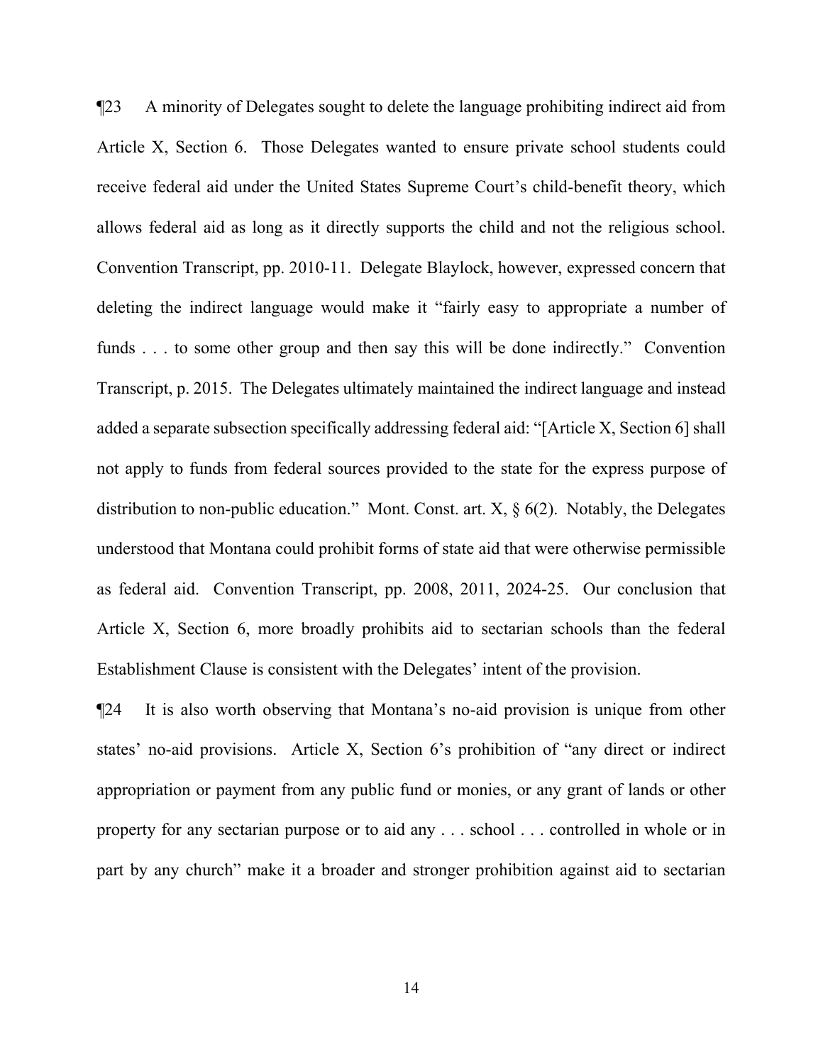¶23 A minority of Delegates sought to delete the language prohibiting indirect aid from Article X, Section 6. Those Delegates wanted to ensure private school students could receive federal aid under the United States Supreme Court's child-benefit theory, which allows federal aid as long as it directly supports the child and not the religious school. Convention Transcript, pp. 2010-11. Delegate Blaylock, however, expressed concern that deleting the indirect language would make it "fairly easy to appropriate a number of funds . . . to some other group and then say this will be done indirectly." Convention Transcript, p. 2015. The Delegates ultimately maintained the indirect language and instead added a separate subsection specifically addressing federal aid: "[Article X, Section 6] shall not apply to funds from federal sources provided to the state for the express purpose of distribution to non-public education." Mont. Const. art. X, § 6(2). Notably, the Delegates understood that Montana could prohibit forms of state aid that were otherwise permissible as federal aid. Convention Transcript, pp. 2008, 2011, 2024-25. Our conclusion that Article X, Section 6, more broadly prohibits aid to sectarian schools than the federal Establishment Clause is consistent with the Delegates' intent of the provision.

¶24 It is also worth observing that Montana's no-aid provision is unique from other states' no-aid provisions. Article X, Section 6's prohibition of "any direct or indirect appropriation or payment from any public fund or monies, or any grant of lands or other property for any sectarian purpose or to aid any . . . school . . . controlled in whole or in part by any church" make it a broader and stronger prohibition against aid to sectarian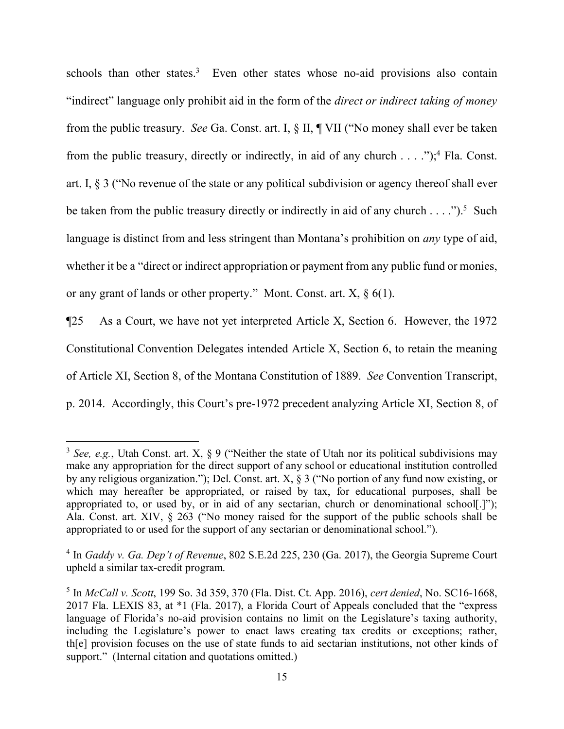schools than other states.[3] Even other states whose no-aid provisions also contain "indirect" language only prohibit aid in the form of the *direct or indirect taking of money* from the public treasury. *See* Ga. Const. art. I, § II, ¶ VII ("No money shall ever be taken from the public treasury, directly or indirectly, in aid of any church . . . .");[4] Fla. Const. art. I, § 3 ("No revenue of the state or any political subdivision or agency thereof shall ever be taken from the public treasury directly or indirectly in aid of any church . . . .").[5] Such language is distinct from and less stringent than Montana's prohibition on *any* type of aid, whether it be a "direct or indirect appropriation or payment from any public fund or monies, or any grant of lands or other property." Mont. Const. art. X, § 6(1).

¶25 As a Court, we have not yet interpreted Article X, Section 6. However, the 1972 Constitutional Convention Delegates intended Article X, Section 6, to retain the meaning of Article XI, Section 8, of the Montana Constitution of 1889. *See* Convention Transcript, p. 2014. Accordingly, this Court's pre-1972 precedent analyzing Article XI, Section 8, of

---

[3] *See, e.g.*, Utah Const. art. X, § 9 ("Neither the state of Utah nor its political subdivisions may make any appropriation for the direct support of any school or educational institution controlled by any religious organization."); Del. Const. art. X, § 3 ("No portion of any fund now existing, or which may hereafter be appropriated, or raised by tax, for educational purposes, shall be appropriated to, or used by, or in aid of any sectarian, church or denominational school[.]"); Ala. Const. art. XIV, § 263 ("No money raised for the support of the public schools shall be appropriated to or used for the support of any sectarian or denominational school.").

[4] In *Gaddy v. Ga. Dep't of Revenue*, 802 S.E.2d 225, 230 (Ga. 2017), the Georgia Supreme Court upheld a similar tax-credit program.

[5] In *McCall v. Scott*, 199 So. 3d 359, 370 (Fla. Dist. Ct. App. 2016), *cert denied*, No. SC16-1668, 2017 Fla. LEXIS 83, at *1 (Fla. 2017), a Florida Court of Appeals concluded that the "express language of Florida's no-aid provision contains no limit on the Legislature's taxing authority, including the Legislature's power to enact laws creating tax credits or exceptions; rather, th[e] provision focuses on the use of state funds to aid sectarian institutions, not other kinds of support." (Internal citation and quotations omitted.)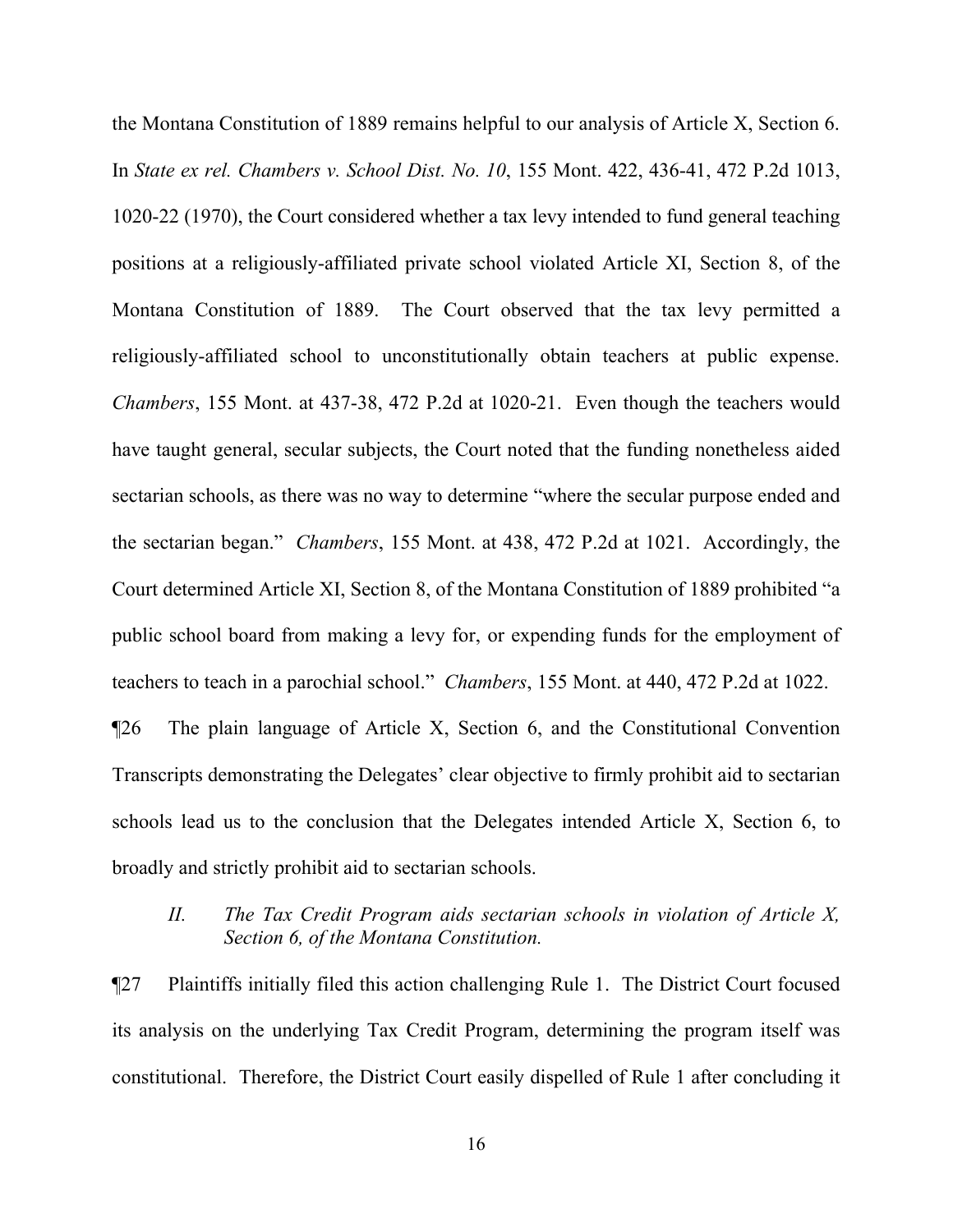the Montana Constitution of 1889 remains helpful to our analysis of Article X, Section 6. In *State ex rel. Chambers v. School Dist. No. 10*, 155 Mont. 422, 436-41, 472 P.2d 1013, 1020-22 (1970), the Court considered whether a tax levy intended to fund general teaching positions at a religiously-affiliated private school violated Article XI, Section 8, of the Montana Constitution of 1889. The Court observed that the tax levy permitted a religiously-affiliated school to unconstitutionally obtain teachers at public expense. *Chambers*, 155 Mont. at 437-38, 472 P.2d at 1020-21. Even though the teachers would have taught general, secular subjects, the Court noted that the funding nonetheless aided sectarian schools, as there was no way to determine "where the secular purpose ended and the sectarian began." *Chambers*, 155 Mont. at 438, 472 P.2d at 1021. Accordingly, the Court determined Article XI, Section 8, of the Montana Constitution of 1889 prohibited "a public school board from making a levy for, or expending funds for the employment of teachers to teach in a parochial school." *Chambers*, 155 Mont. at 440, 472 P.2d at 1022.

¶26 The plain language of Article X, Section 6, and the Constitutional Convention Transcripts demonstrating the Delegates' clear objective to firmly prohibit aid to sectarian schools lead us to the conclusion that the Delegates intended Article X, Section 6, to broadly and strictly prohibit aid to sectarian schools.

*II. The Tax Credit Program aids sectarian schools in violation of Article X, Section 6, of the Montana Constitution.*

¶27 Plaintiffs initially filed this action challenging Rule 1. The District Court focused its analysis on the underlying Tax Credit Program, determining the program itself was constitutional. Therefore, the District Court easily dispelled of Rule 1 after concluding it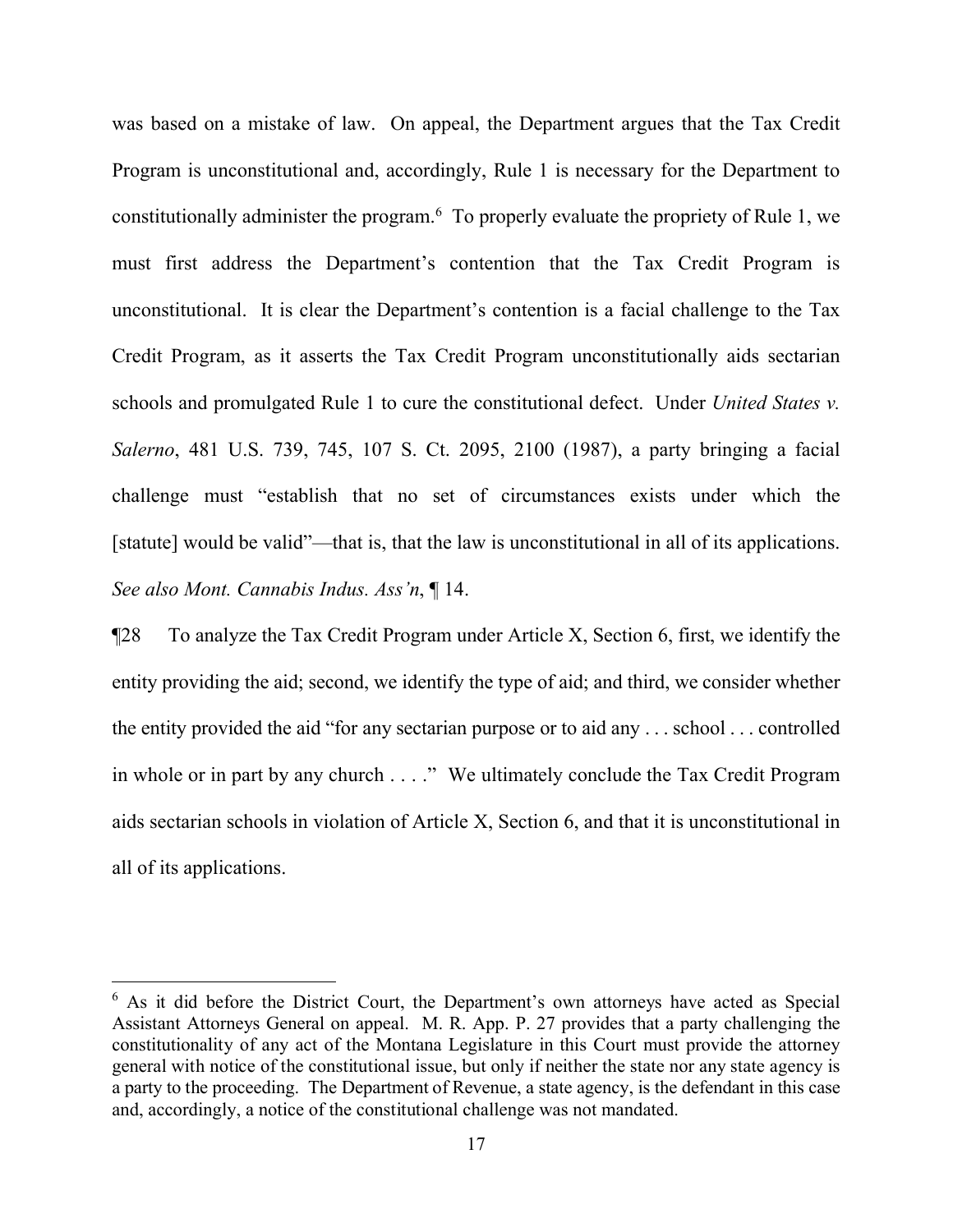was based on a mistake of law. On appeal, the Department argues that the Tax Credit Program is unconstitutional and, accordingly, Rule 1 is necessary for the Department to constitutionally administer the program.[6] To properly evaluate the propriety of Rule 1, we must first address the Department's contention that the Tax Credit Program is unconstitutional. It is clear the Department's contention is a facial challenge to the Tax Credit Program, as it asserts the Tax Credit Program unconstitutionally aids sectarian schools and promulgated Rule 1 to cure the constitutional defect. Under *United States v. Salerno*, 481 U.S. 739, 745, 107 S. Ct. 2095, 2100 (1987), a party bringing a facial challenge must "establish that no set of circumstances exists under which the [statute] would be valid"—that is, that the law is unconstitutional in all of its applications. *See also Mont. Cannabis Indus. Ass'n*, ¶ 14.

¶28 To analyze the Tax Credit Program under Article X, Section 6, first, we identify the entity providing the aid; second, we identify the type of aid; and third, we consider whether the entity provided the aid "for any sectarian purpose or to aid any . . . school . . . controlled in whole or in part by any church . . . ." We ultimately conclude the Tax Credit Program aids sectarian schools in violation of Article X, Section 6, and that it is unconstitutional in all of its applications.

---

[6] As it did before the District Court, the Department's own attorneys have acted as Special Assistant Attorneys General on appeal. M. R. App. P. 27 provides that a party challenging the constitutionality of any act of the Montana Legislature in this Court must provide the attorney general with notice of the constitutional issue, but only if neither the state nor any state agency is a party to the proceeding. The Department of Revenue, a state agency, is the defendant in this case and, accordingly, a notice of the constitutional challenge was not mandated.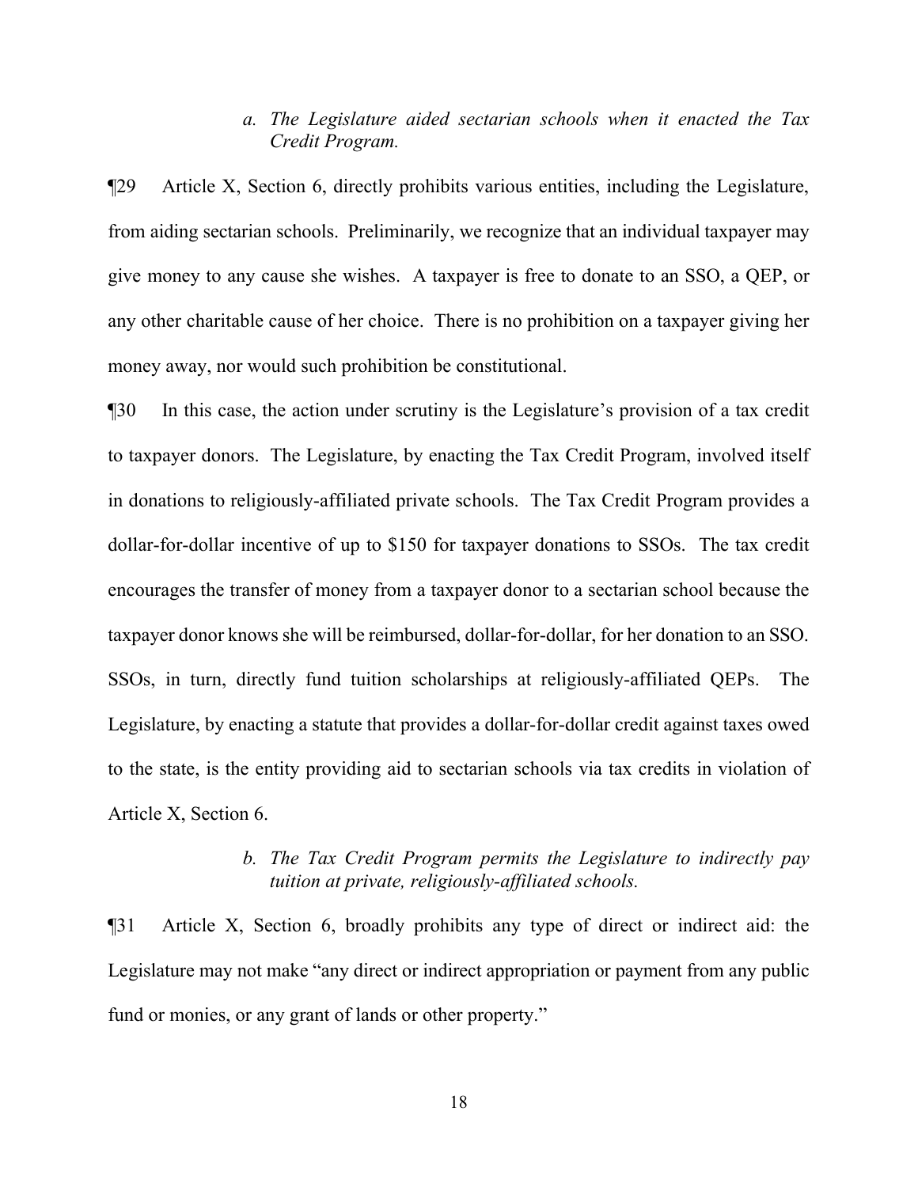*a. The Legislature aided sectarian schools when it enacted the Tax Credit Program.*

¶29 Article X, Section 6, directly prohibits various entities, including the Legislature, from aiding sectarian schools. Preliminarily, we recognize that an individual taxpayer may give money to any cause she wishes. A taxpayer is free to donate to an SSO, a QEP, or any other charitable cause of her choice. There is no prohibition on a taxpayer giving her money away, nor would such prohibition be constitutional.

¶30 In this case, the action under scrutiny is the Legislature's provision of a tax credit to taxpayer donors. The Legislature, by enacting the Tax Credit Program, involved itself in donations to religiously-affiliated private schools. The Tax Credit Program provides a dollar-for-dollar incentive of up to $150 for taxpayer donations to SSOs. The tax credit encourages the transfer of money from a taxpayer donor to a sectarian school because the taxpayer donor knows she will be reimbursed, dollar-for-dollar, for her donation to an SSO. SSOs, in turn, directly fund tuition scholarships at religiously-affiliated QEPs. The Legislature, by enacting a statute that provides a dollar-for-dollar credit against taxes owed to the state, is the entity providing aid to sectarian schools via tax credits in violation of Article X, Section 6.

*b. The Tax Credit Program permits the Legislature to indirectly pay tuition at private, religiously-affiliated schools.*

¶31 Article X, Section 6, broadly prohibits any type of direct or indirect aid: the Legislature may not make "any direct or indirect appropriation or payment from any public fund or monies, or any grant of lands or other property."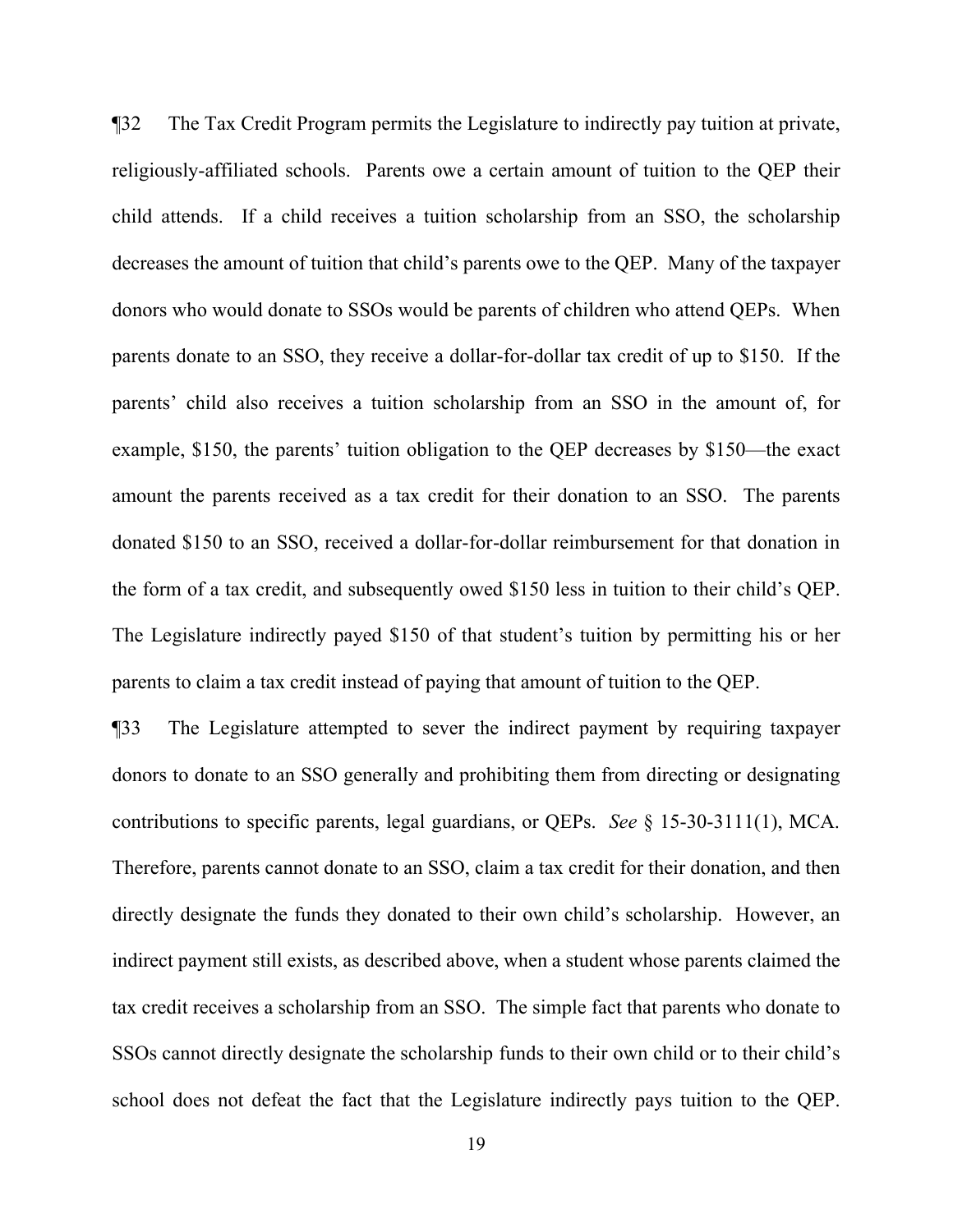¶32 The Tax Credit Program permits the Legislature to indirectly pay tuition at private, religiously-affiliated schools. Parents owe a certain amount of tuition to the QEP their child attends. If a child receives a tuition scholarship from an SSO, the scholarship decreases the amount of tuition that child's parents owe to the QEP. Many of the taxpayer donors who would donate to SSOs would be parents of children who attend QEPs. When parents donate to an SSO, they receive a dollar-for-dollar tax credit of up to $150. If the parents' child also receives a tuition scholarship from an SSO in the amount of, for example, $150, the parents' tuition obligation to the QEP decreases by $150—the exact amount the parents received as a tax credit for their donation to an SSO. The parents donated $150 to an SSO, received a dollar-for-dollar reimbursement for that donation in the form of a tax credit, and subsequently owed $150 less in tuition to their child's QEP. The Legislature indirectly payed $150 of that student's tuition by permitting his or her parents to claim a tax credit instead of paying that amount of tuition to the QEP.

¶33 The Legislature attempted to sever the indirect payment by requiring taxpayer donors to donate to an SSO generally and prohibiting them from directing or designating contributions to specific parents, legal guardians, or QEPs. *See* § 15-30-3111(1), MCA. Therefore, parents cannot donate to an SSO, claim a tax credit for their donation, and then directly designate the funds they donated to their own child's scholarship. However, an indirect payment still exists, as described above, when a student whose parents claimed the tax credit receives a scholarship from an SSO. The simple fact that parents who donate to SSOs cannot directly designate the scholarship funds to their own child or to their child's school does not defeat the fact that the Legislature indirectly pays tuition to the QEP.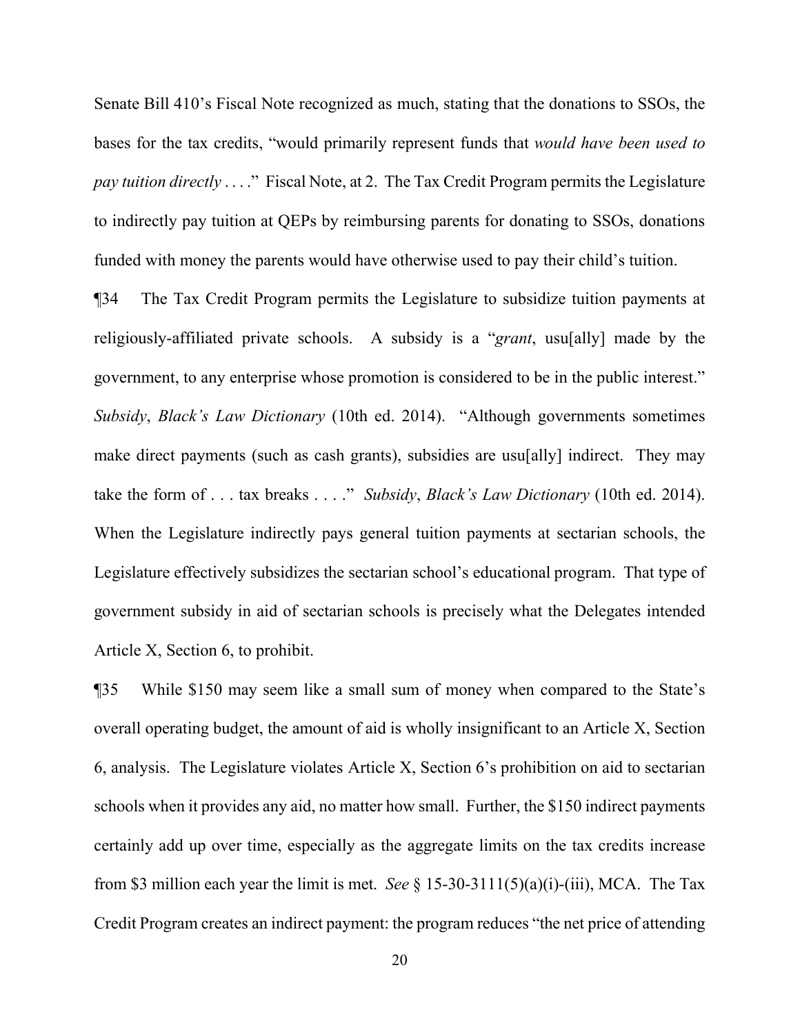Senate Bill 410's Fiscal Note recognized as much, stating that the donations to SSOs, the bases for the tax credits, "would primarily represent funds that *would have been used to pay tuition directly* . . . ." Fiscal Note, at 2. The Tax Credit Program permits the Legislature to indirectly pay tuition at QEPs by reimbursing parents for donating to SSOs, donations funded with money the parents would have otherwise used to pay their child's tuition.

¶34 The Tax Credit Program permits the Legislature to subsidize tuition payments at religiously-affiliated private schools. A subsidy is a "*grant*, usu[ally] made by the government, to any enterprise whose promotion is considered to be in the public interest." *Subsidy*, *Black's Law Dictionary* (10th ed. 2014). "Although governments sometimes make direct payments (such as cash grants), subsidies are usu[ally] indirect. They may take the form of . . . tax breaks . . . ." *Subsidy*, *Black's Law Dictionary* (10th ed. 2014). When the Legislature indirectly pays general tuition payments at sectarian schools, the Legislature effectively subsidizes the sectarian school's educational program. That type of government subsidy in aid of sectarian schools is precisely what the Delegates intended Article X, Section 6, to prohibit.

¶35 While $150 may seem like a small sum of money when compared to the State's overall operating budget, the amount of aid is wholly insignificant to an Article X, Section 6, analysis. The Legislature violates Article X, Section 6's prohibition on aid to sectarian schools when it provides any aid, no matter how small. Further, the $150 indirect payments certainly add up over time, especially as the aggregate limits on the tax credits increase from $3 million each year the limit is met. *See* § 15-30-3111(5)(a)(i)-(iii), MCA. The Tax Credit Program creates an indirect payment: the program reduces "the net price of attending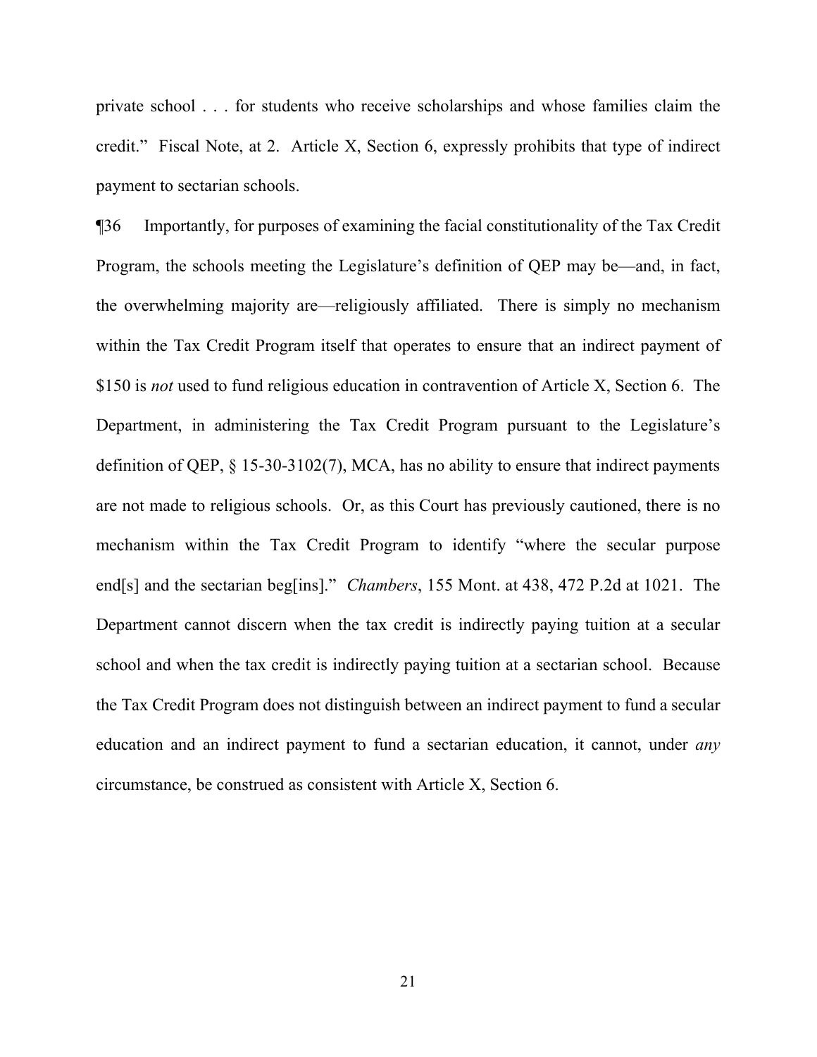private school . . . for students who receive scholarships and whose families claim the credit." Fiscal Note, at 2. Article X, Section 6, expressly prohibits that type of indirect payment to sectarian schools.

¶36 Importantly, for purposes of examining the facial constitutionality of the Tax Credit Program, the schools meeting the Legislature's definition of QEP may be—and, in fact, the overwhelming majority are—religiously affiliated. There is simply no mechanism within the Tax Credit Program itself that operates to ensure that an indirect payment of $150 is *not* used to fund religious education in contravention of Article X, Section 6. The Department, in administering the Tax Credit Program pursuant to the Legislature's definition of QEP, § 15-30-3102(7), MCA, has no ability to ensure that indirect payments are not made to religious schools. Or, as this Court has previously cautioned, there is no mechanism within the Tax Credit Program to identify "where the secular purpose end[s] and the sectarian beg[ins]." *Chambers*, 155 Mont. at 438, 472 P.2d at 1021. The Department cannot discern when the tax credit is indirectly paying tuition at a secular school and when the tax credit is indirectly paying tuition at a sectarian school. Because the Tax Credit Program does not distinguish between an indirect payment to fund a secular education and an indirect payment to fund a sectarian education, it cannot, under *any* circumstance, be construed as consistent with Article X, Section 6.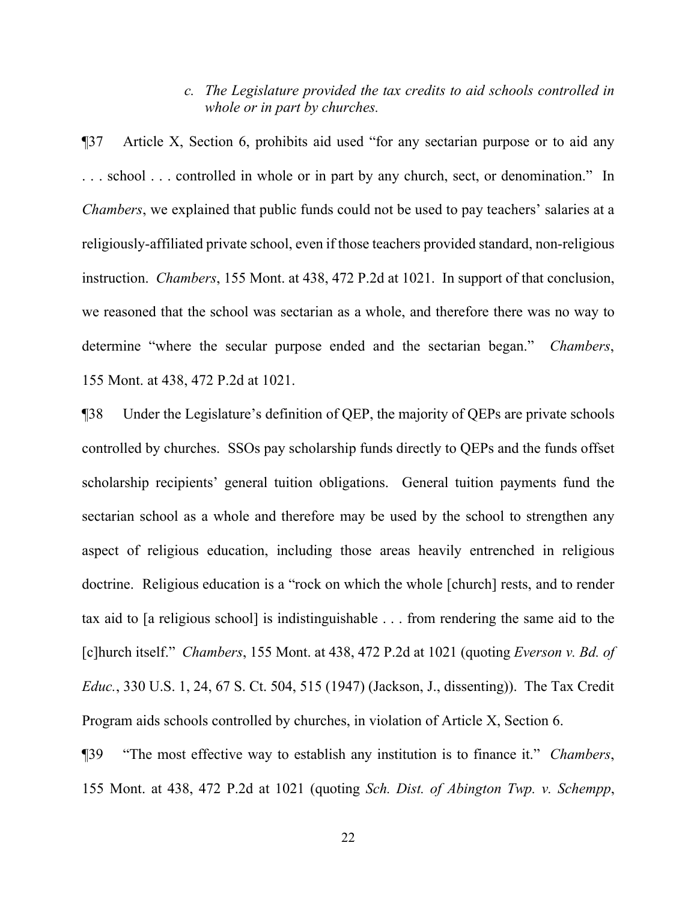*c. The Legislature provided the tax credits to aid schools controlled in whole or in part by churches.*

¶37 Article X, Section 6, prohibits aid used "for any sectarian purpose or to aid any . . . school . . . controlled in whole or in part by any church, sect, or denomination." In *Chambers*, we explained that public funds could not be used to pay teachers' salaries at a religiously-affiliated private school, even if those teachers provided standard, non-religious instruction. *Chambers*, 155 Mont. at 438, 472 P.2d at 1021. In support of that conclusion, we reasoned that the school was sectarian as a whole, and therefore there was no way to determine "where the secular purpose ended and the sectarian began." *Chambers*, 155 Mont. at 438, 472 P.2d at 1021.

¶38 Under the Legislature's definition of QEP, the majority of QEPs are private schools controlled by churches. SSOs pay scholarship funds directly to QEPs and the funds offset scholarship recipients' general tuition obligations. General tuition payments fund the sectarian school as a whole and therefore may be used by the school to strengthen any aspect of religious education, including those areas heavily entrenched in religious doctrine. Religious education is a "rock on which the whole [church] rests, and to render tax aid to [a religious school] is indistinguishable . . . from rendering the same aid to the [c]hurch itself." *Chambers*, 155 Mont. at 438, 472 P.2d at 1021 (quoting *Everson v. Bd. of Educ.*, 330 U.S. 1, 24, 67 S. Ct. 504, 515 (1947) (Jackson, J., dissenting)). The Tax Credit Program aids schools controlled by churches, in violation of Article X, Section 6.

¶39 "The most effective way to establish any institution is to finance it." *Chambers*, 155 Mont. at 438, 472 P.2d at 1021 (quoting *Sch. Dist. of Abington Twp. v. Schempp*,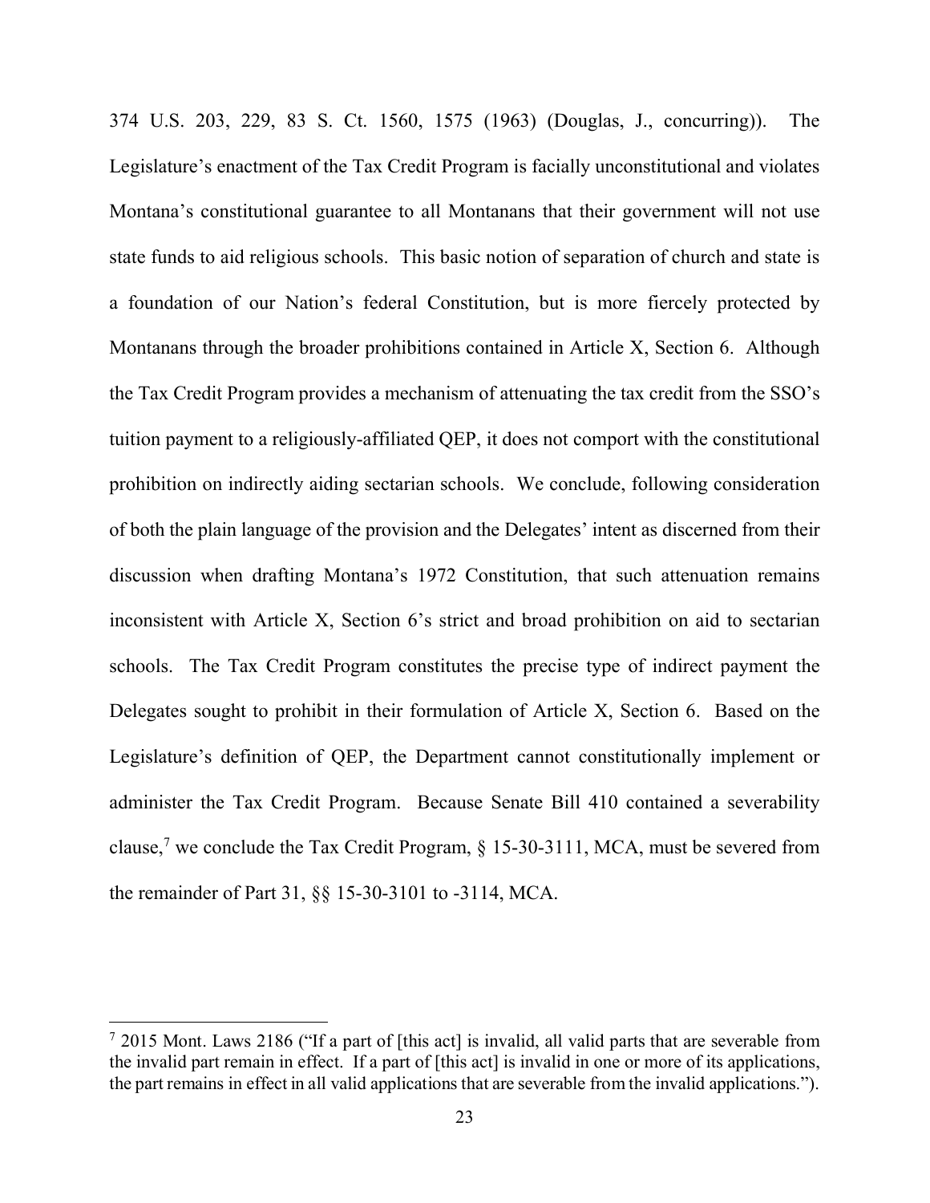374 U.S. 203, 229, 83 S. Ct. 1560, 1575 (1963) (Douglas, J., concurring)). The Legislature's enactment of the Tax Credit Program is facially unconstitutional and violates Montana's constitutional guarantee to all Montanans that their government will not use state funds to aid religious schools. This basic notion of separation of church and state is a foundation of our Nation's federal Constitution, but is more fiercely protected by Montanans through the broader prohibitions contained in Article X, Section 6. Although the Tax Credit Program provides a mechanism of attenuating the tax credit from the SSO's tuition payment to a religiously-affiliated QEP, it does not comport with the constitutional prohibition on indirectly aiding sectarian schools. We conclude, following consideration of both the plain language of the provision and the Delegates' intent as discerned from their discussion when drafting Montana's 1972 Constitution, that such attenuation remains inconsistent with Article X, Section 6's strict and broad prohibition on aid to sectarian schools. The Tax Credit Program constitutes the precise type of indirect payment the Delegates sought to prohibit in their formulation of Article X, Section 6. Based on the Legislature's definition of QEP, the Department cannot constitutionally implement or administer the Tax Credit Program. Because Senate Bill 410 contained a severability clause,[7] we conclude the Tax Credit Program, § 15-30-3111, MCA, must be severed from the remainder of Part 31, §§ 15-30-3101 to -3114, MCA.

---

[7] 2015 Mont. Laws 2186 ("If a part of [this act] is invalid, all valid parts that are severable from the invalid part remain in effect. If a part of [this act] is invalid in one or more of its applications, the part remains in effect in all valid applications that are severable from the invalid applications.").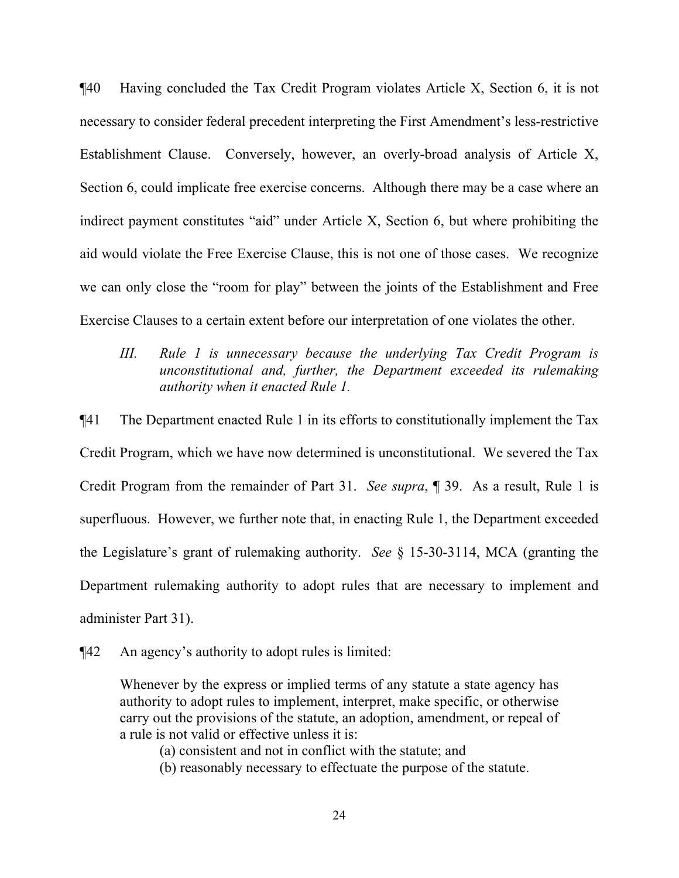¶40 Having concluded the Tax Credit Program violates Article X, Section 6, it is not necessary to consider federal precedent interpreting the First Amendment's less-restrictive Establishment Clause. Conversely, however, an overly-broad analysis of Article X, Section 6, could implicate free exercise concerns. Although there may be a case where an indirect payment constitutes "aid" under Article X, Section 6, but where prohibiting the aid would violate the Free Exercise Clause, this is not one of those cases. We recognize we can only close the "room for play" between the joints of the Establishment and Free Exercise Clauses to a certain extent before our interpretation of one violates the other.

> *III. Rule 1 is unnecessary because the underlying Tax Credit Program is unconstitutional and, further, the Department exceeded its rulemaking authority when it enacted Rule 1.*

¶41 The Department enacted Rule 1 in its efforts to constitutionally implement the Tax Credit Program, which we have now determined is unconstitutional. We severed the Tax Credit Program from the remainder of Part 31. *See supra*, ¶ 39. As a result, Rule 1 is superfluous. However, we further note that, in enacting Rule 1, the Department exceeded the Legislature's grant of rulemaking authority. *See* § 15-30-3114, MCA (granting the Department rulemaking authority to adopt rules that are necessary to implement and administer Part 31).

¶42 An agency's authority to adopt rules is limited:

> Whenever by the express or implied terms of any statute a state agency has authority to adopt rules to implement, interpret, make specific, or otherwise carry out the provisions of the statute, an adoption, amendment, or repeal of a rule is not valid or effective unless it is:
>
> (a) consistent and not in conflict with the statute; and
>
> (b) reasonably necessary to effectuate the purpose of the statute.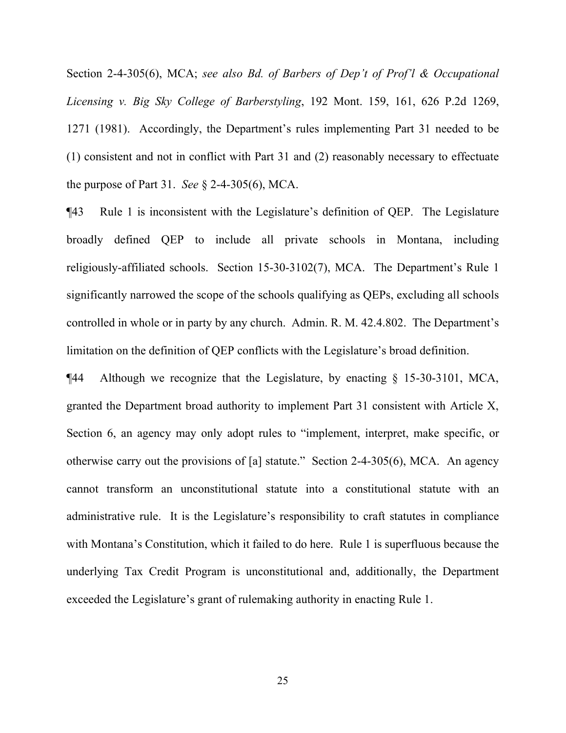Section 2-4-305(6), MCA; *see also Bd. of Barbers of Dep't of Prof'l & Occupational Licensing v. Big Sky College of Barberstyling*, 192 Mont. 159, 161, 626 P.2d 1269, 1271 (1981). Accordingly, the Department's rules implementing Part 31 needed to be (1) consistent and not in conflict with Part 31 and (2) reasonably necessary to effectuate the purpose of Part 31. *See* § 2-4-305(6), MCA.

¶43 Rule 1 is inconsistent with the Legislature's definition of QEP. The Legislature broadly defined QEP to include all private schools in Montana, including religiously-affiliated schools. Section 15-30-3102(7), MCA. The Department's Rule 1 significantly narrowed the scope of the schools qualifying as QEPs, excluding all schools controlled in whole or in party by any church. Admin. R. M. 42.4.802. The Department's limitation on the definition of QEP conflicts with the Legislature's broad definition.

¶44 Although we recognize that the Legislature, by enacting § 15-30-3101, MCA, granted the Department broad authority to implement Part 31 consistent with Article X, Section 6, an agency may only adopt rules to "implement, interpret, make specific, or otherwise carry out the provisions of [a] statute." Section 2-4-305(6), MCA. An agency cannot transform an unconstitutional statute into a constitutional statute with an administrative rule. It is the Legislature's responsibility to craft statutes in compliance with Montana's Constitution, which it failed to do here. Rule 1 is superfluous because the underlying Tax Credit Program is unconstitutional and, additionally, the Department exceeded the Legislature's grant of rulemaking authority in enacting Rule 1.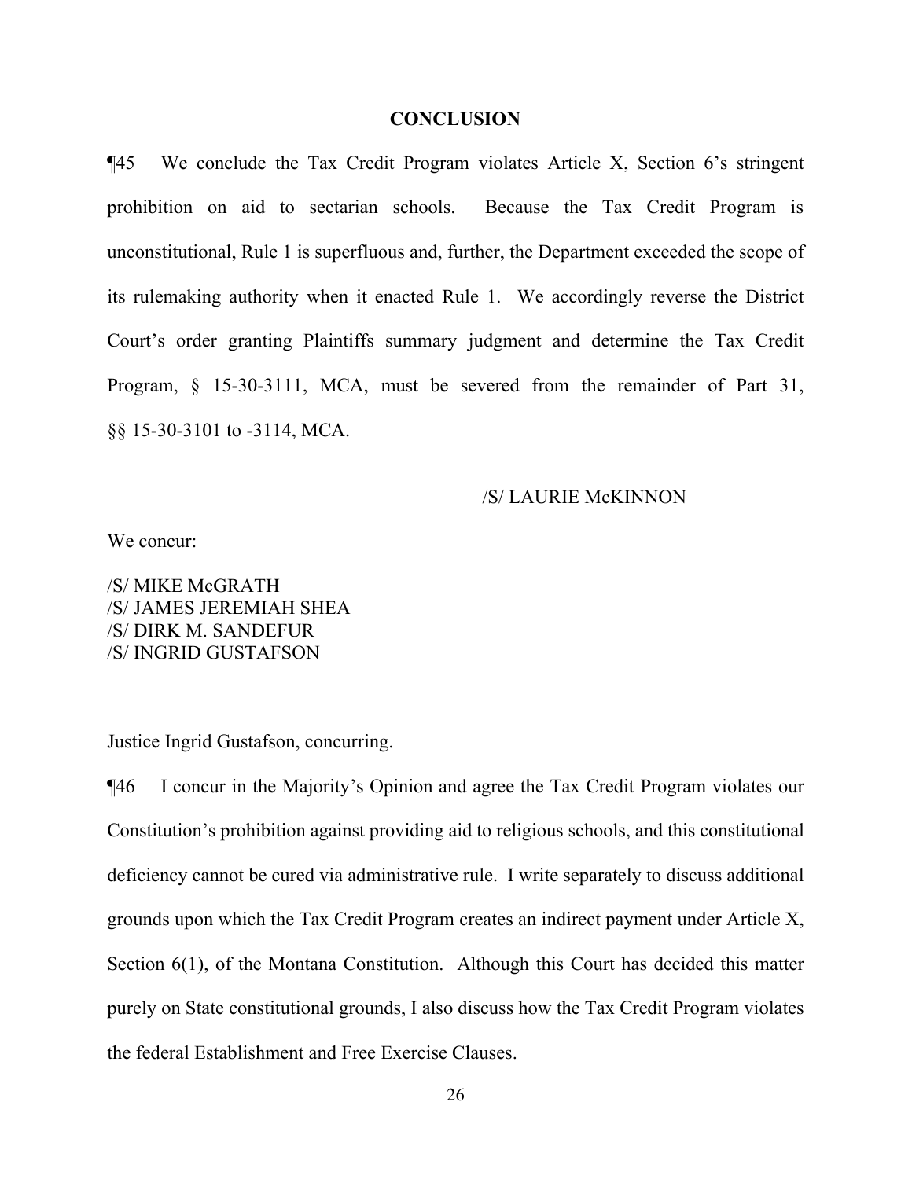## CONCLUSION

¶45 We conclude the Tax Credit Program violates Article X, Section 6's stringent prohibition on aid to sectarian schools. Because the Tax Credit Program is unconstitutional, Rule 1 is superfluous and, further, the Department exceeded the scope of its rulemaking authority when it enacted Rule 1. We accordingly reverse the District Court's order granting Plaintiffs summary judgment and determine the Tax Credit Program, § 15-30-3111, MCA, must be severed from the remainder of Part 31, §§ 15-30-3101 to -3114, MCA.

/S/ LAURIE McKINNON

We concur:

/S/ MIKE McGRATH
/S/ JAMES JEREMIAH SHEA
/S/ DIRK M. SANDEFUR
/S/ INGRID GUSTAFSON

Justice Ingrid Gustafson, concurring.

¶46 I concur in the Majority's Opinion and agree the Tax Credit Program violates our Constitution's prohibition against providing aid to religious schools, and this constitutional deficiency cannot be cured via administrative rule. I write separately to discuss additional grounds upon which the Tax Credit Program creates an indirect payment under Article X, Section 6(1), of the Montana Constitution. Although this Court has decided this matter purely on State constitutional grounds, I also discuss how the Tax Credit Program violates the federal Establishment and Free Exercise Clauses.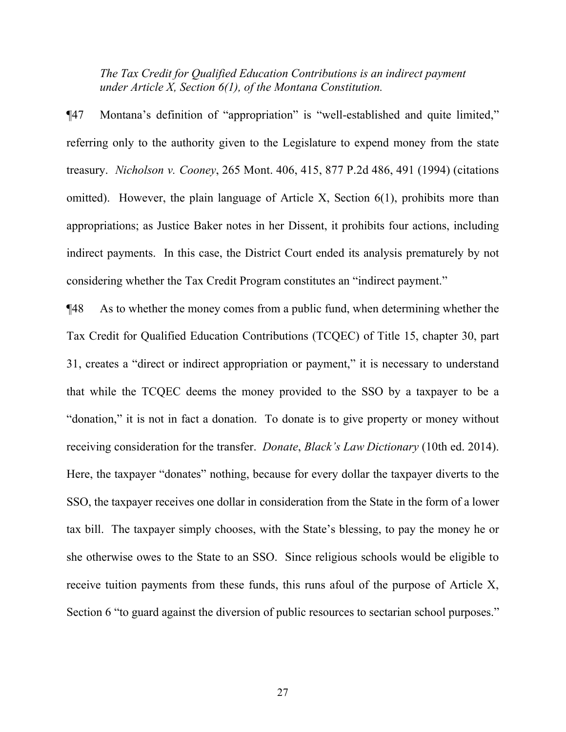*The Tax Credit for Qualified Education Contributions is an indirect payment under Article X, Section 6(1), of the Montana Constitution.*

¶47 Montana's definition of "appropriation" is "well-established and quite limited," referring only to the authority given to the Legislature to expend money from the state treasury. *Nicholson v. Cooney*, 265 Mont. 406, 415, 877 P.2d 486, 491 (1994) (citations omitted). However, the plain language of Article X, Section 6(1), prohibits more than appropriations; as Justice Baker notes in her Dissent, it prohibits four actions, including indirect payments. In this case, the District Court ended its analysis prematurely by not considering whether the Tax Credit Program constitutes an "indirect payment."

¶48 As to whether the money comes from a public fund, when determining whether the Tax Credit for Qualified Education Contributions (TCQEC) of Title 15, chapter 30, part 31, creates a "direct or indirect appropriation or payment," it is necessary to understand that while the TCQEC deems the money provided to the SSO by a taxpayer to be a "donation," it is not in fact a donation. To donate is to give property or money without receiving consideration for the transfer. *Donate*, *Black's Law Dictionary* (10th ed. 2014). Here, the taxpayer "donates" nothing, because for every dollar the taxpayer diverts to the SSO, the taxpayer receives one dollar in consideration from the State in the form of a lower tax bill. The taxpayer simply chooses, with the State's blessing, to pay the money he or she otherwise owes to the State to an SSO. Since religious schools would be eligible to receive tuition payments from these funds, this runs afoul of the purpose of Article X, Section 6 "to guard against the diversion of public resources to sectarian school purposes."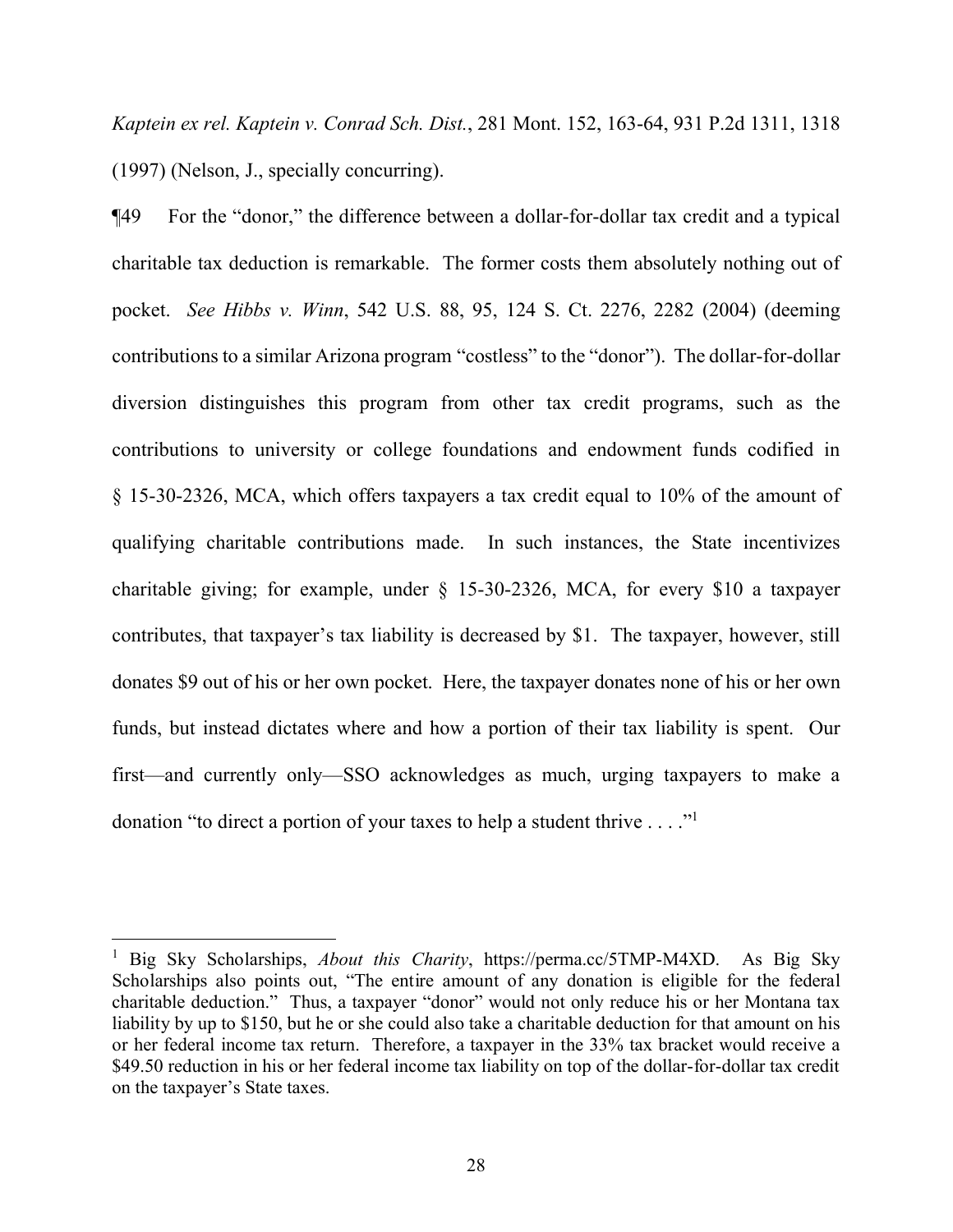*Kaptein ex rel. Kaptein v. Conrad Sch. Dist.*, 281 Mont. 152, 163-64, 931 P.2d 1311, 1318 (1997) (Nelson, J., specially concurring).

¶49 For the "donor," the difference between a dollar-for-dollar tax credit and a typical charitable tax deduction is remarkable. The former costs them absolutely nothing out of pocket. *See Hibbs v. Winn*, 542 U.S. 88, 95, 124 S. Ct. 2276, 2282 (2004) (deeming contributions to a similar Arizona program "costless" to the "donor"). The dollar-for-dollar diversion distinguishes this program from other tax credit programs, such as the contributions to university or college foundations and endowment funds codified in § 15-30-2326, MCA, which offers taxpayers a tax credit equal to 10% of the amount of qualifying charitable contributions made. In such instances, the State incentivizes charitable giving; for example, under § 15-30-2326, MCA, for every $10 a taxpayer contributes, that taxpayer's tax liability is decreased by $1. The taxpayer, however, still donates $9 out of his or her own pocket. Here, the taxpayer donates none of his or her own funds, but instead dictates where and how a portion of their tax liability is spent. Our first—and currently only—SSO acknowledges as much, urging taxpayers to make a donation "to direct a portion of your taxes to help a student thrive . . . ."[1]

---

[1] Big Sky Scholarships, *About this Charity*, https://perma.cc/5TMP-M4XD. As Big Sky Scholarships also points out, "The entire amount of any donation is eligible for the federal charitable deduction." Thus, a taxpayer "donor" would not only reduce his or her Montana tax liability by up to $150, but he or she could also take a charitable deduction for that amount on his or her federal income tax return. Therefore, a taxpayer in the 33% tax bracket would receive a $49.50 reduction in his or her federal income tax liability on top of the dollar-for-dollar tax credit on the taxpayer's State taxes.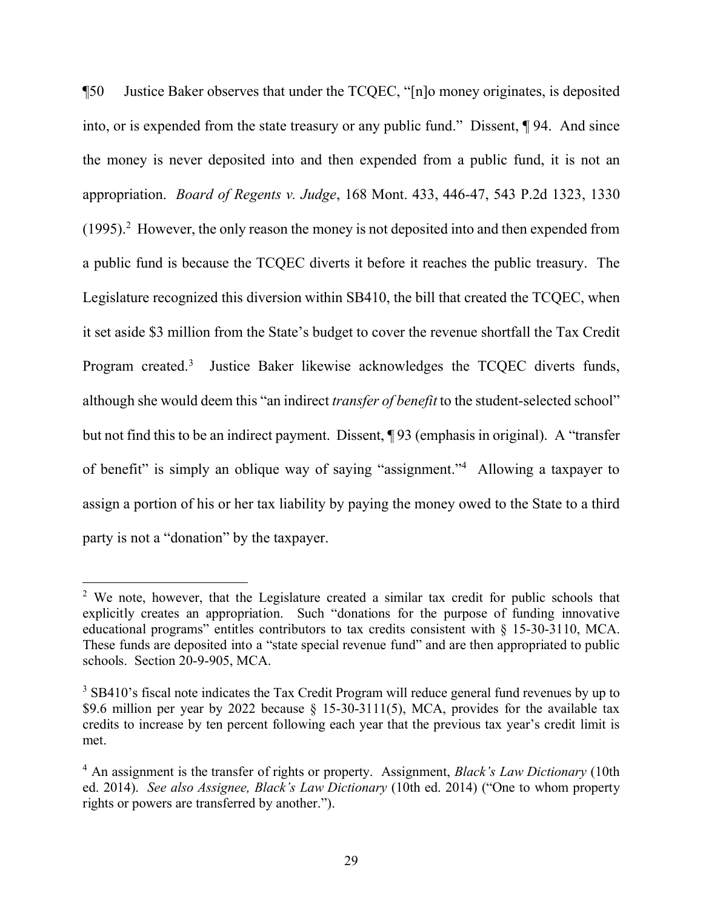¶50 Justice Baker observes that under the TCQEC, "[n]o money originates, is deposited into, or is expended from the state treasury or any public fund." Dissent, ¶ 94. And since the money is never deposited into and then expended from a public fund, it is not an appropriation. *Board of Regents v. Judge*, 168 Mont. 433, 446-47, 543 P.2d 1323, 1330 (1995).[2] However, the only reason the money is not deposited into and then expended from a public fund is because the TCQEC diverts it before it reaches the public treasury. The Legislature recognized this diversion within SB410, the bill that created the TCQEC, when it set aside $3 million from the State's budget to cover the revenue shortfall the Tax Credit Program created.[3] Justice Baker likewise acknowledges the TCQEC diverts funds, although she would deem this "an indirect *transfer of benefit* to the student-selected school" but not find this to be an indirect payment. Dissent, ¶ 93 (emphasis in original). A "transfer of benefit" is simply an oblique way of saying "assignment."[4] Allowing a taxpayer to assign a portion of his or her tax liability by paying the money owed to the State to a third party is not a "donation" by the taxpayer.

---

[2] We note, however, that the Legislature created a similar tax credit for public schools that explicitly creates an appropriation. Such "donations for the purpose of funding innovative educational programs" entitles contributors to tax credits consistent with § 15-30-3110, MCA. These funds are deposited into a "state special revenue fund" and are then appropriated to public schools. Section 20-9-905, MCA.

[3] SB410's fiscal note indicates the Tax Credit Program will reduce general fund revenues by up to $9.6 million per year by 2022 because § 15-30-3111(5), MCA, provides for the available tax credits to increase by ten percent following each year that the previous tax year's credit limit is met.

[4] An assignment is the transfer of rights or property. Assignment, *Black's Law Dictionary* (10th ed. 2014). *See also Assignee, Black's Law Dictionary* (10th ed. 2014) ("One to whom property rights or powers are transferred by another.").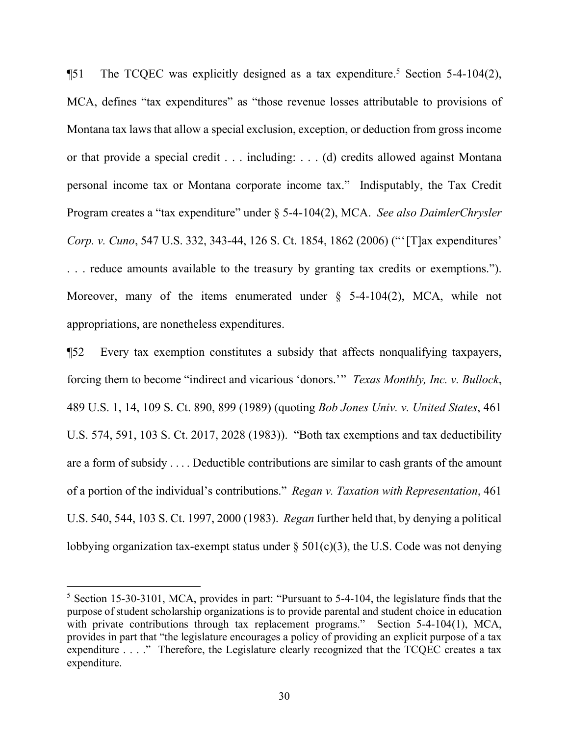¶51 The TCQEC was explicitly designed as a tax expenditure.[5] Section 5-4-104(2), MCA, defines "tax expenditures" as "those revenue losses attributable to provisions of Montana tax laws that allow a special exclusion, exception, or deduction from gross income or that provide a special credit . . . including: . . . (d) credits allowed against Montana personal income tax or Montana corporate income tax." Indisputably, the Tax Credit Program creates a "tax expenditure" under § 5-4-104(2), MCA. *See also DaimlerChrysler Corp. v. Cuno*, 547 U.S. 332, 343-44, 126 S. Ct. 1854, 1862 (2006) ("'[T]ax expenditures' . . . reduce amounts available to the treasury by granting tax credits or exemptions."). Moreover, many of the items enumerated under § 5-4-104(2), MCA, while not appropriations, are nonetheless expenditures.

¶52 Every tax exemption constitutes a subsidy that affects nonqualifying taxpayers, forcing them to become "indirect and vicarious 'donors.'" *Texas Monthly, Inc. v. Bullock*, 489 U.S. 1, 14, 109 S. Ct. 890, 899 (1989) (quoting *Bob Jones Univ. v. United States*, 461 U.S. 574, 591, 103 S. Ct. 2017, 2028 (1983)). "Both tax exemptions and tax deductibility are a form of subsidy . . . . Deductible contributions are similar to cash grants of the amount of a portion of the individual's contributions." *Regan v. Taxation with Representation*, 461 U.S. 540, 544, 103 S. Ct. 1997, 2000 (1983). *Regan* further held that, by denying a political lobbying organization tax-exempt status under § 501(c)(3), the U.S. Code was not denying

[5] Section 15-30-3101, MCA, provides in part: "Pursuant to 5-4-104, the legislature finds that the purpose of student scholarship organizations is to provide parental and student choice in education with private contributions through tax replacement programs." Section 5-4-104(1), MCA, provides in part that "the legislature encourages a policy of providing an explicit purpose of a tax expenditure . . . ." Therefore, the Legislature clearly recognized that the TCQEC creates a tax expenditure.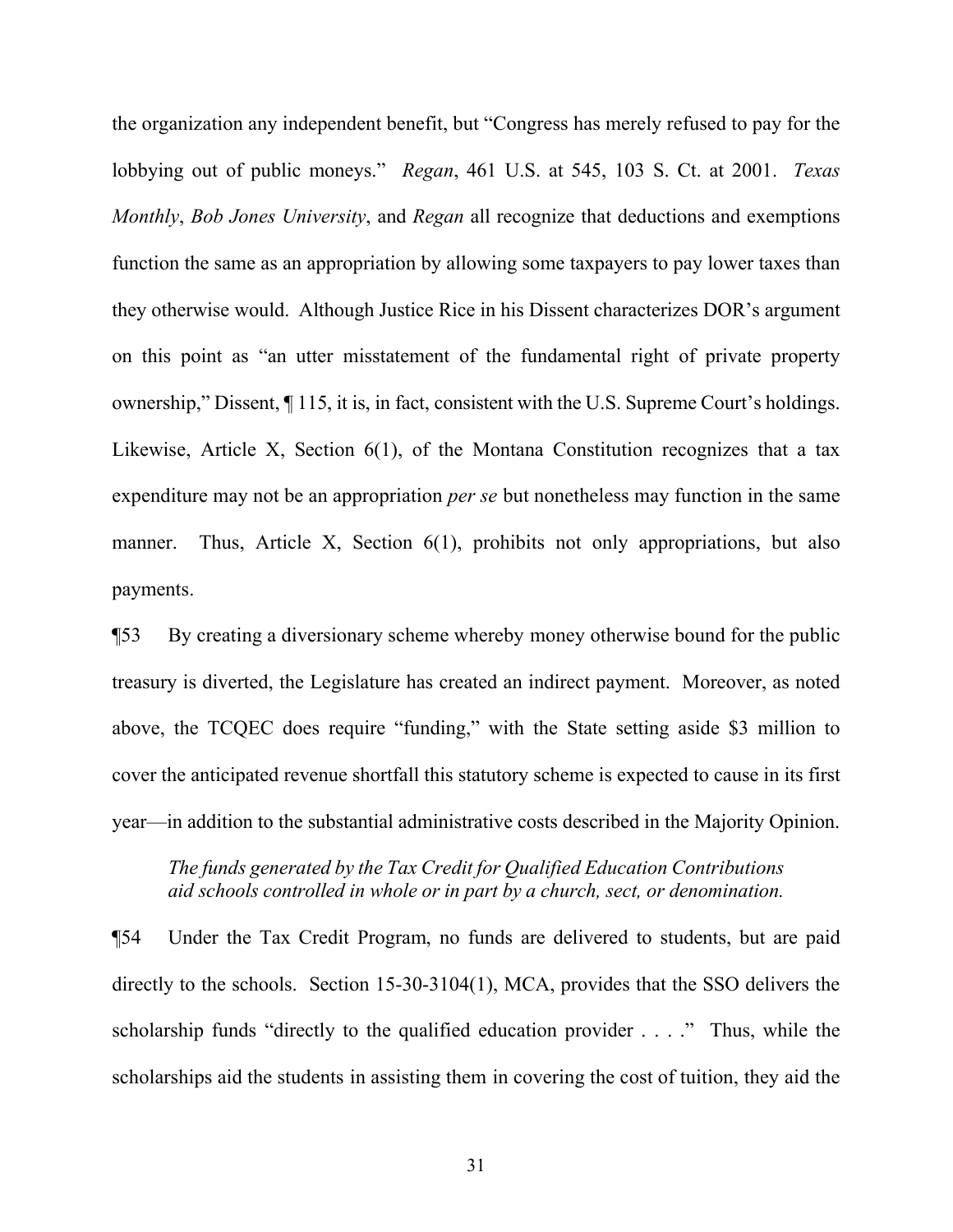the organization any independent benefit, but "Congress has merely refused to pay for the lobbying out of public moneys." *Regan*, 461 U.S. at 545, 103 S. Ct. at 2001. *Texas Monthly*, *Bob Jones University*, and *Regan* all recognize that deductions and exemptions function the same as an appropriation by allowing some taxpayers to pay lower taxes than they otherwise would. Although Justice Rice in his Dissent characterizes DOR's argument on this point as "an utter misstatement of the fundamental right of private property ownership," Dissent, ¶ 115, it is, in fact, consistent with the U.S. Supreme Court's holdings. Likewise, Article X, Section 6(1), of the Montana Constitution recognizes that a tax expenditure may not be an appropriation *per se* but nonetheless may function in the same manner. Thus, Article X, Section 6(1), prohibits not only appropriations, but also payments.

¶53 By creating a diversionary scheme whereby money otherwise bound for the public treasury is diverted, the Legislature has created an indirect payment. Moreover, as noted above, the TCQEC does require "funding," with the State setting aside $3 million to cover the anticipated revenue shortfall this statutory scheme is expected to cause in its first year—in addition to the substantial administrative costs described in the Majority Opinion.

*The funds generated by the Tax Credit for Qualified Education Contributions aid schools controlled in whole or in part by a church, sect, or denomination.*

¶54 Under the Tax Credit Program, no funds are delivered to students, but are paid directly to the schools. Section 15-30-3104(1), MCA, provides that the SSO delivers the scholarship funds "directly to the qualified education provider . . . ." Thus, while the scholarships aid the students in assisting them in covering the cost of tuition, they aid the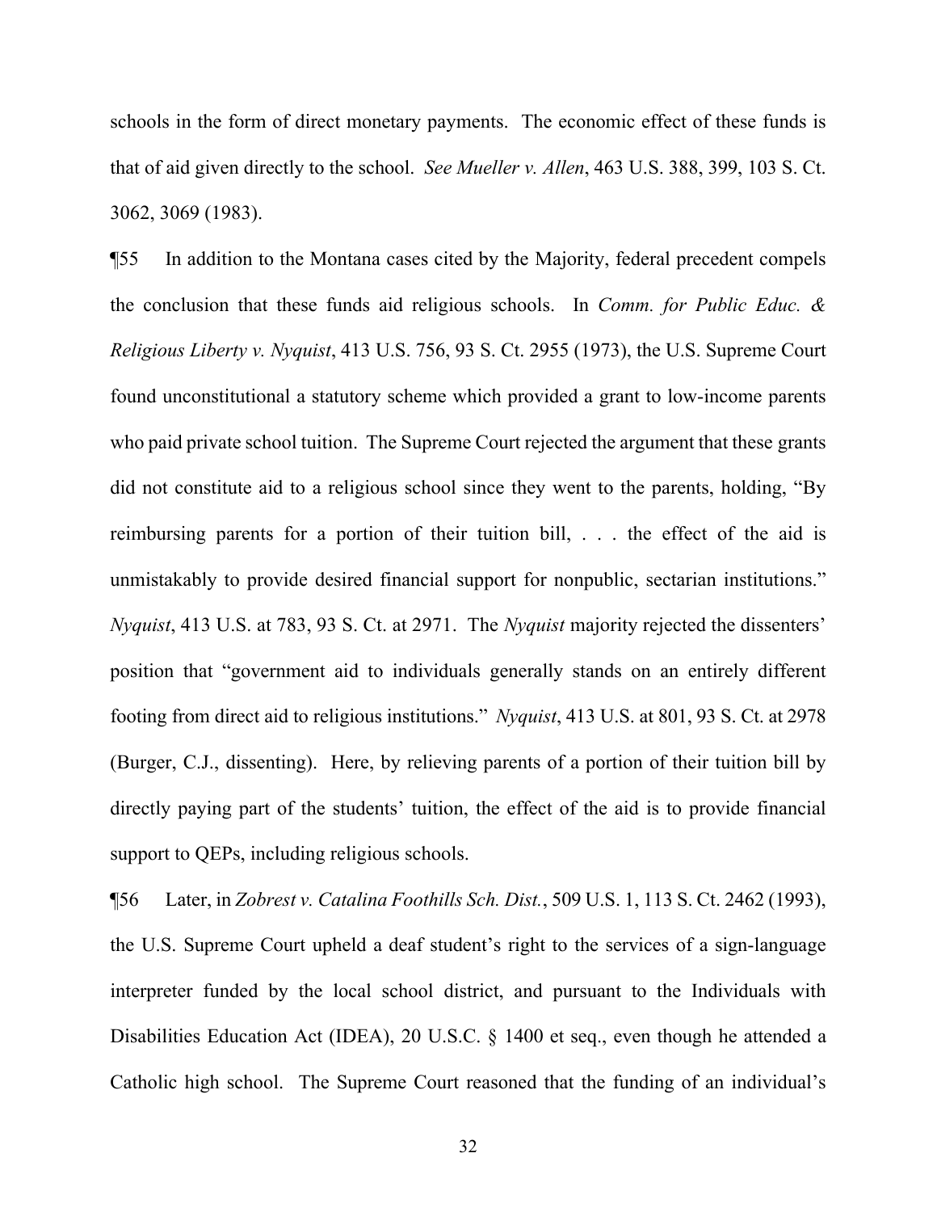schools in the form of direct monetary payments. The economic effect of these funds is that of aid given directly to the school. *See Mueller v. Allen*, 463 U.S. 388, 399, 103 S. Ct. 3062, 3069 (1983).

¶55 In addition to the Montana cases cited by the Majority, federal precedent compels the conclusion that these funds aid religious schools. In *Comm. for Public Educ. & Religious Liberty v. Nyquist*, 413 U.S. 756, 93 S. Ct. 2955 (1973), the U.S. Supreme Court found unconstitutional a statutory scheme which provided a grant to low-income parents who paid private school tuition. The Supreme Court rejected the argument that these grants did not constitute aid to a religious school since they went to the parents, holding, "By reimbursing parents for a portion of their tuition bill, . . . the effect of the aid is unmistakably to provide desired financial support for nonpublic, sectarian institutions." *Nyquist*, 413 U.S. at 783, 93 S. Ct. at 2971. The *Nyquist* majority rejected the dissenters' position that "government aid to individuals generally stands on an entirely different footing from direct aid to religious institutions." *Nyquist*, 413 U.S. at 801, 93 S. Ct. at 2978 (Burger, C.J., dissenting). Here, by relieving parents of a portion of their tuition bill by directly paying part of the students' tuition, the effect of the aid is to provide financial support to QEPs, including religious schools.

¶56 Later, in *Zobrest v. Catalina Foothills Sch. Dist.*, 509 U.S. 1, 113 S. Ct. 2462 (1993), the U.S. Supreme Court upheld a deaf student's right to the services of a sign-language interpreter funded by the local school district, and pursuant to the Individuals with Disabilities Education Act (IDEA), 20 U.S.C. § 1400 et seq., even though he attended a Catholic high school. The Supreme Court reasoned that the funding of an individual's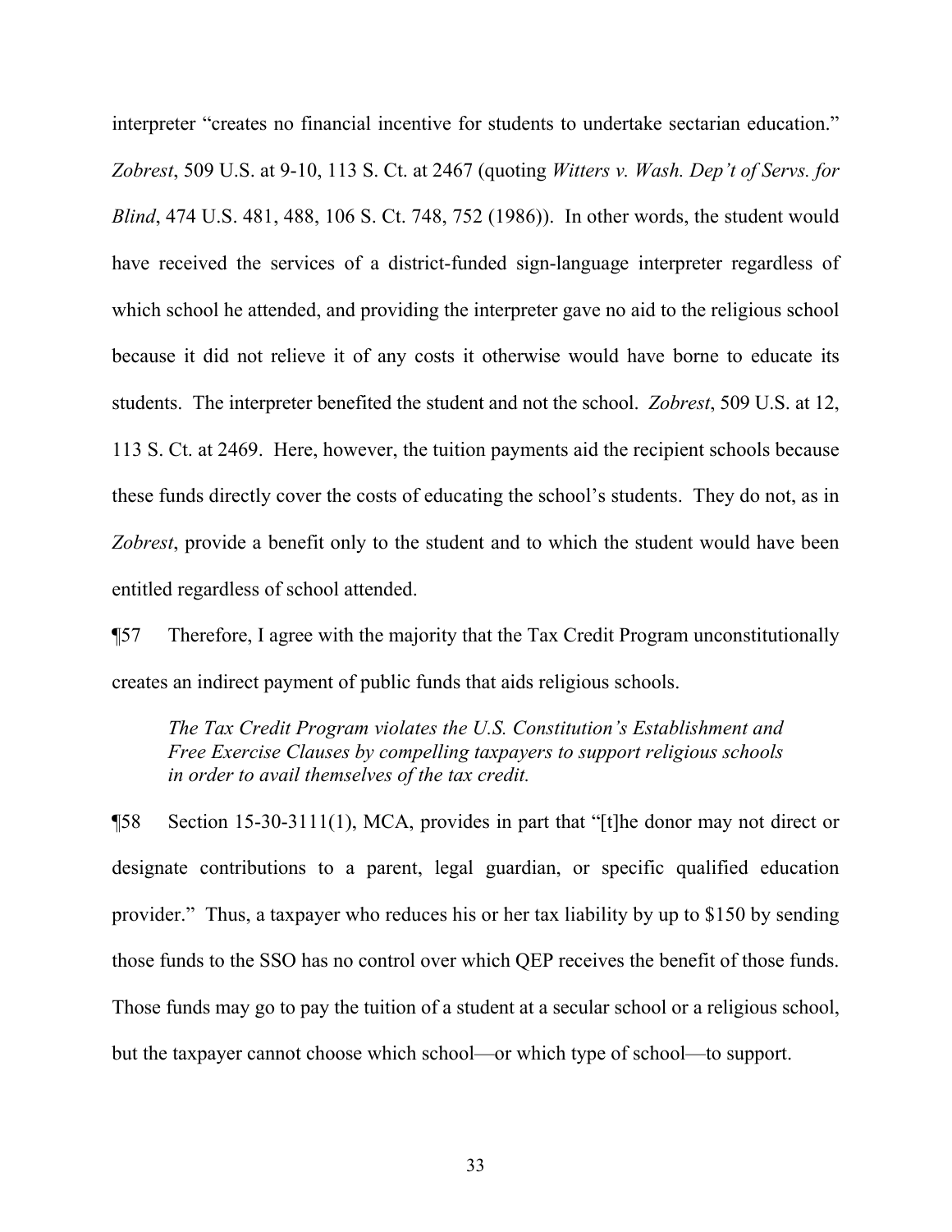interpreter "creates no financial incentive for students to undertake sectarian education." *Zobrest*, 509 U.S. at 9-10, 113 S. Ct. at 2467 (quoting *Witters v. Wash. Dep't of Servs. for Blind*, 474 U.S. 481, 488, 106 S. Ct. 748, 752 (1986)). In other words, the student would have received the services of a district-funded sign-language interpreter regardless of which school he attended, and providing the interpreter gave no aid to the religious school because it did not relieve it of any costs it otherwise would have borne to educate its students. The interpreter benefited the student and not the school. *Zobrest*, 509 U.S. at 12, 113 S. Ct. at 2469. Here, however, the tuition payments aid the recipient schools because these funds directly cover the costs of educating the school's students. They do not, as in *Zobrest*, provide a benefit only to the student and to which the student would have been entitled regardless of school attended.

¶57 Therefore, I agree with the majority that the Tax Credit Program unconstitutionally creates an indirect payment of public funds that aids religious schools.

*The Tax Credit Program violates the U.S. Constitution's Establishment and Free Exercise Clauses by compelling taxpayers to support religious schools in order to avail themselves of the tax credit.*

¶58 Section 15-30-3111(1), MCA, provides in part that "[t]he donor may not direct or designate contributions to a parent, legal guardian, or specific qualified education provider." Thus, a taxpayer who reduces his or her tax liability by up to $150 by sending those funds to the SSO has no control over which QEP receives the benefit of those funds. Those funds may go to pay the tuition of a student at a secular school or a religious school, but the taxpayer cannot choose which school—or which type of school—to support.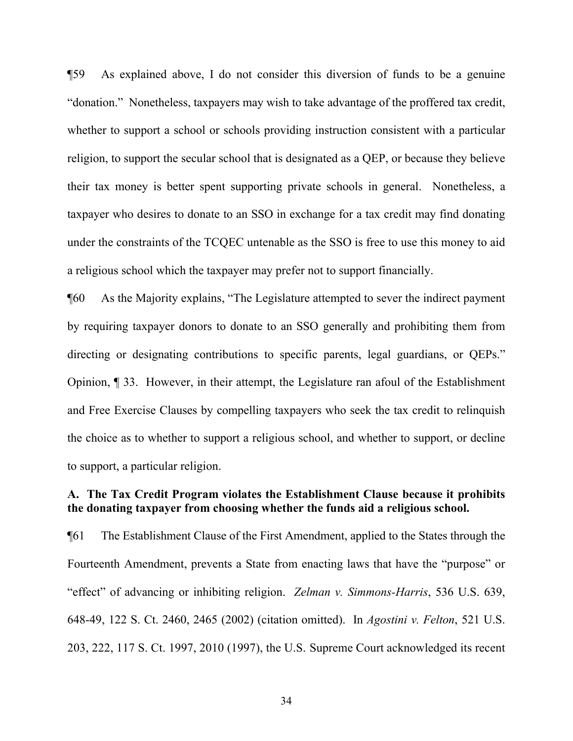¶59 As explained above, I do not consider this diversion of funds to be a genuine "donation." Nonetheless, taxpayers may wish to take advantage of the proffered tax credit, whether to support a school or schools providing instruction consistent with a particular religion, to support the secular school that is designated as a QEP, or because they believe their tax money is better spent supporting private schools in general. Nonetheless, a taxpayer who desires to donate to an SSO in exchange for a tax credit may find donating under the constraints of the TCQEC untenable as the SSO is free to use this money to aid a religious school which the taxpayer may prefer not to support financially.

¶60 As the Majority explains, "The Legislature attempted to sever the indirect payment by requiring taxpayer donors to donate to an SSO generally and prohibiting them from directing or designating contributions to specific parents, legal guardians, or QEPs." Opinion, ¶ 33. However, in their attempt, the Legislature ran afoul of the Establishment and Free Exercise Clauses by compelling taxpayers who seek the tax credit to relinquish the choice as to whether to support a religious school, and whether to support, or decline to support, a particular religion.

**A. The Tax Credit Program violates the Establishment Clause because it prohibits the donating taxpayer from choosing whether the funds aid a religious school.**

¶61 The Establishment Clause of the First Amendment, applied to the States through the Fourteenth Amendment, prevents a State from enacting laws that have the "purpose" or "effect" of advancing or inhibiting religion. *Zelman v. Simmons-Harris*, 536 U.S. 639, 648-49, 122 S. Ct. 2460, 2465 (2002) (citation omitted). In *Agostini v. Felton*, 521 U.S. 203, 222, 117 S. Ct. 1997, 2010 (1997), the U.S. Supreme Court acknowledged its recent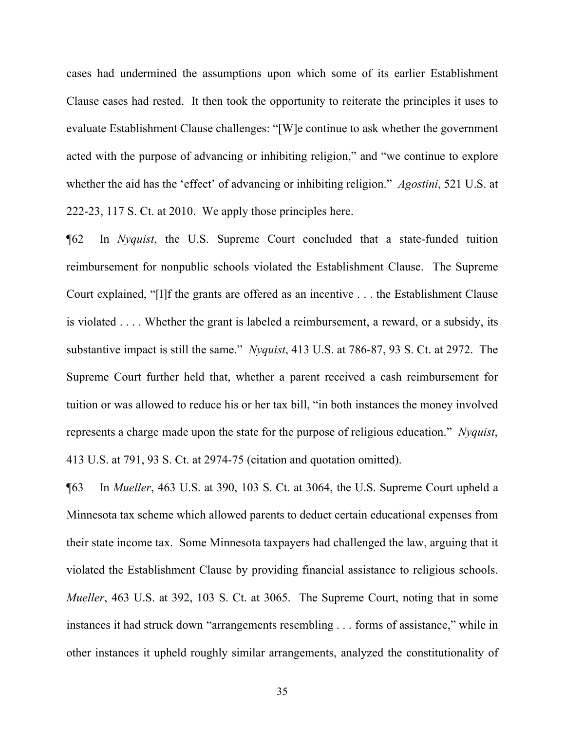cases had undermined the assumptions upon which some of its earlier Establishment Clause cases had rested. It then took the opportunity to reiterate the principles it uses to evaluate Establishment Clause challenges: "[W]e continue to ask whether the government acted with the purpose of advancing or inhibiting religion," and "we continue to explore whether the aid has the 'effect' of advancing or inhibiting religion." *Agostini*, 521 U.S. at 222-23, 117 S. Ct. at 2010. We apply those principles here.

¶62 In *Nyquist*, the U.S. Supreme Court concluded that a state-funded tuition reimbursement for nonpublic schools violated the Establishment Clause. The Supreme Court explained, "[I]f the grants are offered as an incentive . . . the Establishment Clause is violated . . . . Whether the grant is labeled a reimbursement, a reward, or a subsidy, its substantive impact is still the same." *Nyquist*, 413 U.S. at 786-87, 93 S. Ct. at 2972. The Supreme Court further held that, whether a parent received a cash reimbursement for tuition or was allowed to reduce his or her tax bill, "in both instances the money involved represents a charge made upon the state for the purpose of religious education." *Nyquist*, 413 U.S. at 791, 93 S. Ct. at 2974-75 (citation and quotation omitted).

¶63 In *Mueller*, 463 U.S. at 390, 103 S. Ct. at 3064, the U.S. Supreme Court upheld a Minnesota tax scheme which allowed parents to deduct certain educational expenses from their state income tax. Some Minnesota taxpayers had challenged the law, arguing that it violated the Establishment Clause by providing financial assistance to religious schools. *Mueller*, 463 U.S. at 392, 103 S. Ct. at 3065. The Supreme Court, noting that in some instances it had struck down "arrangements resembling . . . forms of assistance," while in other instances it upheld roughly similar arrangements, analyzed the constitutionality of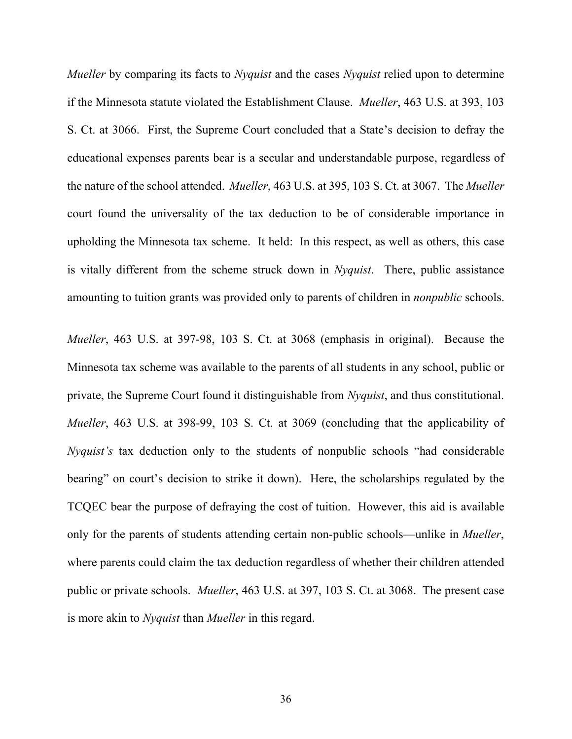*Mueller* by comparing its facts to *Nyquist* and the cases *Nyquist* relied upon to determine if the Minnesota statute violated the Establishment Clause. *Mueller*, 463 U.S. at 393, 103 S. Ct. at 3066. First, the Supreme Court concluded that a State's decision to defray the educational expenses parents bear is a secular and understandable purpose, regardless of the nature of the school attended. *Mueller*, 463 U.S. at 395, 103 S. Ct. at 3067. The *Mueller* court found the universality of the tax deduction to be of considerable importance in upholding the Minnesota tax scheme. It held: In this respect, as well as others, this case is vitally different from the scheme struck down in *Nyquist*. There, public assistance amounting to tuition grants was provided only to parents of children in *nonpublic* schools.

*Mueller*, 463 U.S. at 397-98, 103 S. Ct. at 3068 (emphasis in original). Because the Minnesota tax scheme was available to the parents of all students in any school, public or private, the Supreme Court found it distinguishable from *Nyquist*, and thus constitutional. *Mueller*, 463 U.S. at 398-99, 103 S. Ct. at 3069 (concluding that the applicability of *Nyquist's* tax deduction only to the students of nonpublic schools "had considerable bearing" on court's decision to strike it down). Here, the scholarships regulated by the TCQEC bear the purpose of defraying the cost of tuition. However, this aid is available only for the parents of students attending certain non-public schools—unlike in *Mueller*, where parents could claim the tax deduction regardless of whether their children attended public or private schools. *Mueller*, 463 U.S. at 397, 103 S. Ct. at 3068. The present case is more akin to *Nyquist* than *Mueller* in this regard.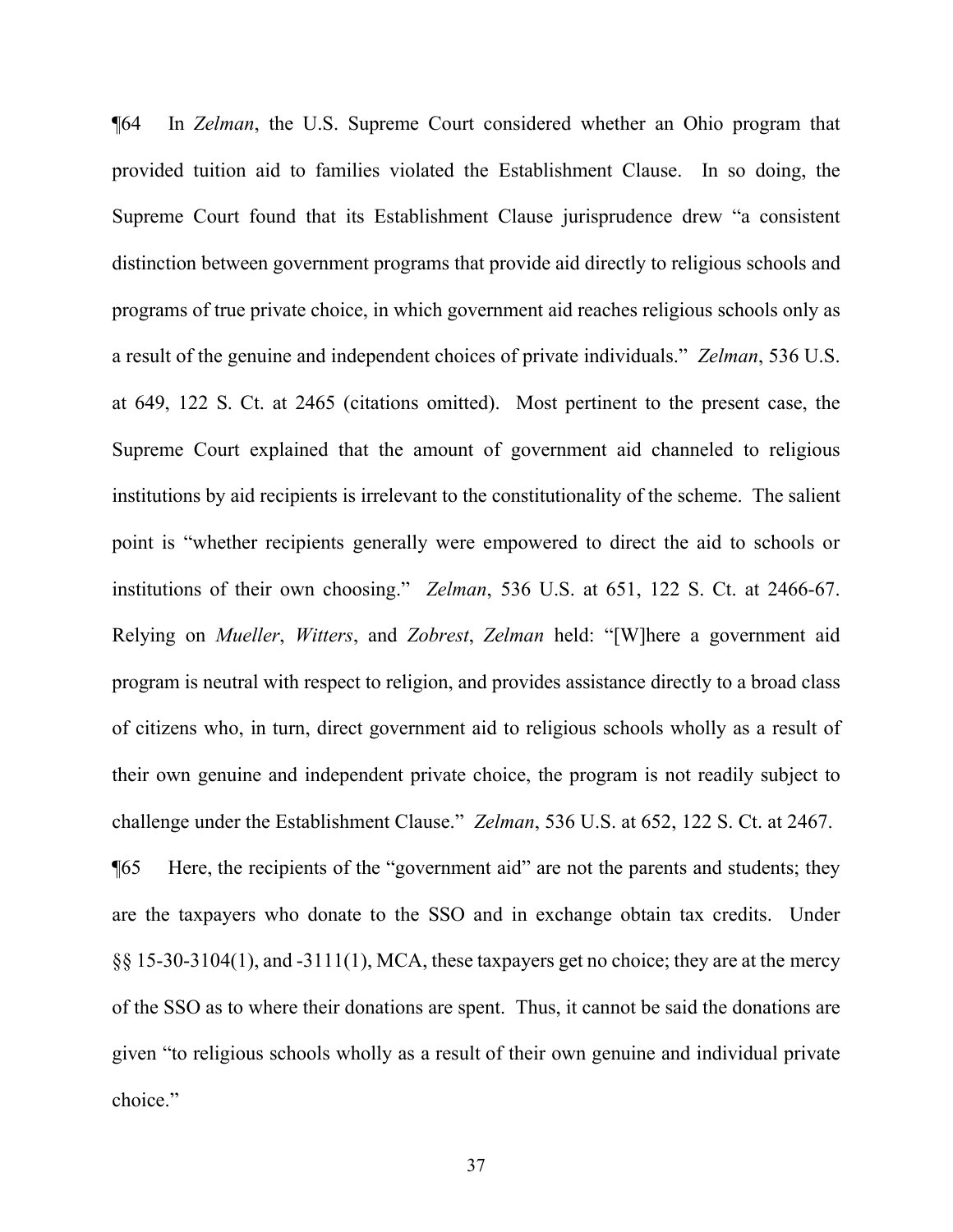¶64 In *Zelman*, the U.S. Supreme Court considered whether an Ohio program that provided tuition aid to families violated the Establishment Clause. In so doing, the Supreme Court found that its Establishment Clause jurisprudence drew "a consistent distinction between government programs that provide aid directly to religious schools and programs of true private choice, in which government aid reaches religious schools only as a result of the genuine and independent choices of private individuals." *Zelman*, 536 U.S. at 649, 122 S. Ct. at 2465 (citations omitted). Most pertinent to the present case, the Supreme Court explained that the amount of government aid channeled to religious institutions by aid recipients is irrelevant to the constitutionality of the scheme. The salient point is "whether recipients generally were empowered to direct the aid to schools or institutions of their own choosing." *Zelman*, 536 U.S. at 651, 122 S. Ct. at 2466-67. Relying on *Mueller*, *Witters*, and *Zobrest*, *Zelman* held: "[W]here a government aid program is neutral with respect to religion, and provides assistance directly to a broad class of citizens who, in turn, direct government aid to religious schools wholly as a result of their own genuine and independent private choice, the program is not readily subject to challenge under the Establishment Clause." *Zelman*, 536 U.S. at 652, 122 S. Ct. at 2467.

¶65 Here, the recipients of the "government aid" are not the parents and students; they are the taxpayers who donate to the SSO and in exchange obtain tax credits. Under §§ 15-30-3104(1), and -3111(1), MCA, these taxpayers get no choice; they are at the mercy of the SSO as to where their donations are spent. Thus, it cannot be said the donations are given "to religious schools wholly as a result of their own genuine and individual private choice."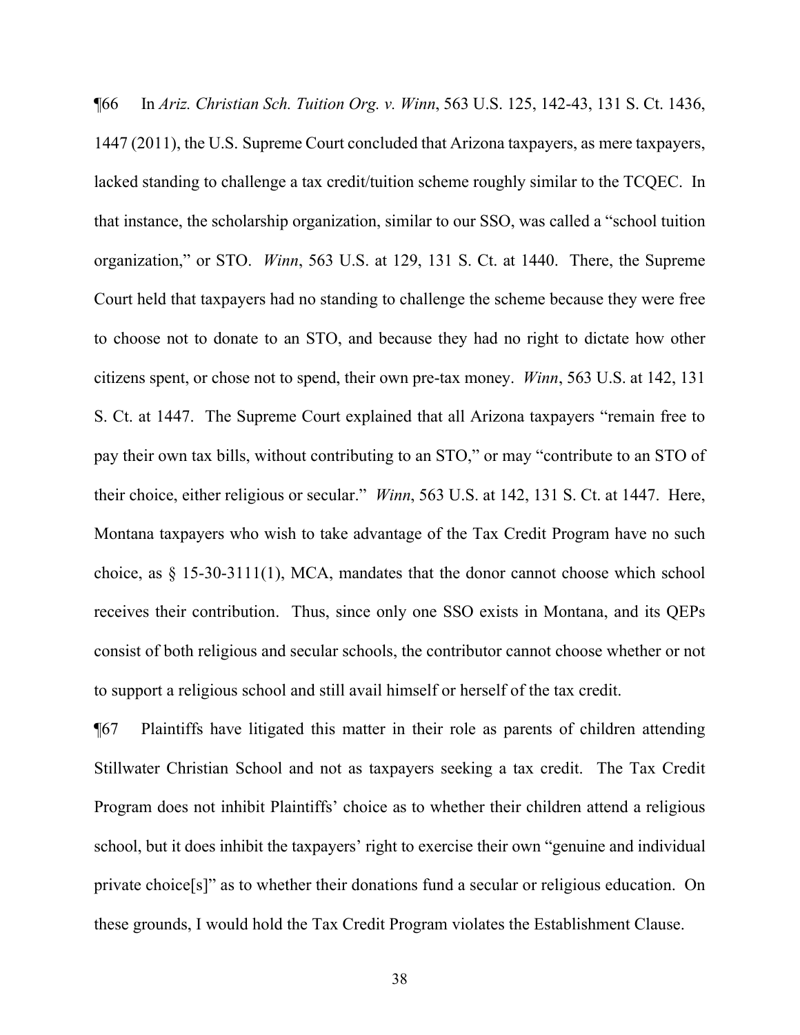¶66 In *Ariz. Christian Sch. Tuition Org. v. Winn*, 563 U.S. 125, 142-43, 131 S. Ct. 1436, 1447 (2011), the U.S. Supreme Court concluded that Arizona taxpayers, as mere taxpayers, lacked standing to challenge a tax credit/tuition scheme roughly similar to the TCQEC. In that instance, the scholarship organization, similar to our SSO, was called a "school tuition organization," or STO. *Winn*, 563 U.S. at 129, 131 S. Ct. at 1440. There, the Supreme Court held that taxpayers had no standing to challenge the scheme because they were free to choose not to donate to an STO, and because they had no right to dictate how other citizens spent, or chose not to spend, their own pre-tax money. *Winn*, 563 U.S. at 142, 131 S. Ct. at 1447. The Supreme Court explained that all Arizona taxpayers "remain free to pay their own tax bills, without contributing to an STO," or may "contribute to an STO of their choice, either religious or secular." *Winn*, 563 U.S. at 142, 131 S. Ct. at 1447. Here, Montana taxpayers who wish to take advantage of the Tax Credit Program have no such choice, as § 15-30-3111(1), MCA, mandates that the donor cannot choose which school receives their contribution. Thus, since only one SSO exists in Montana, and its QEPs consist of both religious and secular schools, the contributor cannot choose whether or not to support a religious school and still avail himself or herself of the tax credit.

¶67 Plaintiffs have litigated this matter in their role as parents of children attending Stillwater Christian School and not as taxpayers seeking a tax credit. The Tax Credit Program does not inhibit Plaintiffs' choice as to whether their children attend a religious school, but it does inhibit the taxpayers' right to exercise their own "genuine and individual private choice[s]" as to whether their donations fund a secular or religious education. On these grounds, I would hold the Tax Credit Program violates the Establishment Clause.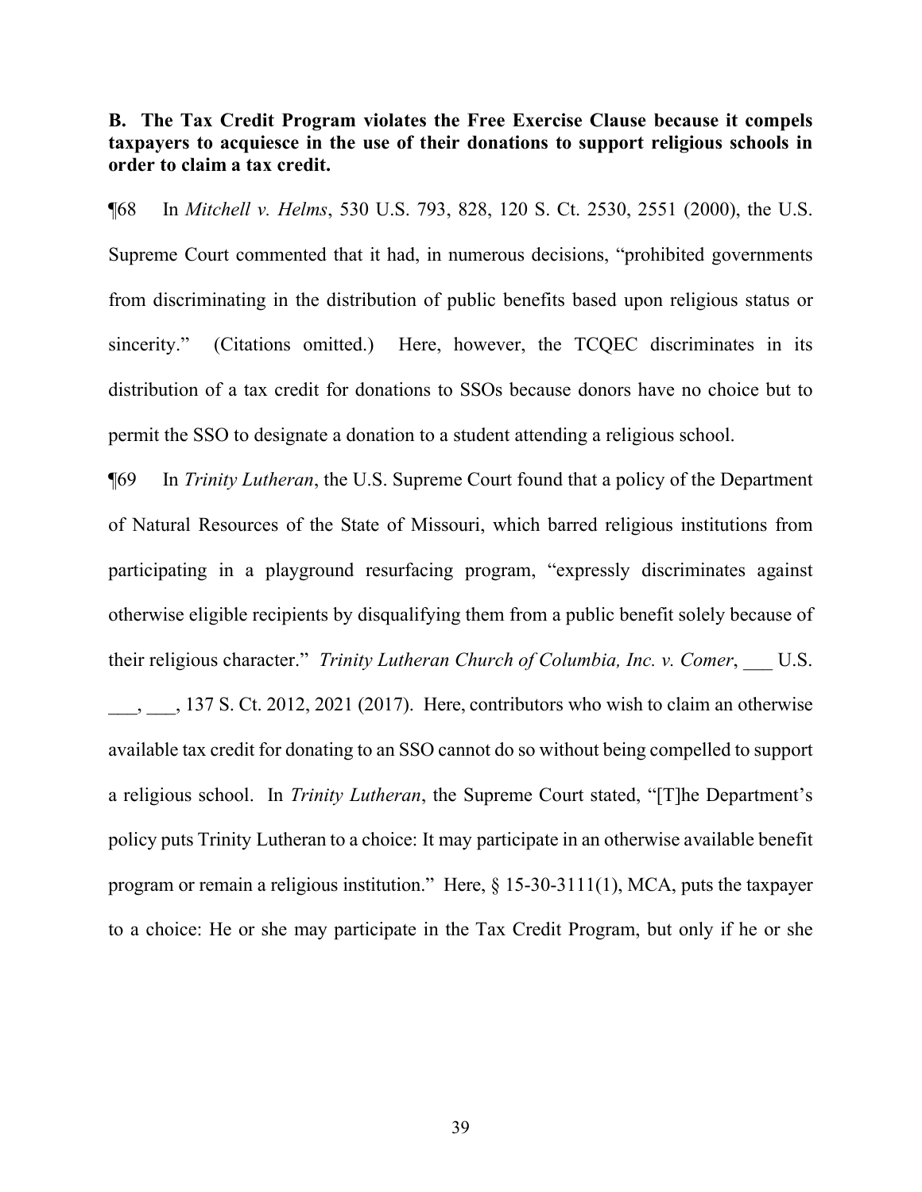**B. The Tax Credit Program violates the Free Exercise Clause because it compels taxpayers to acquiesce in the use of their donations to support religious schools in order to claim a tax credit.**

¶68 In *Mitchell v. Helms*, 530 U.S. 793, 828, 120 S. Ct. 2530, 2551 (2000), the U.S. Supreme Court commented that it had, in numerous decisions, "prohibited governments from discriminating in the distribution of public benefits based upon religious status or sincerity." (Citations omitted.) Here, however, the TCQEC discriminates in its distribution of a tax credit for donations to SSOs because donors have no choice but to permit the SSO to designate a donation to a student attending a religious school.

¶69 In *Trinity Lutheran*, the U.S. Supreme Court found that a policy of the Department of Natural Resources of the State of Missouri, which barred religious institutions from participating in a playground resurfacing program, "expressly discriminates against otherwise eligible recipients by disqualifying them from a public benefit solely because of their religious character." *Trinity Lutheran Church of Columbia, Inc. v. Comer*, ___ U.S. ___, ___, 137 S. Ct. 2012, 2021 (2017). Here, contributors who wish to claim an otherwise available tax credit for donating to an SSO cannot do so without being compelled to support a religious school. In *Trinity Lutheran*, the Supreme Court stated, "[T]he Department's policy puts Trinity Lutheran to a choice: It may participate in an otherwise available benefit program or remain a religious institution." Here, § 15-30-3111(1), MCA, puts the taxpayer to a choice: He or she may participate in the Tax Credit Program, but only if he or she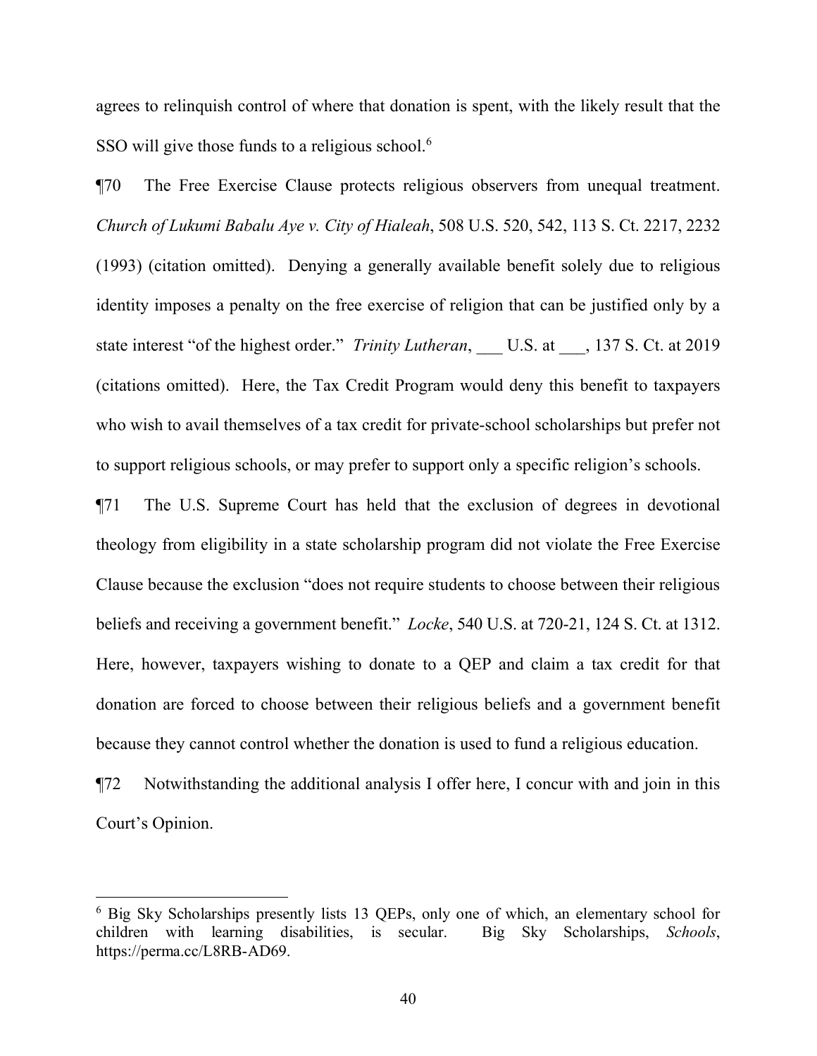agrees to relinquish control of where that donation is spent, with the likely result that the SSO will give those funds to a religious school.[6]

¶70 The Free Exercise Clause protects religious observers from unequal treatment. *Church of Lukumi Babalu Aye v. City of Hialeah*, 508 U.S. 520, 542, 113 S. Ct. 2217, 2232 (1993) (citation omitted). Denying a generally available benefit solely due to religious identity imposes a penalty on the free exercise of religion that can be justified only by a state interest "of the highest order." *Trinity Lutheran*, ___ U.S. at ___, 137 S. Ct. at 2019 (citations omitted). Here, the Tax Credit Program would deny this benefit to taxpayers who wish to avail themselves of a tax credit for private-school scholarships but prefer not to support religious schools, or may prefer to support only a specific religion's schools.

¶71 The U.S. Supreme Court has held that the exclusion of degrees in devotional theology from eligibility in a state scholarship program did not violate the Free Exercise Clause because the exclusion "does not require students to choose between their religious beliefs and receiving a government benefit." *Locke*, 540 U.S. at 720-21, 124 S. Ct. at 1312. Here, however, taxpayers wishing to donate to a QEP and claim a tax credit for that donation are forced to choose between their religious beliefs and a government benefit because they cannot control whether the donation is used to fund a religious education.

¶72 Notwithstanding the additional analysis I offer here, I concur with and join in this Court's Opinion.

---

[6] Big Sky Scholarships presently lists 13 QEPs, only one of which, an elementary school for children with learning disabilities, is secular. Big Sky Scholarships, *Schools*, https://perma.cc/L8RB-AD69.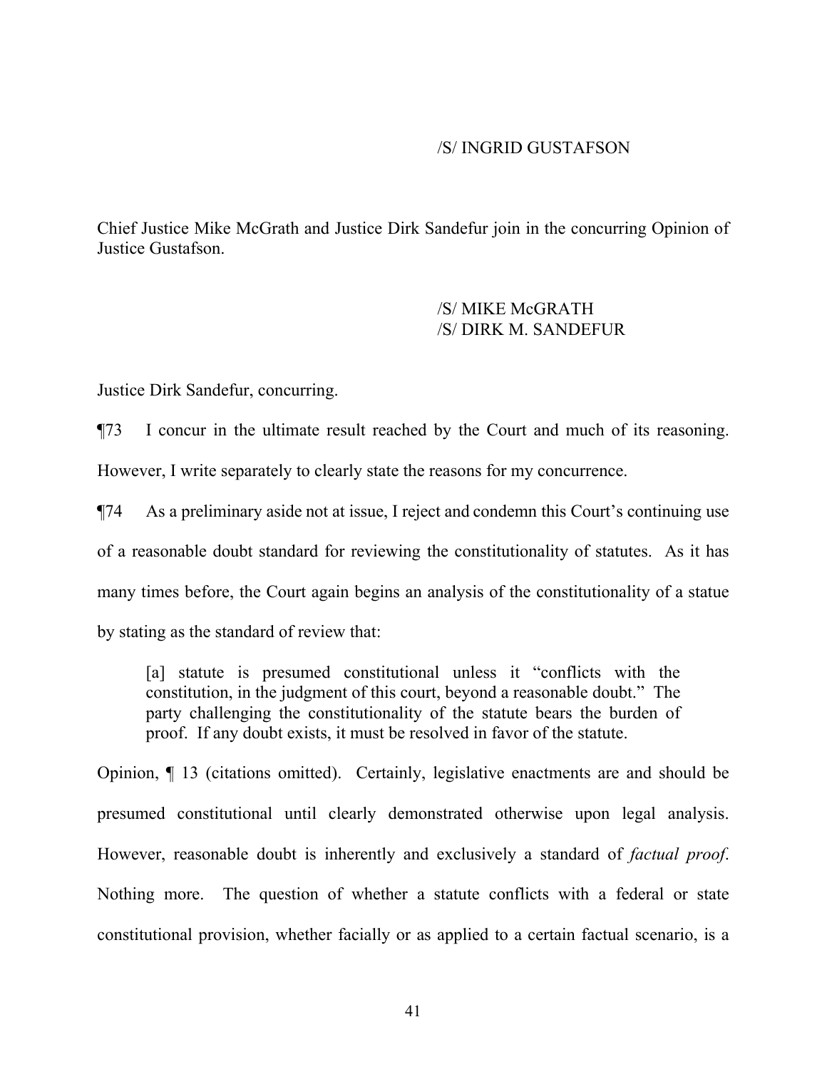/S/ INGRID GUSTAFSON

Chief Justice Mike McGrath and Justice Dirk Sandefur join in the concurring Opinion of Justice Gustafson.

/S/ MIKE McGRATH
/S/ DIRK M. SANDEFUR

Justice Dirk Sandefur, concurring.

¶73 I concur in the ultimate result reached by the Court and much of its reasoning. However, I write separately to clearly state the reasons for my concurrence.

¶74 As a preliminary aside not at issue, I reject and condemn this Court's continuing use of a reasonable doubt standard for reviewing the constitutionality of statutes. As it has many times before, the Court again begins an analysis of the constitutionality of a statue by stating as the standard of review that:

> [a] statute is presumed constitutional unless it "conflicts with the constitution, in the judgment of this court, beyond a reasonable doubt." The party challenging the constitutionality of the statute bears the burden of proof. If any doubt exists, it must be resolved in favor of the statute.

Opinion, ¶ 13 (citations omitted). Certainly, legislative enactments are and should be presumed constitutional until clearly demonstrated otherwise upon legal analysis. However, reasonable doubt is inherently and exclusively a standard of *factual proof*. Nothing more. The question of whether a statute conflicts with a federal or state constitutional provision, whether facially or as applied to a certain factual scenario, is a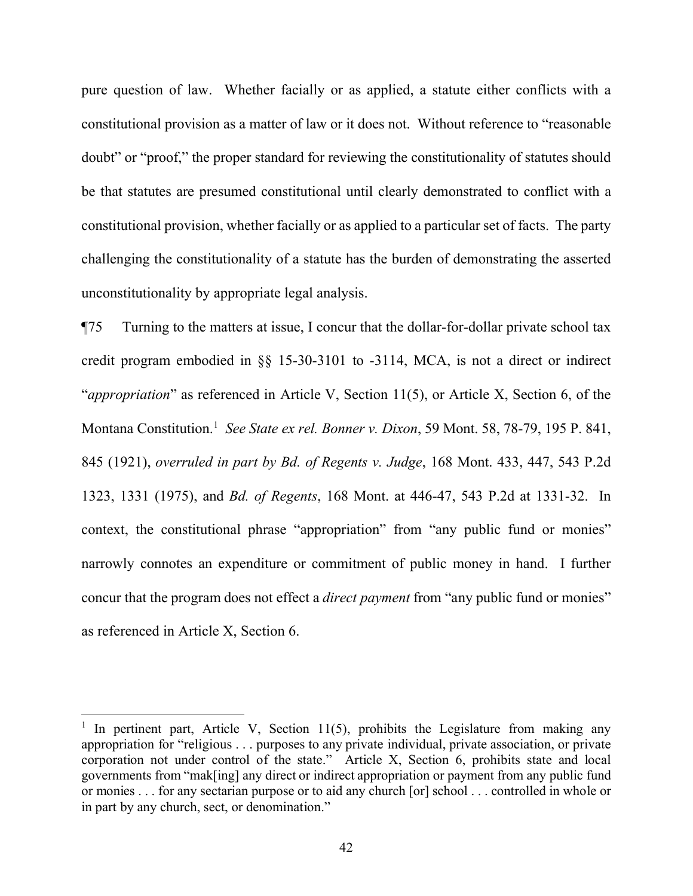pure question of law. Whether facially or as applied, a statute either conflicts with a constitutional provision as a matter of law or it does not. Without reference to "reasonable doubt" or "proof," the proper standard for reviewing the constitutionality of statutes should be that statutes are presumed constitutional until clearly demonstrated to conflict with a constitutional provision, whether facially or as applied to a particular set of facts. The party challenging the constitutionality of a statute has the burden of demonstrating the asserted unconstitutionality by appropriate legal analysis.

¶75 Turning to the matters at issue, I concur that the dollar-for-dollar private school tax credit program embodied in §§ 15-30-3101 to -3114, MCA, is not a direct or indirect "*appropriation*" as referenced in Article V, Section 11(5), or Article X, Section 6, of the Montana Constitution.[1] *See State ex rel. Bonner v. Dixon*, 59 Mont. 58, 78-79, 195 P. 841, 845 (1921), *overruled in part by Bd. of Regents v. Judge*, 168 Mont. 433, 447, 543 P.2d 1323, 1331 (1975), and *Bd. of Regents*, 168 Mont. at 446-47, 543 P.2d at 1331-32. In context, the constitutional phrase "appropriation" from "any public fund or monies" narrowly connotes an expenditure or commitment of public money in hand. I further concur that the program does not effect a *direct payment* from "any public fund or monies" as referenced in Article X, Section 6.

---

[1] In pertinent part, Article V, Section 11(5), prohibits the Legislature from making any appropriation for "religious . . . purposes to any private individual, private association, or private corporation not under control of the state." Article X, Section 6, prohibits state and local governments from "mak[ing] any direct or indirect appropriation or payment from any public fund or monies . . . for any sectarian purpose or to aid any church [or] school . . . controlled in whole or in part by any church, sect, or denomination."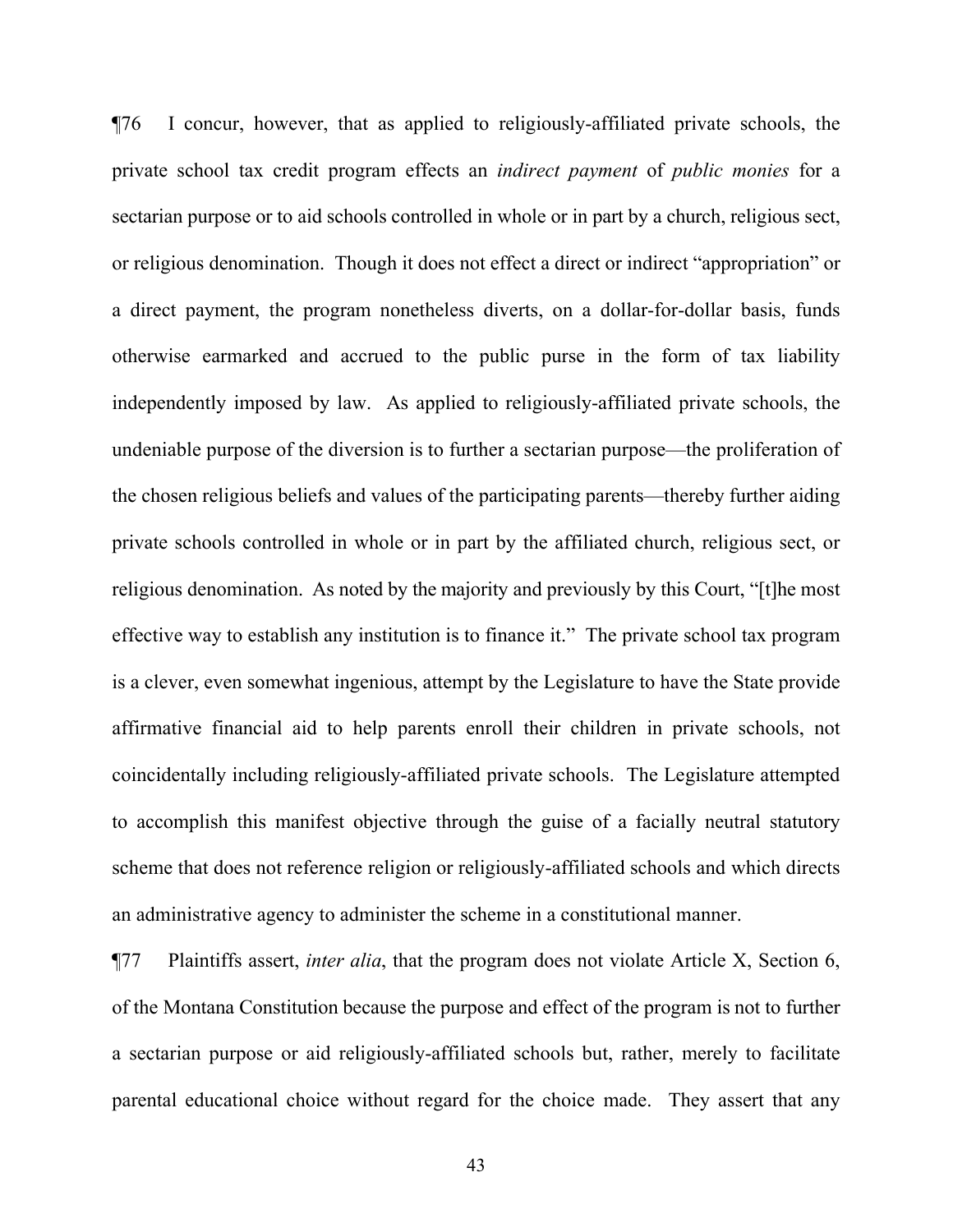¶76 I concur, however, that as applied to religiously-affiliated private schools, the private school tax credit program effects an *indirect payment* of *public monies* for a sectarian purpose or to aid schools controlled in whole or in part by a church, religious sect, or religious denomination. Though it does not effect a direct or indirect "appropriation" or a direct payment, the program nonetheless diverts, on a dollar-for-dollar basis, funds otherwise earmarked and accrued to the public purse in the form of tax liability independently imposed by law. As applied to religiously-affiliated private schools, the undeniable purpose of the diversion is to further a sectarian purpose—the proliferation of the chosen religious beliefs and values of the participating parents—thereby further aiding private schools controlled in whole or in part by the affiliated church, religious sect, or religious denomination. As noted by the majority and previously by this Court, "[t]he most effective way to establish any institution is to finance it." The private school tax program is a clever, even somewhat ingenious, attempt by the Legislature to have the State provide affirmative financial aid to help parents enroll their children in private schools, not coincidentally including religiously-affiliated private schools. The Legislature attempted to accomplish this manifest objective through the guise of a facially neutral statutory scheme that does not reference religion or religiously-affiliated schools and which directs an administrative agency to administer the scheme in a constitutional manner.

¶77 Plaintiffs assert, *inter alia*, that the program does not violate Article X, Section 6, of the Montana Constitution because the purpose and effect of the program is not to further a sectarian purpose or aid religiously-affiliated schools but, rather, merely to facilitate parental educational choice without regard for the choice made. They assert that any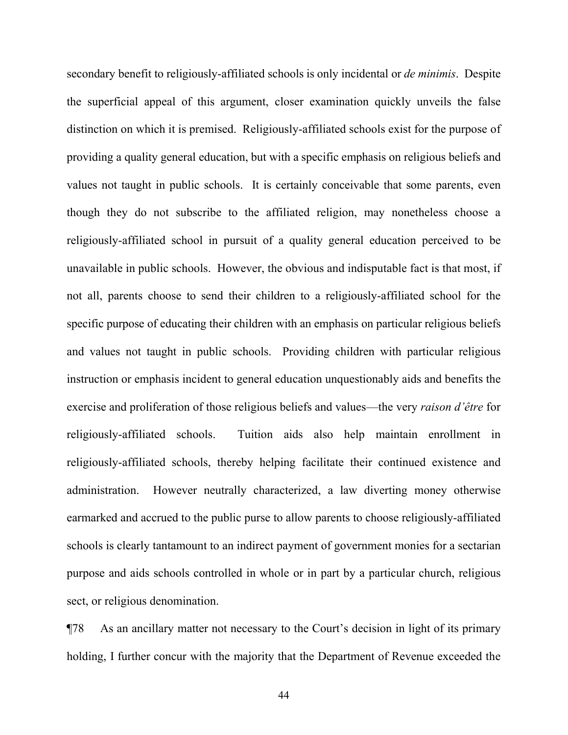secondary benefit to religiously-affiliated schools is only incidental or *de minimis*. Despite the superficial appeal of this argument, closer examination quickly unveils the false distinction on which it is premised. Religiously-affiliated schools exist for the purpose of providing a quality general education, but with a specific emphasis on religious beliefs and values not taught in public schools. It is certainly conceivable that some parents, even though they do not subscribe to the affiliated religion, may nonetheless choose a religiously-affiliated school in pursuit of a quality general education perceived to be unavailable in public schools. However, the obvious and indisputable fact is that most, if not all, parents choose to send their children to a religiously-affiliated school for the specific purpose of educating their children with an emphasis on particular religious beliefs and values not taught in public schools. Providing children with particular religious instruction or emphasis incident to general education unquestionably aids and benefits the exercise and proliferation of those religious beliefs and values—the very *raison d'être* for religiously-affiliated schools. Tuition aids also help maintain enrollment in religiously-affiliated schools, thereby helping facilitate their continued existence and administration. However neutrally characterized, a law diverting money otherwise earmarked and accrued to the public purse to allow parents to choose religiously-affiliated schools is clearly tantamount to an indirect payment of government monies for a sectarian purpose and aids schools controlled in whole or in part by a particular church, religious sect, or religious denomination.

¶78 As an ancillary matter not necessary to the Court's decision in light of its primary holding, I further concur with the majority that the Department of Revenue exceeded the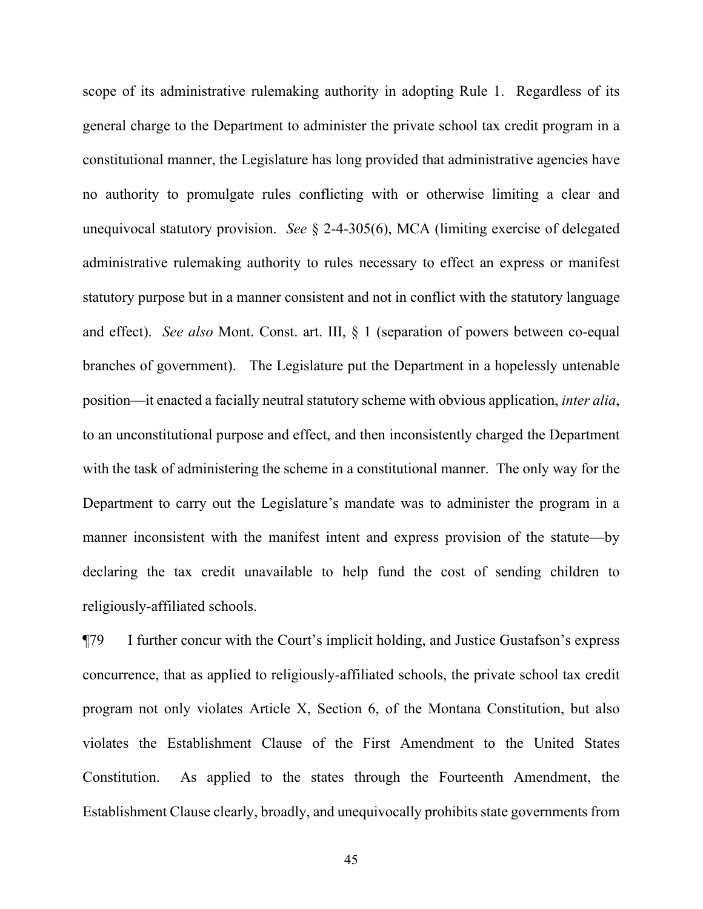scope of its administrative rulemaking authority in adopting Rule 1. Regardless of its general charge to the Department to administer the private school tax credit program in a constitutional manner, the Legislature has long provided that administrative agencies have no authority to promulgate rules conflicting with or otherwise limiting a clear and unequivocal statutory provision. *See* § 2-4-305(6), MCA (limiting exercise of delegated administrative rulemaking authority to rules necessary to effect an express or manifest statutory purpose but in a manner consistent and not in conflict with the statutory language and effect). *See also* Mont. Const. art. III, § 1 (separation of powers between co-equal branches of government). The Legislature put the Department in a hopelessly untenable position—it enacted a facially neutral statutory scheme with obvious application, *inter alia*, to an unconstitutional purpose and effect, and then inconsistently charged the Department with the task of administering the scheme in a constitutional manner. The only way for the Department to carry out the Legislature's mandate was to administer the program in a manner inconsistent with the manifest intent and express provision of the statute—by declaring the tax credit unavailable to help fund the cost of sending children to religiously-affiliated schools.

¶79 I further concur with the Court's implicit holding, and Justice Gustafson's express concurrence, that as applied to religiously-affiliated schools, the private school tax credit program not only violates Article X, Section 6, of the Montana Constitution, but also violates the Establishment Clause of the First Amendment to the United States Constitution. As applied to the states through the Fourteenth Amendment, the Establishment Clause clearly, broadly, and unequivocally prohibits state governments from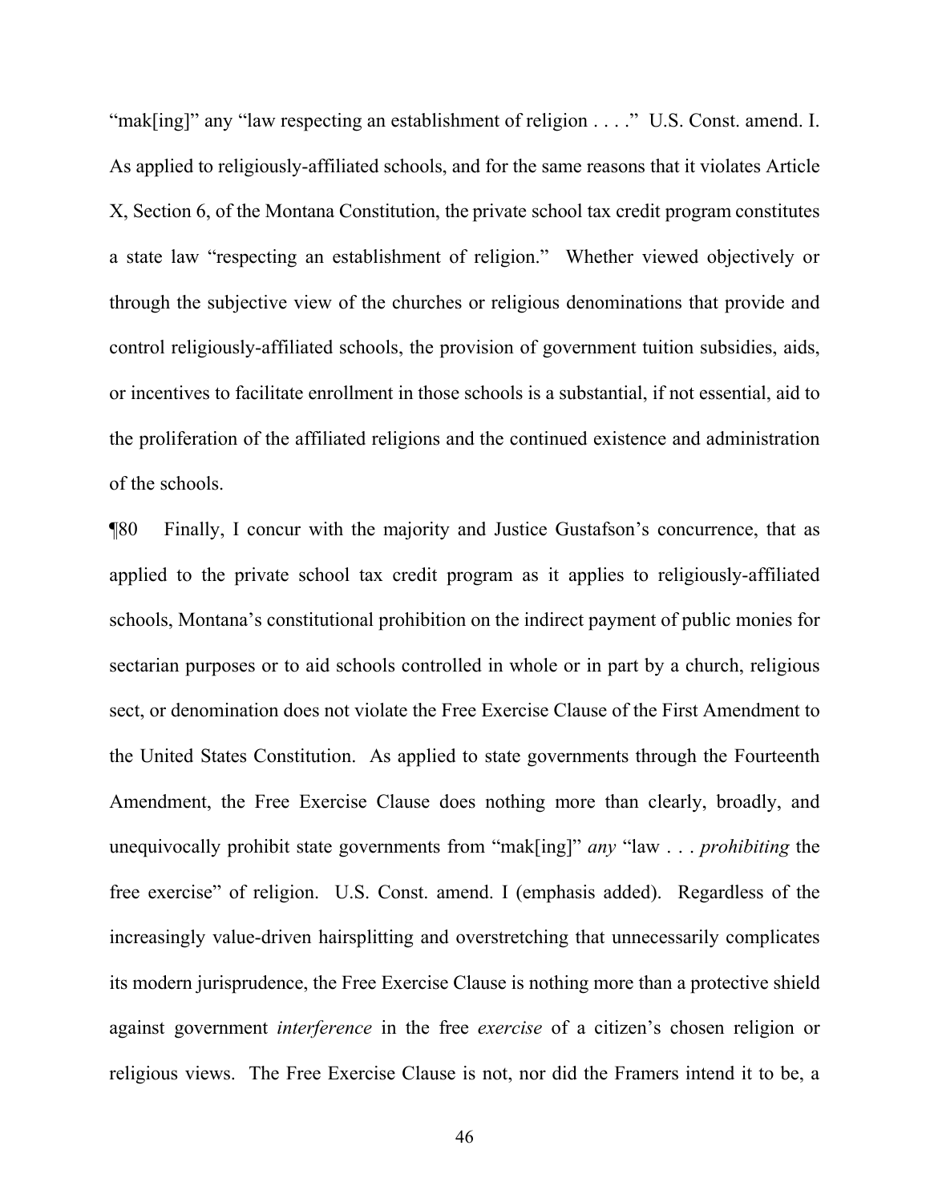"mak[ing]" any "law respecting an establishment of religion . . . ." U.S. Const. amend. I. As applied to religiously-affiliated schools, and for the same reasons that it violates Article X, Section 6, of the Montana Constitution, the private school tax credit program constitutes a state law "respecting an establishment of religion." Whether viewed objectively or through the subjective view of the churches or religious denominations that provide and control religiously-affiliated schools, the provision of government tuition subsidies, aids, or incentives to facilitate enrollment in those schools is a substantial, if not essential, aid to the proliferation of the affiliated religions and the continued existence and administration of the schools.

¶80 Finally, I concur with the majority and Justice Gustafson's concurrence, that as applied to the private school tax credit program as it applies to religiously-affiliated schools, Montana's constitutional prohibition on the indirect payment of public monies for sectarian purposes or to aid schools controlled in whole or in part by a church, religious sect, or denomination does not violate the Free Exercise Clause of the First Amendment to the United States Constitution. As applied to state governments through the Fourteenth Amendment, the Free Exercise Clause does nothing more than clearly, broadly, and unequivocally prohibit state governments from "mak[ing]" *any* "law . . . *prohibiting* the free exercise" of religion. U.S. Const. amend. I (emphasis added). Regardless of the increasingly value-driven hairsplitting and overstretching that unnecessarily complicates its modern jurisprudence, the Free Exercise Clause is nothing more than a protective shield against government *interference* in the free *exercise* of a citizen's chosen religion or religious views. The Free Exercise Clause is not, nor did the Framers intend it to be, a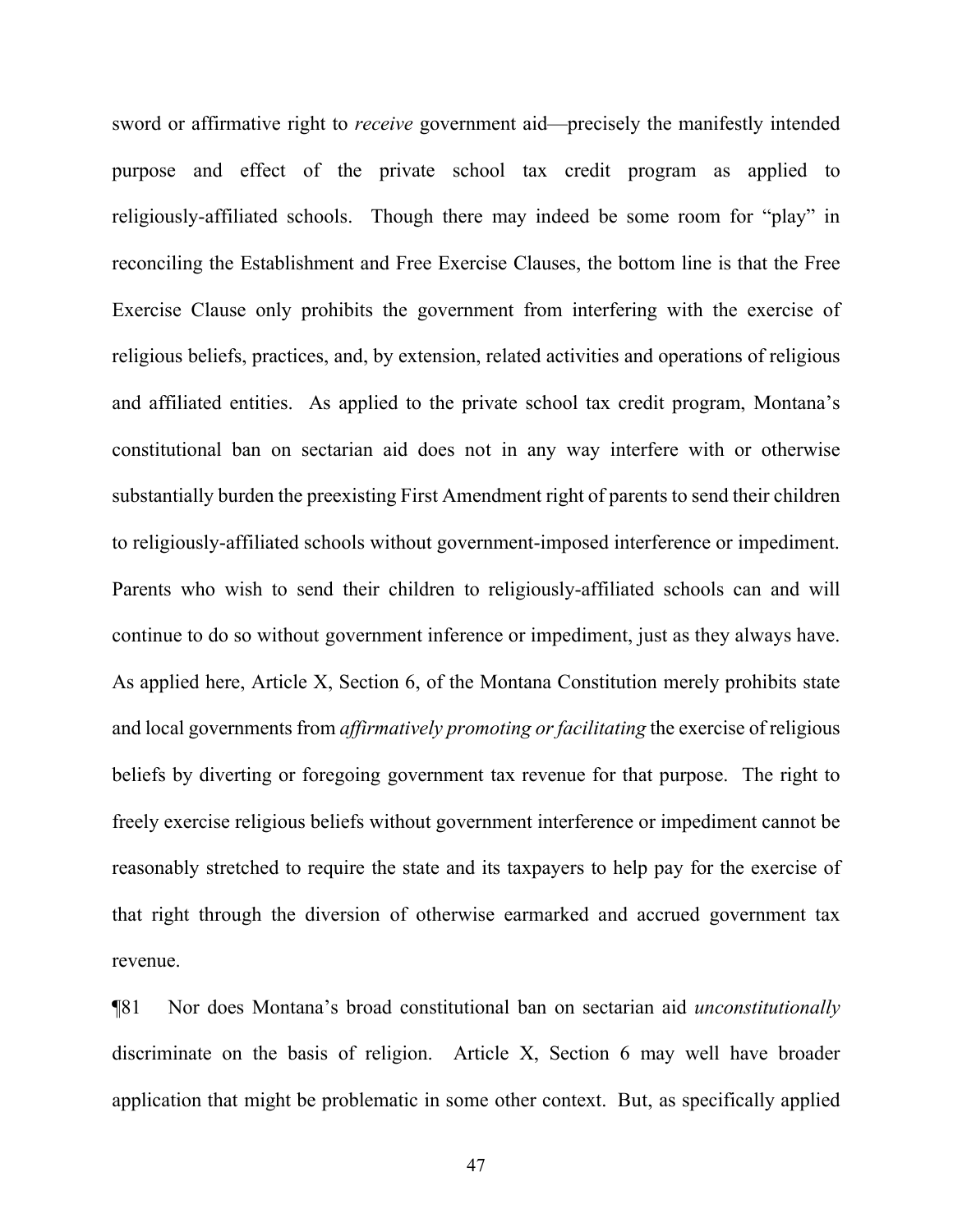sword or affirmative right to *receive* government aid—precisely the manifestly intended purpose and effect of the private school tax credit program as applied to religiously-affiliated schools. Though there may indeed be some room for "play" in reconciling the Establishment and Free Exercise Clauses, the bottom line is that the Free Exercise Clause only prohibits the government from interfering with the exercise of religious beliefs, practices, and, by extension, related activities and operations of religious and affiliated entities. As applied to the private school tax credit program, Montana's constitutional ban on sectarian aid does not in any way interfere with or otherwise substantially burden the preexisting First Amendment right of parents to send their children to religiously-affiliated schools without government-imposed interference or impediment. Parents who wish to send their children to religiously-affiliated schools can and will continue to do so without government inference or impediment, just as they always have. As applied here, Article X, Section 6, of the Montana Constitution merely prohibits state and local governments from *affirmatively promoting or facilitating* the exercise of religious beliefs by diverting or foregoing government tax revenue for that purpose. The right to freely exercise religious beliefs without government interference or impediment cannot be reasonably stretched to require the state and its taxpayers to help pay for the exercise of that right through the diversion of otherwise earmarked and accrued government tax revenue.

¶81 Nor does Montana's broad constitutional ban on sectarian aid *unconstitutionally* discriminate on the basis of religion. Article X, Section 6 may well have broader application that might be problematic in some other context. But, as specifically applied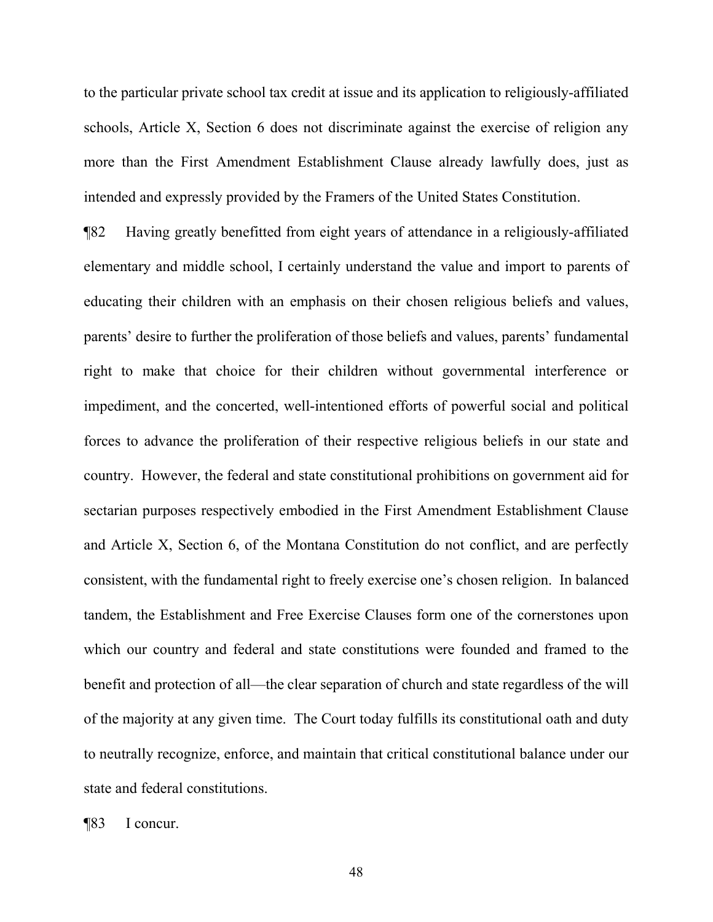to the particular private school tax credit at issue and its application to religiously-affiliated schools, Article X, Section 6 does not discriminate against the exercise of religion any more than the First Amendment Establishment Clause already lawfully does, just as intended and expressly provided by the Framers of the United States Constitution.

¶82 Having greatly benefitted from eight years of attendance in a religiously-affiliated elementary and middle school, I certainly understand the value and import to parents of educating their children with an emphasis on their chosen religious beliefs and values, parents' desire to further the proliferation of those beliefs and values, parents' fundamental right to make that choice for their children without governmental interference or impediment, and the concerted, well-intentioned efforts of powerful social and political forces to advance the proliferation of their respective religious beliefs in our state and country. However, the federal and state constitutional prohibitions on government aid for sectarian purposes respectively embodied in the First Amendment Establishment Clause and Article X, Section 6, of the Montana Constitution do not conflict, and are perfectly consistent, with the fundamental right to freely exercise one's chosen religion. In balanced tandem, the Establishment and Free Exercise Clauses form one of the cornerstones upon which our country and federal and state constitutions were founded and framed to the benefit and protection of all—the clear separation of church and state regardless of the will of the majority at any given time. The Court today fulfills its constitutional oath and duty to neutrally recognize, enforce, and maintain that critical constitutional balance under our state and federal constitutions.

¶83 I concur.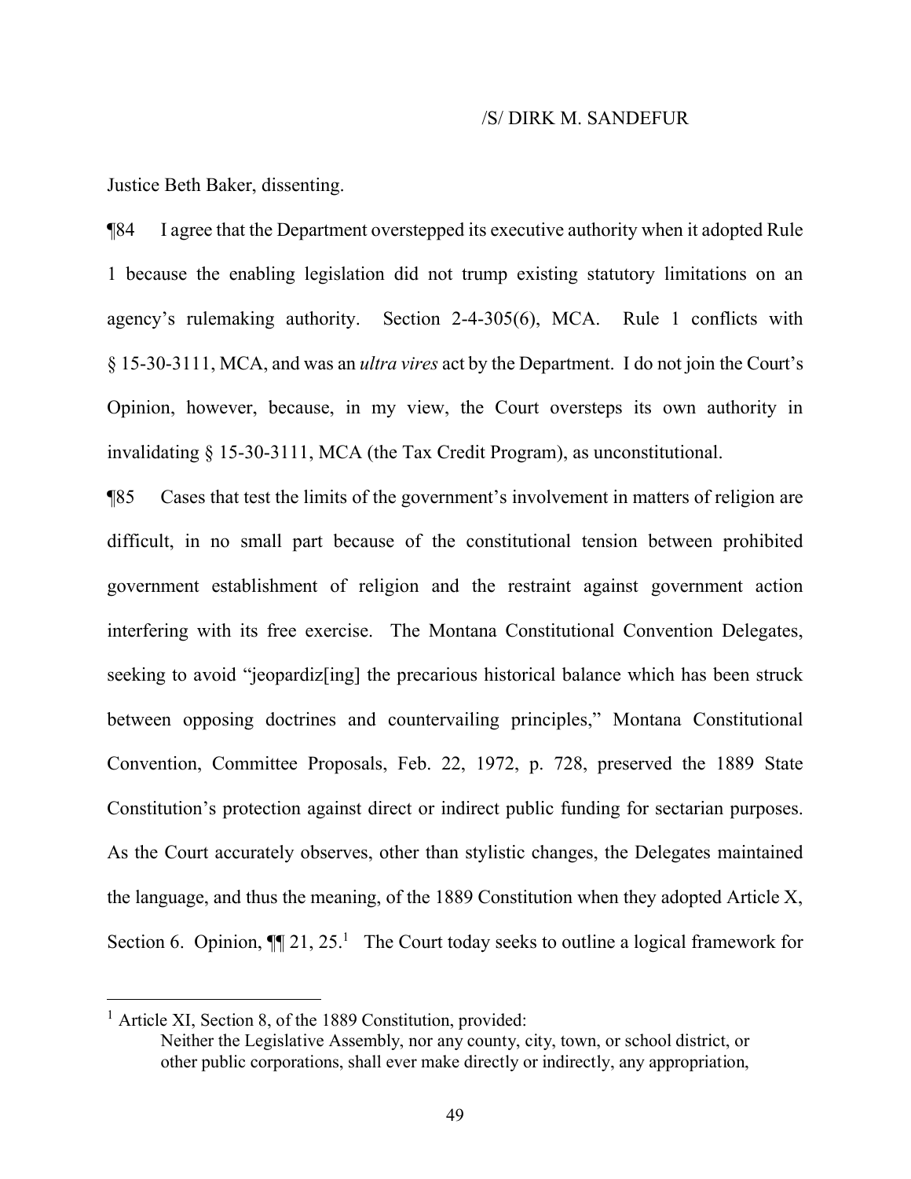/S/ DIRK M. SANDEFUR

Justice Beth Baker, dissenting.

¶84 I agree that the Department overstepped its executive authority when it adopted Rule 1 because the enabling legislation did not trump existing statutory limitations on an agency's rulemaking authority. Section 2-4-305(6), MCA. Rule 1 conflicts with § 15-30-3111, MCA, and was an *ultra vires* act by the Department. I do not join the Court's Opinion, however, because, in my view, the Court oversteps its own authority in invalidating § 15-30-3111, MCA (the Tax Credit Program), as unconstitutional.

¶85 Cases that test the limits of the government's involvement in matters of religion are difficult, in no small part because of the constitutional tension between prohibited government establishment of religion and the restraint against government action interfering with its free exercise. The Montana Constitutional Convention Delegates, seeking to avoid "jeopardiz[ing] the precarious historical balance which has been struck between opposing doctrines and countervailing principles," Montana Constitutional Convention, Committee Proposals, Feb. 22, 1972, p. 728, preserved the 1889 State Constitution's protection against direct or indirect public funding for sectarian purposes. As the Court accurately observes, other than stylistic changes, the Delegates maintained the language, and thus the meaning, of the 1889 Constitution when they adopted Article X, Section 6. Opinion, ¶¶ 21, 25.[1] The Court today seeks to outline a logical framework for

[1] Article XI, Section 8, of the 1889 Constitution, provided:

> Neither the Legislative Assembly, nor any county, city, town, or school district, or other public corporations, shall ever make directly or indirectly, any appropriation,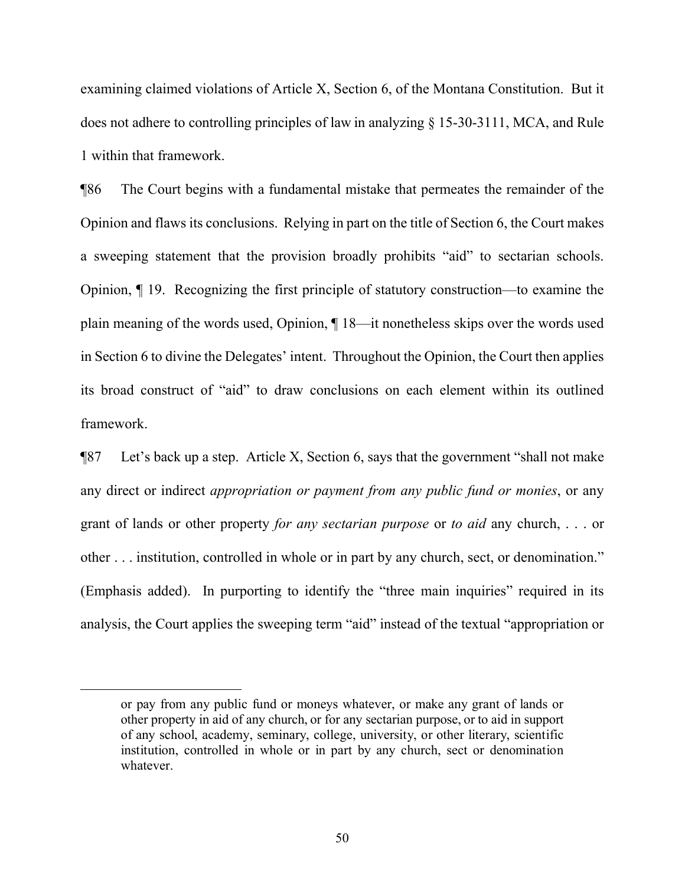examining claimed violations of Article X, Section 6, of the Montana Constitution. But it does not adhere to controlling principles of law in analyzing § 15-30-3111, MCA, and Rule 1 within that framework.

¶86 The Court begins with a fundamental mistake that permeates the remainder of the Opinion and flaws its conclusions. Relying in part on the title of Section 6, the Court makes a sweeping statement that the provision broadly prohibits "aid" to sectarian schools. Opinion, ¶ 19. Recognizing the first principle of statutory construction—to examine the plain meaning of the words used, Opinion, ¶ 18—it nonetheless skips over the words used in Section 6 to divine the Delegates' intent. Throughout the Opinion, the Court then applies its broad construct of "aid" to draw conclusions on each element within its outlined framework.

¶87 Let's back up a step. Article X, Section 6, says that the government "shall not make any direct or indirect *appropriation or payment from any public fund or monies*, or any grant of lands or other property *for any sectarian purpose* or *to aid* any church, . . . or other . . . institution, controlled in whole or in part by any church, sect, or denomination." (Emphasis added). In purporting to identify the "three main inquiries" required in its analysis, the Court applies the sweeping term "aid" instead of the textual "appropriation or

---

> or pay from any public fund or moneys whatever, or make any grant of lands or other property in aid of any church, or for any sectarian purpose, or to aid in support of any school, academy, seminary, college, university, or other literary, scientific institution, controlled in whole or in part by any church, sect or denomination whatever.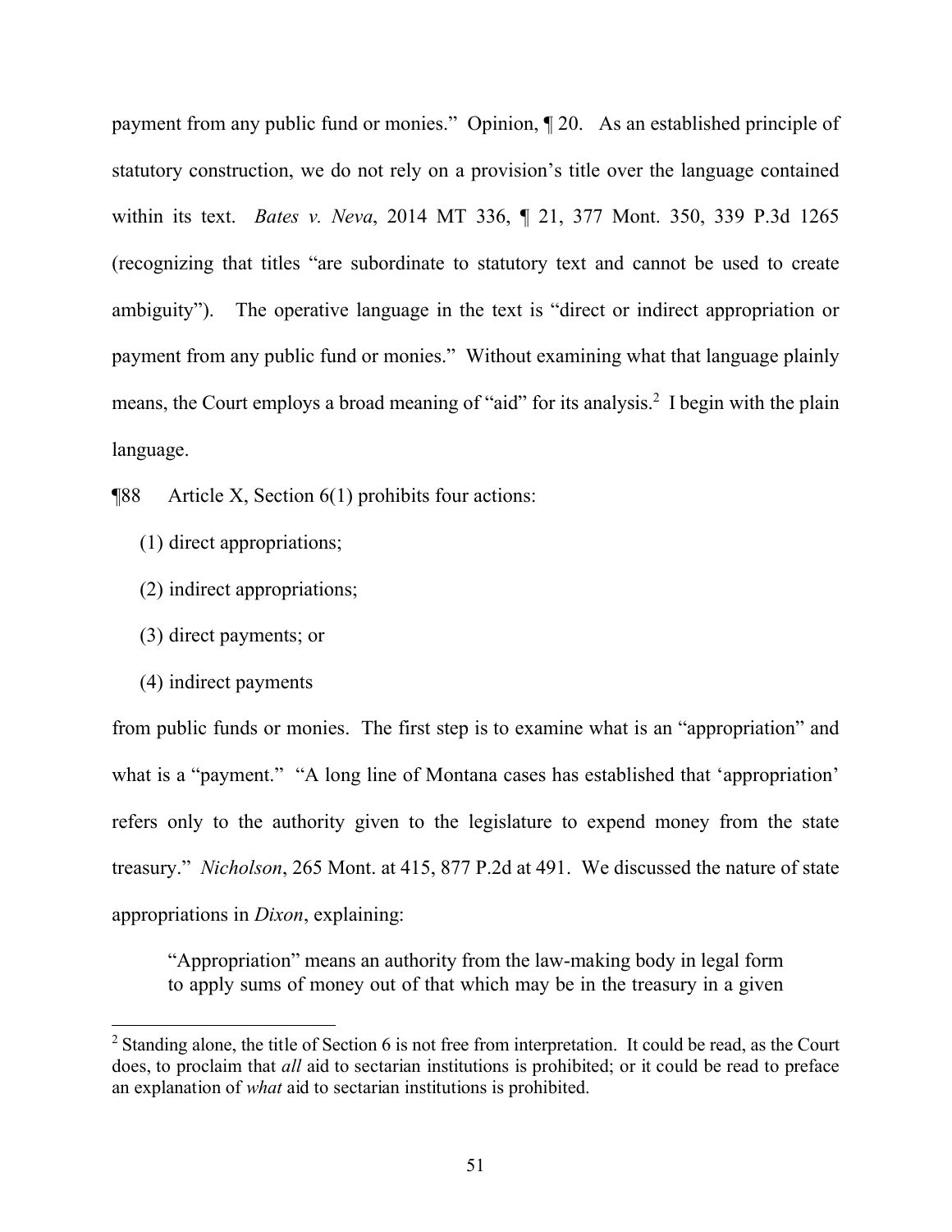payment from any public fund or monies." Opinion, ¶ 20. As an established principle of statutory construction, we do not rely on a provision's title over the language contained within its text. *Bates v. Neva*, 2014 MT 336, ¶ 21, 377 Mont. 350, 339 P.3d 1265 (recognizing that titles "are subordinate to statutory text and cannot be used to create ambiguity"). The operative language in the text is "direct or indirect appropriation or payment from any public fund or monies." Without examining what that language plainly means, the Court employs a broad meaning of "aid" for its analysis.[2] I begin with the plain language.

¶88 Article X, Section 6(1) prohibits four actions:

(1) direct appropriations;

(2) indirect appropriations;

(3) direct payments; or

(4) indirect payments

from public funds or monies. The first step is to examine what is an "appropriation" and what is a "payment." "A long line of Montana cases has established that 'appropriation' refers only to the authority given to the legislature to expend money from the state treasury." *Nicholson*, 265 Mont. at 415, 877 P.2d at 491. We discussed the nature of state appropriations in *Dixon*, explaining:

> "Appropriation" means an authority from the law-making body in legal form to apply sums of money out of that which may be in the treasury in a given

[2] Standing alone, the title of Section 6 is not free from interpretation. It could be read, as the Court does, to proclaim that *all* aid to sectarian institutions is prohibited; or it could be read to preface an explanation of *what* aid to sectarian institutions is prohibited.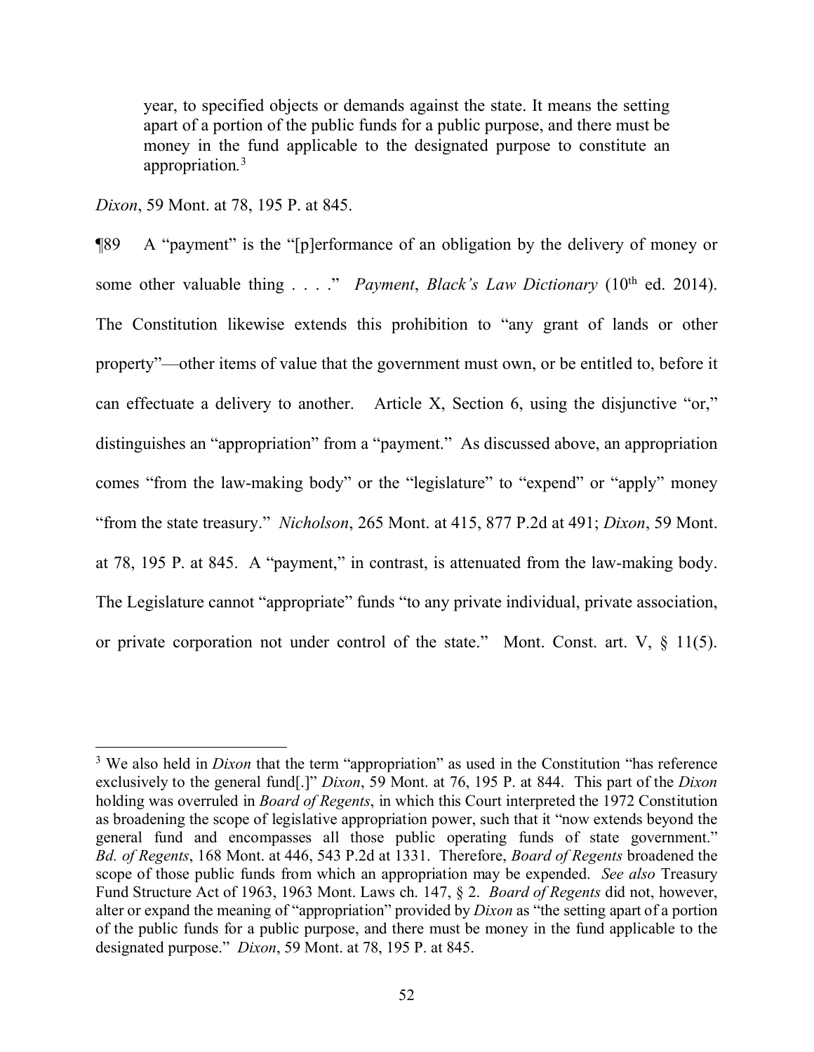> year, to specified objects or demands against the state. It means the setting apart of a portion of the public funds for a public purpose, and there must be money in the fund applicable to the designated purpose to constitute an appropriation.[3]

*Dixon*, 59 Mont. at 78, 195 P. at 845.

¶89 A "payment" is the "[p]erformance of an obligation by the delivery of money or some other valuable thing . . . ." *Payment*, *Black's Law Dictionary* (10th ed. 2014). The Constitution likewise extends this prohibition to "any grant of lands or other property"—other items of value that the government must own, or be entitled to, before it can effectuate a delivery to another. Article X, Section 6, using the disjunctive "or," distinguishes an "appropriation" from a "payment." As discussed above, an appropriation comes "from the law-making body" or the "legislature" to "expend" or "apply" money "from the state treasury." *Nicholson*, 265 Mont. at 415, 877 P.2d at 491; *Dixon*, 59 Mont. at 78, 195 P. at 845. A "payment," in contrast, is attenuated from the law-making body. The Legislature cannot "appropriate" funds "to any private individual, private association, or private corporation not under control of the state." Mont. Const. art. V, § 11(5).

---

[3] We also held in *Dixon* that the term "appropriation" as used in the Constitution "has reference exclusively to the general fund[.]" *Dixon*, 59 Mont. at 76, 195 P. at 844. This part of the *Dixon* holding was overruled in *Board of Regents*, in which this Court interpreted the 1972 Constitution as broadening the scope of legislative appropriation power, such that it "now extends beyond the general fund and encompasses all those public operating funds of state government." *Bd. of Regents*, 168 Mont. at 446, 543 P.2d at 1331. Therefore, *Board of Regents* broadened the scope of those public funds from which an appropriation may be expended. *See also* Treasury Fund Structure Act of 1963, 1963 Mont. Laws ch. 147, § 2. *Board of Regents* did not, however, alter or expand the meaning of "appropriation" provided by *Dixon* as "the setting apart of a portion of the public funds for a public purpose, and there must be money in the fund applicable to the designated purpose." *Dixon*, 59 Mont. at 78, 195 P. at 845.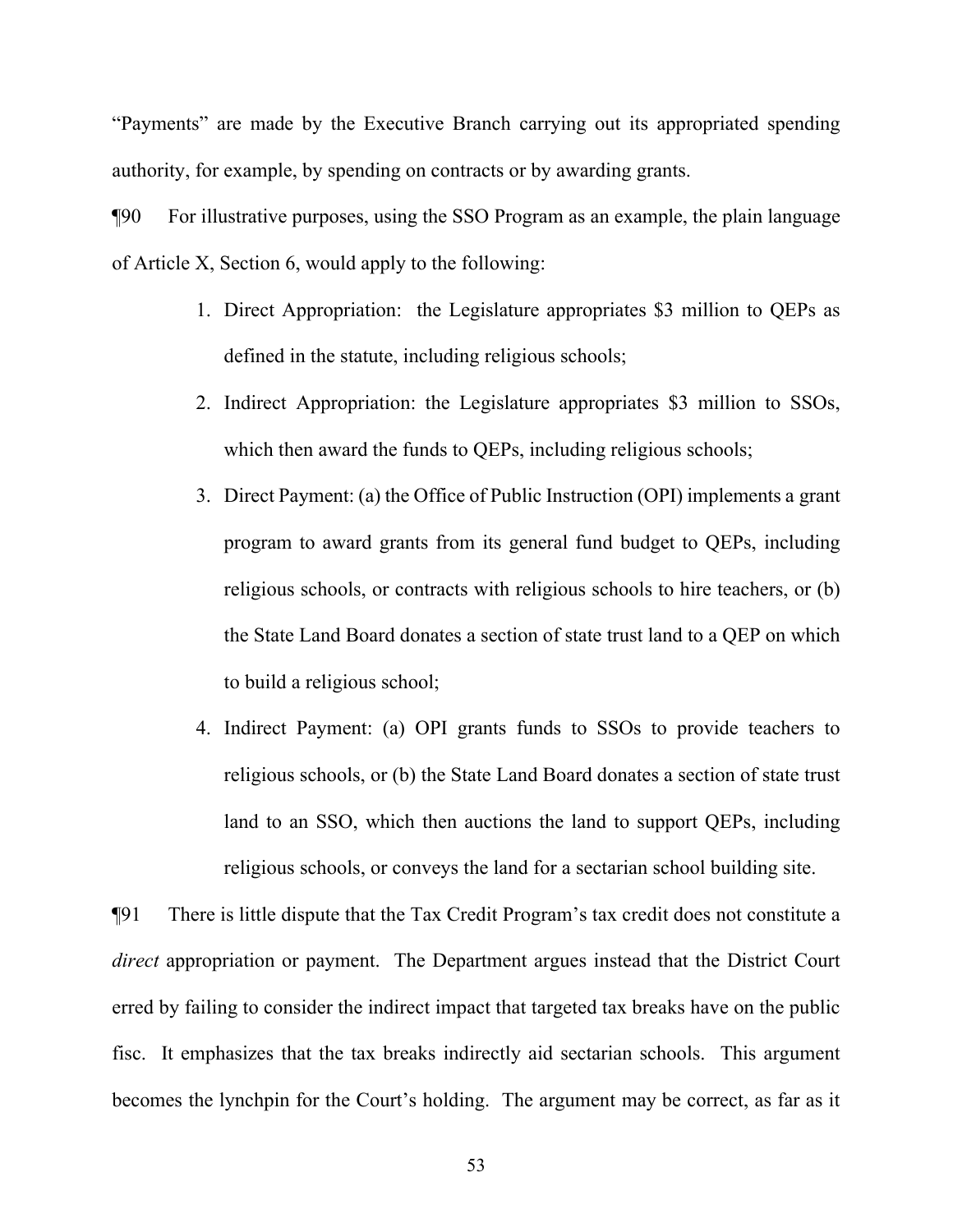"Payments" are made by the Executive Branch carrying out its appropriated spending authority, for example, by spending on contracts or by awarding grants.

¶90 For illustrative purposes, using the SSO Program as an example, the plain language of Article X, Section 6, would apply to the following:

1. Direct Appropriation: the Legislature appropriates $3 million to QEPs as defined in the statute, including religious schools;
2. Indirect Appropriation: the Legislature appropriates $3 million to SSOs, which then award the funds to QEPs, including religious schools;
3. Direct Payment: (a) the Office of Public Instruction (OPI) implements a grant program to award grants from its general fund budget to QEPs, including religious schools, or contracts with religious schools to hire teachers, or (b) the State Land Board donates a section of state trust land to a QEP on which to build a religious school;
4. Indirect Payment: (a) OPI grants funds to SSOs to provide teachers to religious schools, or (b) the State Land Board donates a section of state trust land to an SSO, which then auctions the land to support QEPs, including religious schools, or conveys the land for a sectarian school building site.

¶91 There is little dispute that the Tax Credit Program's tax credit does not constitute a *direct* appropriation or payment. The Department argues instead that the District Court erred by failing to consider the indirect impact that targeted tax breaks have on the public fisc. It emphasizes that the tax breaks indirectly aid sectarian schools. This argument becomes the lynchpin for the Court's holding. The argument may be correct, as far as it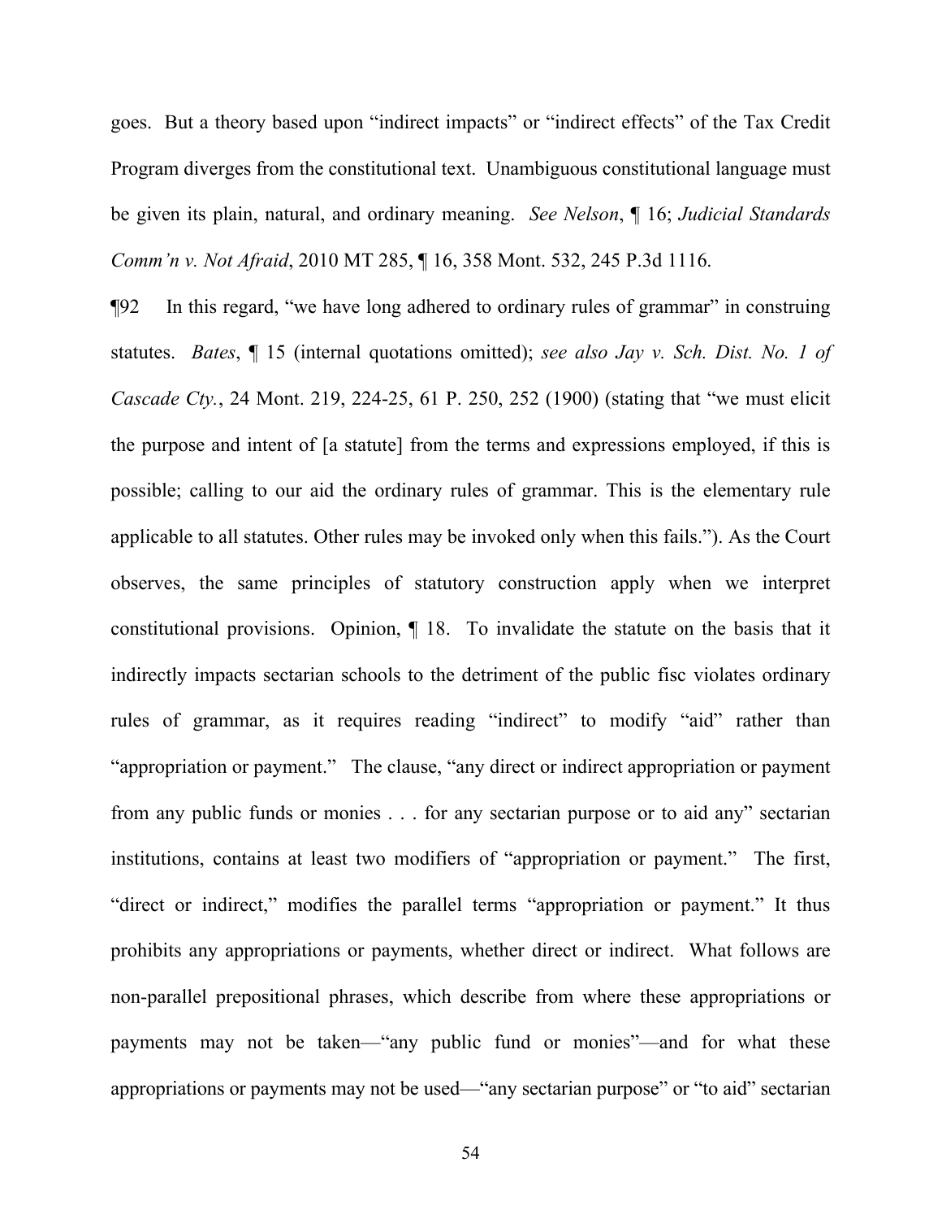goes. But a theory based upon "indirect impacts" or "indirect effects" of the Tax Credit Program diverges from the constitutional text. Unambiguous constitutional language must be given its plain, natural, and ordinary meaning. *See Nelson*, ¶ 16; *Judicial Standards Comm'n v. Not Afraid*, 2010 MT 285, ¶ 16, 358 Mont. 532, 245 P.3d 1116.

¶92 In this regard, "we have long adhered to ordinary rules of grammar" in construing statutes. *Bates*, ¶ 15 (internal quotations omitted); *see also Jay v. Sch. Dist. No. 1 of Cascade Cty.*, 24 Mont. 219, 224-25, 61 P. 250, 252 (1900) (stating that "we must elicit the purpose and intent of [a statute] from the terms and expressions employed, if this is possible; calling to our aid the ordinary rules of grammar. This is the elementary rule applicable to all statutes. Other rules may be invoked only when this fails."). As the Court observes, the same principles of statutory construction apply when we interpret constitutional provisions. Opinion, ¶ 18. To invalidate the statute on the basis that it indirectly impacts sectarian schools to the detriment of the public fisc violates ordinary rules of grammar, as it requires reading "indirect" to modify "aid" rather than "appropriation or payment." The clause, "any direct or indirect appropriation or payment from any public funds or monies . . . for any sectarian purpose or to aid any" sectarian institutions, contains at least two modifiers of "appropriation or payment." The first, "direct or indirect," modifies the parallel terms "appropriation or payment." It thus prohibits any appropriations or payments, whether direct or indirect. What follows are non-parallel prepositional phrases, which describe from where these appropriations or payments may not be taken—"any public fund or monies"—and for what these appropriations or payments may not be used—"any sectarian purpose" or "to aid" sectarian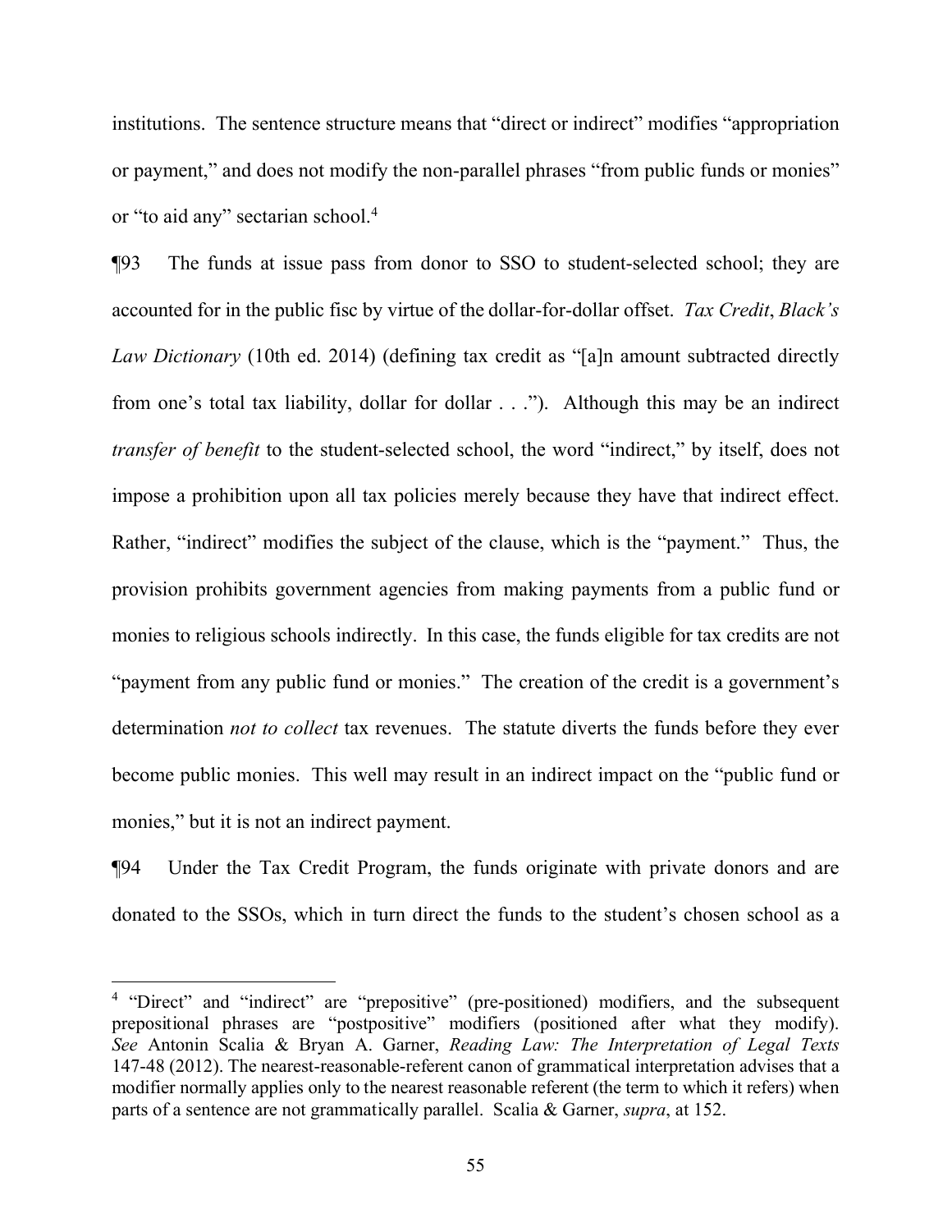institutions. The sentence structure means that "direct or indirect" modifies "appropriation or payment," and does not modify the non-parallel phrases "from public funds or monies" or "to aid any" sectarian school.[4]

¶93 The funds at issue pass from donor to SSO to student-selected school; they are accounted for in the public fisc by virtue of the dollar-for-dollar offset. *Tax Credit*, *Black's Law Dictionary* (10th ed. 2014) (defining tax credit as "[a]n amount subtracted directly from one's total tax liability, dollar for dollar . . ."). Although this may be an indirect *transfer of benefit* to the student-selected school, the word "indirect," by itself, does not impose a prohibition upon all tax policies merely because they have that indirect effect. Rather, "indirect" modifies the subject of the clause, which is the "payment." Thus, the provision prohibits government agencies from making payments from a public fund or monies to religious schools indirectly. In this case, the funds eligible for tax credits are not "payment from any public fund or monies." The creation of the credit is a government's determination *not to collect* tax revenues. The statute diverts the funds before they ever become public monies. This well may result in an indirect impact on the "public fund or monies," but it is not an indirect payment.

¶94 Under the Tax Credit Program, the funds originate with private donors and are donated to the SSOs, which in turn direct the funds to the student's chosen school as a

---

[4] "Direct" and "indirect" are "prepositive" (pre-positioned) modifiers, and the subsequent prepositional phrases are "postpositive" modifiers (positioned after what they modify). *See* Antonin Scalia & Bryan A. Garner, *Reading Law: The Interpretation of Legal Texts* 147-48 (2012). The nearest-reasonable-referent canon of grammatical interpretation advises that a modifier normally applies only to the nearest reasonable referent (the term to which it refers) when parts of a sentence are not grammatically parallel. Scalia & Garner, *supra*, at 152.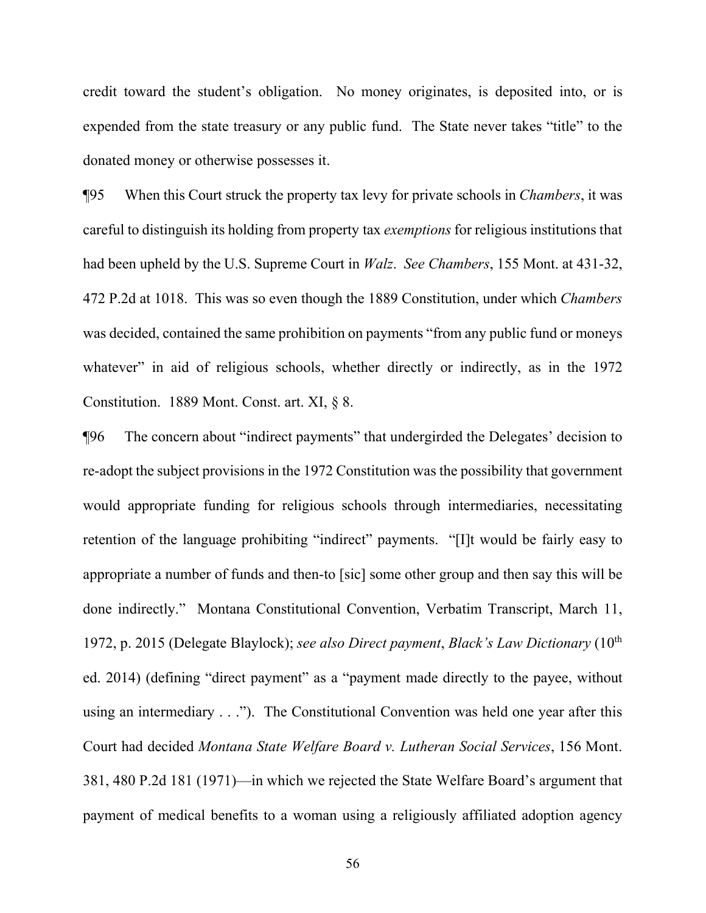credit toward the student's obligation. No money originates, is deposited into, or is expended from the state treasury or any public fund. The State never takes "title" to the donated money or otherwise possesses it.

¶95 When this Court struck the property tax levy for private schools in *Chambers*, it was careful to distinguish its holding from property tax *exemptions* for religious institutions that had been upheld by the U.S. Supreme Court in *Walz*. *See Chambers*, 155 Mont. at 431-32, 472 P.2d at 1018. This was so even though the 1889 Constitution, under which *Chambers* was decided, contained the same prohibition on payments "from any public fund or moneys whatever" in aid of religious schools, whether directly or indirectly, as in the 1972 Constitution. 1889 Mont. Const. art. XI, § 8.

¶96 The concern about "indirect payments" that undergirded the Delegates' decision to re-adopt the subject provisions in the 1972 Constitution was the possibility that government would appropriate funding for religious schools through intermediaries, necessitating retention of the language prohibiting "indirect" payments. "[I]t would be fairly easy to appropriate a number of funds and then-to [sic] some other group and then say this will be done indirectly." Montana Constitutional Convention, Verbatim Transcript, March 11, 1972, p. 2015 (Delegate Blaylock); *see also Direct payment*, *Black's Law Dictionary* (10th ed. 2014) (defining "direct payment" as a "payment made directly to the payee, without using an intermediary . . ."). The Constitutional Convention was held one year after this Court had decided *Montana State Welfare Board v. Lutheran Social Services*, 156 Mont. 381, 480 P.2d 181 (1971)—in which we rejected the State Welfare Board's argument that payment of medical benefits to a woman using a religiously affiliated adoption agency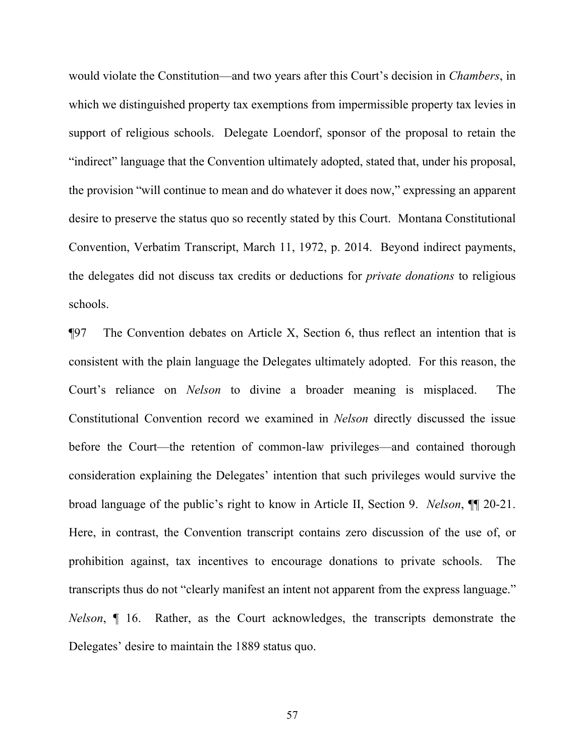would violate the Constitution—and two years after this Court's decision in *Chambers*, in which we distinguished property tax exemptions from impermissible property tax levies in support of religious schools. Delegate Loendorf, sponsor of the proposal to retain the "indirect" language that the Convention ultimately adopted, stated that, under his proposal, the provision "will continue to mean and do whatever it does now," expressing an apparent desire to preserve the status quo so recently stated by this Court. Montana Constitutional Convention, Verbatim Transcript, March 11, 1972, p. 2014. Beyond indirect payments, the delegates did not discuss tax credits or deductions for *private donations* to religious schools.

¶97 The Convention debates on Article X, Section 6, thus reflect an intention that is consistent with the plain language the Delegates ultimately adopted. For this reason, the Court's reliance on *Nelson* to divine a broader meaning is misplaced. The Constitutional Convention record we examined in *Nelson* directly discussed the issue before the Court—the retention of common-law privileges—and contained thorough consideration explaining the Delegates' intention that such privileges would survive the broad language of the public's right to know in Article II, Section 9. *Nelson*, ¶¶ 20-21. Here, in contrast, the Convention transcript contains zero discussion of the use of, or prohibition against, tax incentives to encourage donations to private schools. The transcripts thus do not "clearly manifest an intent not apparent from the express language." *Nelson*, ¶ 16. Rather, as the Court acknowledges, the transcripts demonstrate the Delegates' desire to maintain the 1889 status quo.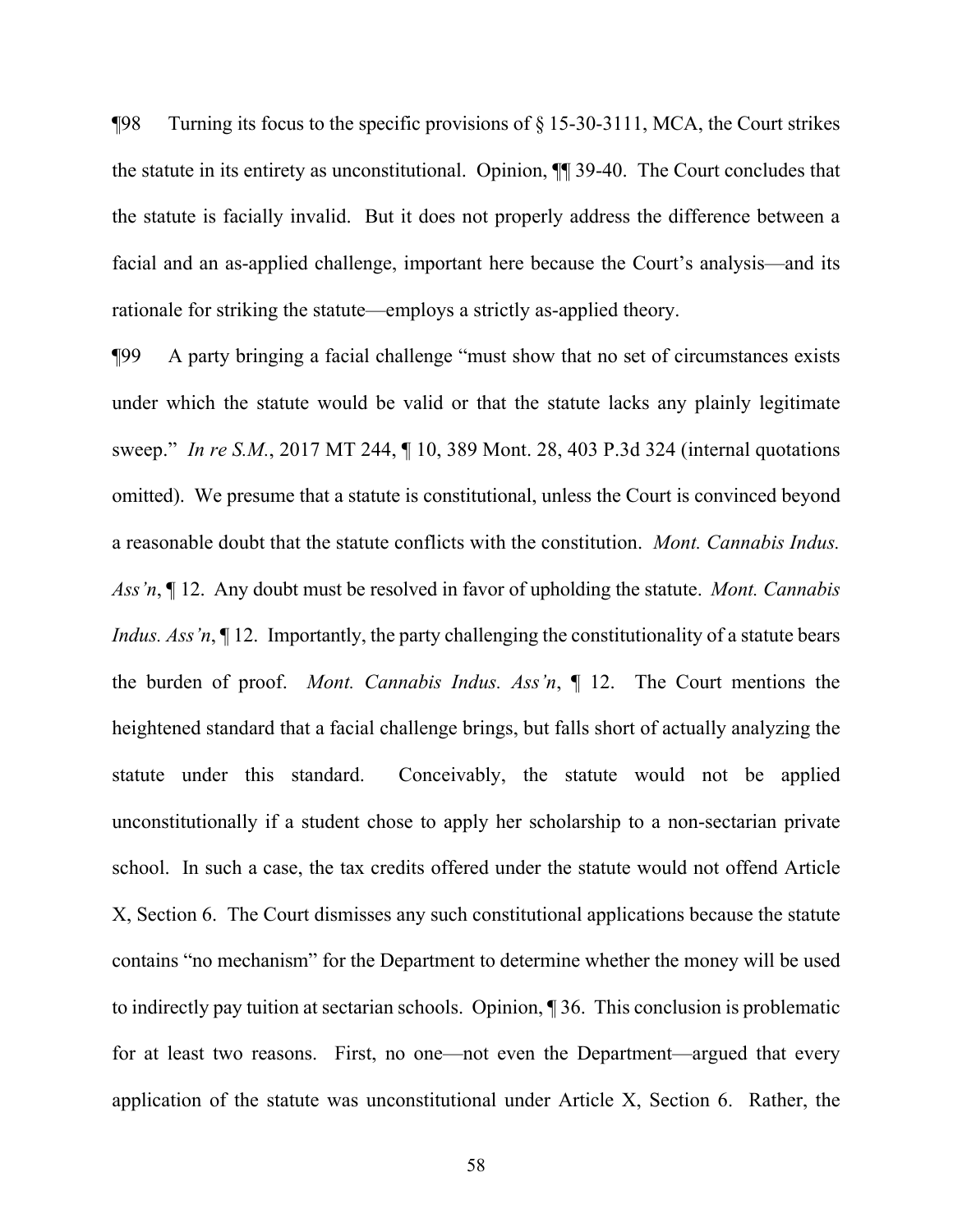¶98 Turning its focus to the specific provisions of § 15-30-3111, MCA, the Court strikes the statute in its entirety as unconstitutional. Opinion, ¶¶ 39-40. The Court concludes that the statute is facially invalid. But it does not properly address the difference between a facial and an as-applied challenge, important here because the Court's analysis—and its rationale for striking the statute—employs a strictly as-applied theory.

¶99 A party bringing a facial challenge "must show that no set of circumstances exists under which the statute would be valid or that the statute lacks any plainly legitimate sweep." *In re S.M.*, 2017 MT 244, ¶ 10, 389 Mont. 28, 403 P.3d 324 (internal quotations omitted). We presume that a statute is constitutional, unless the Court is convinced beyond a reasonable doubt that the statute conflicts with the constitution. *Mont. Cannabis Indus. Ass'n*, ¶ 12. Any doubt must be resolved in favor of upholding the statute. *Mont. Cannabis Indus. Ass'n*, ¶ 12. Importantly, the party challenging the constitutionality of a statute bears the burden of proof. *Mont. Cannabis Indus. Ass'n*, ¶ 12. The Court mentions the heightened standard that a facial challenge brings, but falls short of actually analyzing the statute under this standard. Conceivably, the statute would not be applied unconstitutionally if a student chose to apply her scholarship to a non-sectarian private school. In such a case, the tax credits offered under the statute would not offend Article X, Section 6. The Court dismisses any such constitutional applications because the statute contains "no mechanism" for the Department to determine whether the money will be used to indirectly pay tuition at sectarian schools. Opinion, ¶ 36. This conclusion is problematic for at least two reasons. First, no one—not even the Department—argued that every application of the statute was unconstitutional under Article X, Section 6. Rather, the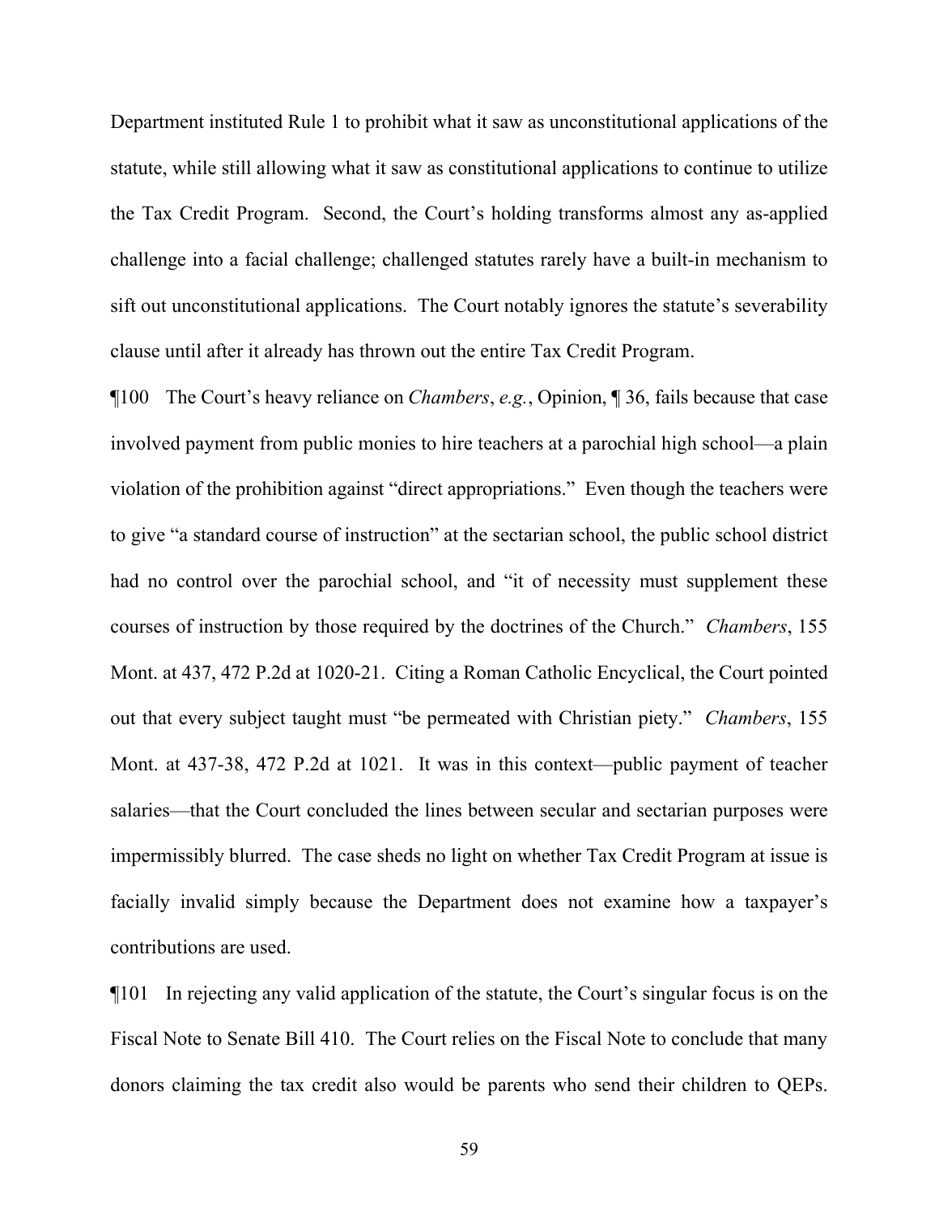Department instituted Rule 1 to prohibit what it saw as unconstitutional applications of the statute, while still allowing what it saw as constitutional applications to continue to utilize the Tax Credit Program. Second, the Court's holding transforms almost any as-applied challenge into a facial challenge; challenged statutes rarely have a built-in mechanism to sift out unconstitutional applications. The Court notably ignores the statute's severability clause until after it already has thrown out the entire Tax Credit Program.

¶100 The Court's heavy reliance on *Chambers*, *e.g.*, Opinion, ¶ 36, fails because that case involved payment from public monies to hire teachers at a parochial high school—a plain violation of the prohibition against "direct appropriations." Even though the teachers were to give "a standard course of instruction" at the sectarian school, the public school district had no control over the parochial school, and "it of necessity must supplement these courses of instruction by those required by the doctrines of the Church." *Chambers*, 155 Mont. at 437, 472 P.2d at 1020-21. Citing a Roman Catholic Encyclical, the Court pointed out that every subject taught must "be permeated with Christian piety." *Chambers*, 155 Mont. at 437-38, 472 P.2d at 1021. It was in this context—public payment of teacher salaries—that the Court concluded the lines between secular and sectarian purposes were impermissibly blurred. The case sheds no light on whether Tax Credit Program at issue is facially invalid simply because the Department does not examine how a taxpayer's contributions are used.

¶101 In rejecting any valid application of the statute, the Court's singular focus is on the Fiscal Note to Senate Bill 410. The Court relies on the Fiscal Note to conclude that many donors claiming the tax credit also would be parents who send their children to QEPs.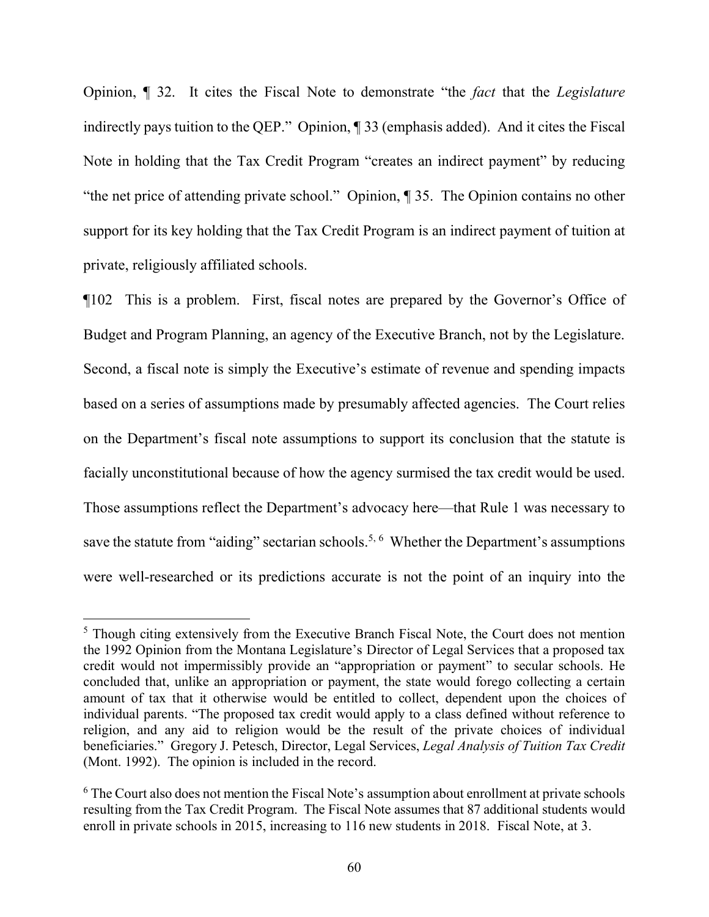Opinion, ¶ 32. It cites the Fiscal Note to demonstrate "the *fact* that the *Legislature* indirectly pays tuition to the QEP." Opinion, ¶ 33 (emphasis added). And it cites the Fiscal Note in holding that the Tax Credit Program "creates an indirect payment" by reducing "the net price of attending private school." Opinion, ¶ 35. The Opinion contains no other support for its key holding that the Tax Credit Program is an indirect payment of tuition at private, religiously affiliated schools.

¶102 This is a problem. First, fiscal notes are prepared by the Governor's Office of Budget and Program Planning, an agency of the Executive Branch, not by the Legislature. Second, a fiscal note is simply the Executive's estimate of revenue and spending impacts based on a series of assumptions made by presumably affected agencies. The Court relies on the Department's fiscal note assumptions to support its conclusion that the statute is facially unconstitutional because of how the agency surmised the tax credit would be used. Those assumptions reflect the Department's advocacy here—that Rule 1 was necessary to save the statute from "aiding" sectarian schools.[5, 6] Whether the Department's assumptions were well-researched or its predictions accurate is not the point of an inquiry into the

---

[5] Though citing extensively from the Executive Branch Fiscal Note, the Court does not mention the 1992 Opinion from the Montana Legislature's Director of Legal Services that a proposed tax credit would not impermissibly provide an "appropriation or payment" to secular schools. He concluded that, unlike an appropriation or payment, the state would forego collecting a certain amount of tax that it otherwise would be entitled to collect, dependent upon the choices of individual parents. "The proposed tax credit would apply to a class defined without reference to religion, and any aid to religion would be the result of the private choices of individual beneficiaries." Gregory J. Petesch, Director, Legal Services, *Legal Analysis of Tuition Tax Credit* (Mont. 1992). The opinion is included in the record.

[6] The Court also does not mention the Fiscal Note's assumption about enrollment at private schools resulting from the Tax Credit Program. The Fiscal Note assumes that 87 additional students would enroll in private schools in 2015, increasing to 116 new students in 2018. Fiscal Note, at 3.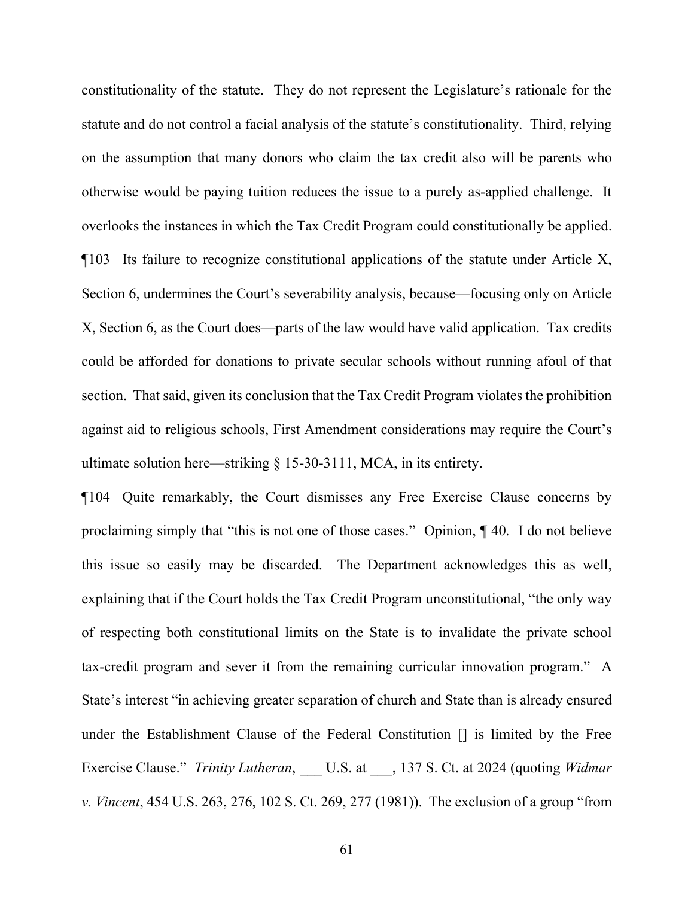constitutionality of the statute. They do not represent the Legislature's rationale for the statute and do not control a facial analysis of the statute's constitutionality. Third, relying on the assumption that many donors who claim the tax credit also will be parents who otherwise would be paying tuition reduces the issue to a purely as-applied challenge. It overlooks the instances in which the Tax Credit Program could constitutionally be applied.

¶103 Its failure to recognize constitutional applications of the statute under Article X, Section 6, undermines the Court's severability analysis, because—focusing only on Article X, Section 6, as the Court does—parts of the law would have valid application. Tax credits could be afforded for donations to private secular schools without running afoul of that section. That said, given its conclusion that the Tax Credit Program violates the prohibition against aid to religious schools, First Amendment considerations may require the Court's ultimate solution here—striking § 15-30-3111, MCA, in its entirety.

¶104 Quite remarkably, the Court dismisses any Free Exercise Clause concerns by proclaiming simply that "this is not one of those cases." Opinion, ¶ 40. I do not believe this issue so easily may be discarded. The Department acknowledges this as well, explaining that if the Court holds the Tax Credit Program unconstitutional, "the only way of respecting both constitutional limits on the State is to invalidate the private school tax-credit program and sever it from the remaining curricular innovation program." A State's interest "in achieving greater separation of church and State than is already ensured under the Establishment Clause of the Federal Constitution [] is limited by the Free Exercise Clause." *Trinity Lutheran*, ___ U.S. at ___, 137 S. Ct. at 2024 (quoting *Widmar v. Vincent*, 454 U.S. 263, 276, 102 S. Ct. 269, 277 (1981)). The exclusion of a group "from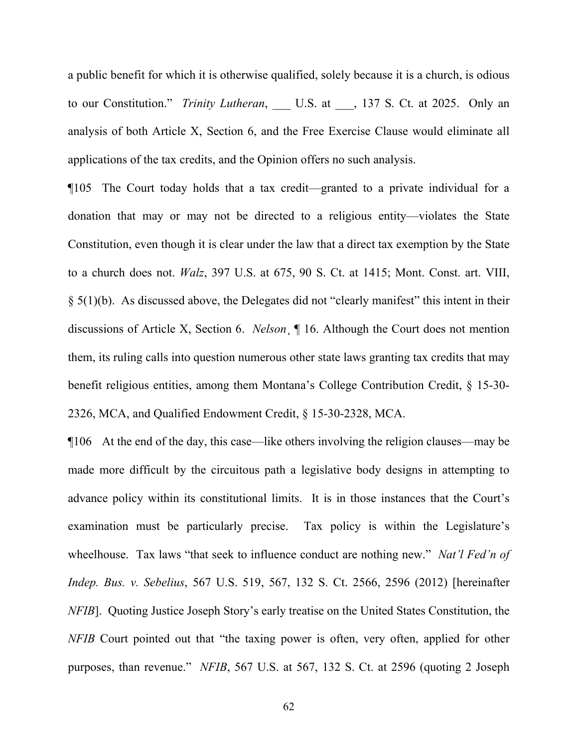a public benefit for which it is otherwise qualified, solely because it is a church, is odious to our Constitution." *Trinity Lutheran*, ___ U.S. at ___, 137 S. Ct. at 2025. Only an analysis of both Article X, Section 6, and the Free Exercise Clause would eliminate all applications of the tax credits, and the Opinion offers no such analysis.

¶105 The Court today holds that a tax credit—granted to a private individual for a donation that may or may not be directed to a religious entity—violates the State Constitution, even though it is clear under the law that a direct tax exemption by the State to a church does not. *Walz*, 397 U.S. at 675, 90 S. Ct. at 1415; Mont. Const. art. VIII, § 5(1)(b). As discussed above, the Delegates did not "clearly manifest" this intent in their discussions of Article X, Section 6. *Nelson*¸ ¶ 16. Although the Court does not mention them, its ruling calls into question numerous other state laws granting tax credits that may benefit religious entities, among them Montana's College Contribution Credit, § 15-30-2326, MCA, and Qualified Endowment Credit, § 15-30-2328, MCA.

¶106 At the end of the day, this case—like others involving the religion clauses—may be made more difficult by the circuitous path a legislative body designs in attempting to advance policy within its constitutional limits. It is in those instances that the Court's examination must be particularly precise. Tax policy is within the Legislature's wheelhouse. Tax laws "that seek to influence conduct are nothing new." *Nat'l Fed'n of Indep. Bus. v. Sebelius*, 567 U.S. 519, 567, 132 S. Ct. 2566, 2596 (2012) [hereinafter *NFIB*]. Quoting Justice Joseph Story's early treatise on the United States Constitution, the *NFIB* Court pointed out that "the taxing power is often, very often, applied for other purposes, than revenue." *NFIB*, 567 U.S. at 567, 132 S. Ct. at 2596 (quoting 2 Joseph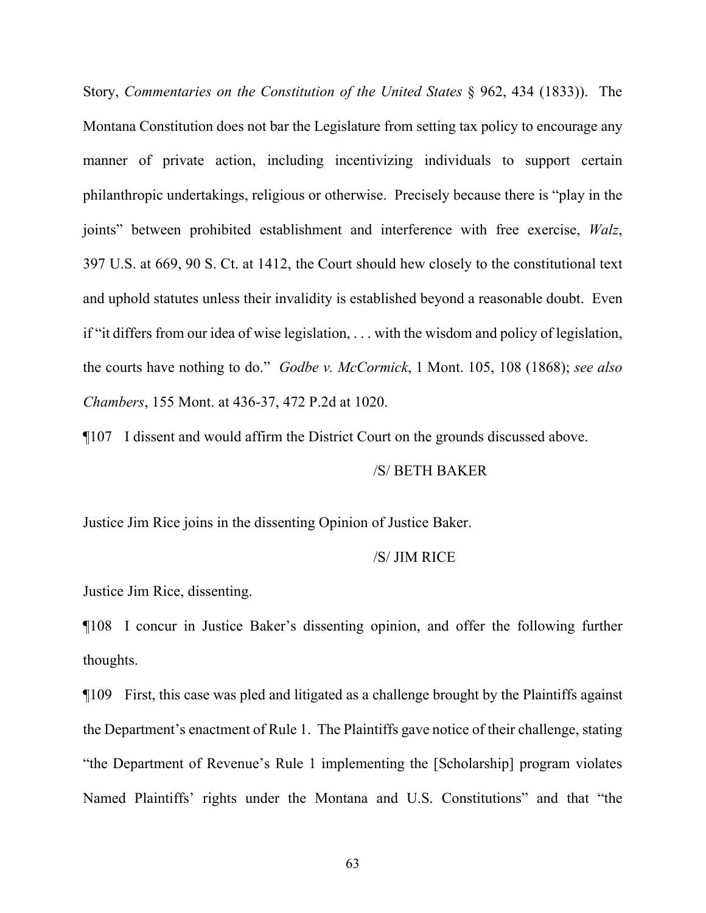Story, *Commentaries on the Constitution of the United States* § 962, 434 (1833)). The Montana Constitution does not bar the Legislature from setting tax policy to encourage any manner of private action, including incentivizing individuals to support certain philanthropic undertakings, religious or otherwise. Precisely because there is "play in the joints" between prohibited establishment and interference with free exercise, *Walz*, 397 U.S. at 669, 90 S. Ct. at 1412, the Court should hew closely to the constitutional text and uphold statutes unless their invalidity is established beyond a reasonable doubt. Even if "it differs from our idea of wise legislation, . . . with the wisdom and policy of legislation, the courts have nothing to do." *Godbe v. McCormick*, 1 Mont. 105, 108 (1868); *see also Chambers*, 155 Mont. at 436-37, 472 P.2d at 1020.

¶107 I dissent and would affirm the District Court on the grounds discussed above.

/S/ BETH BAKER

Justice Jim Rice joins in the dissenting Opinion of Justice Baker.

/S/ JIM RICE

Justice Jim Rice, dissenting.

¶108 I concur in Justice Baker's dissenting opinion, and offer the following further thoughts.

¶109 First, this case was pled and litigated as a challenge brought by the Plaintiffs against the Department's enactment of Rule 1. The Plaintiffs gave notice of their challenge, stating "the Department of Revenue's Rule 1 implementing the [Scholarship] program violates Named Plaintiffs' rights under the Montana and U.S. Constitutions" and that "the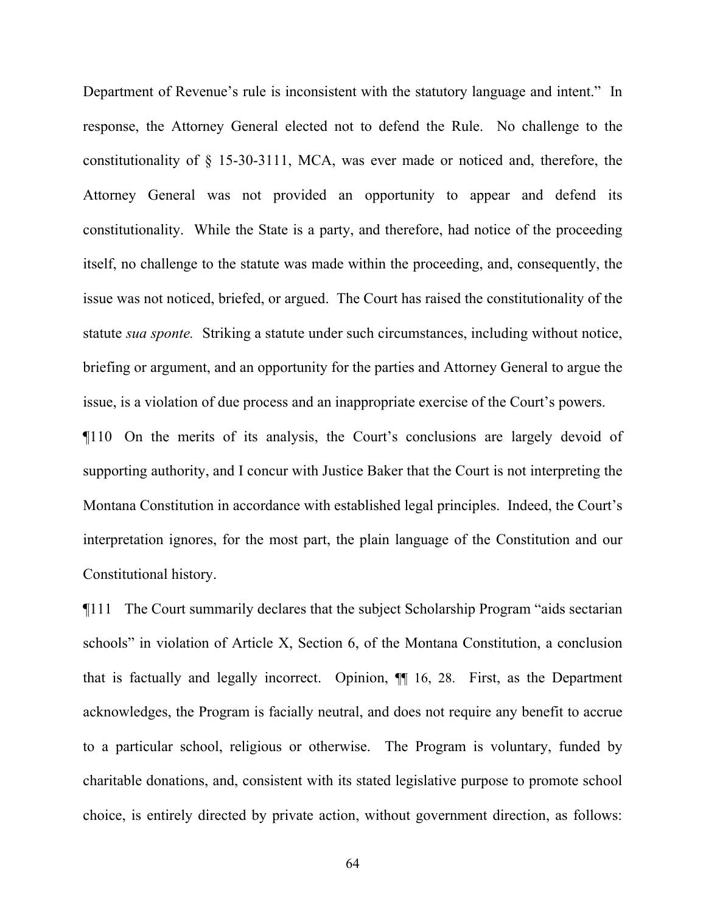Department of Revenue's rule is inconsistent with the statutory language and intent." In response, the Attorney General elected not to defend the Rule. No challenge to the constitutionality of § 15-30-3111, MCA, was ever made or noticed and, therefore, the Attorney General was not provided an opportunity to appear and defend its constitutionality. While the State is a party, and therefore, had notice of the proceeding itself, no challenge to the statute was made within the proceeding, and, consequently, the issue was not noticed, briefed, or argued. The Court has raised the constitutionality of the statute *sua sponte.* Striking a statute under such circumstances, including without notice, briefing or argument, and an opportunity for the parties and Attorney General to argue the issue, is a violation of due process and an inappropriate exercise of the Court's powers.

¶110 On the merits of its analysis, the Court's conclusions are largely devoid of supporting authority, and I concur with Justice Baker that the Court is not interpreting the Montana Constitution in accordance with established legal principles. Indeed, the Court's interpretation ignores, for the most part, the plain language of the Constitution and our Constitutional history.

¶111 The Court summarily declares that the subject Scholarship Program "aids sectarian schools" in violation of Article X, Section 6, of the Montana Constitution, a conclusion that is factually and legally incorrect. Opinion, ¶¶ 16, 28. First, as the Department acknowledges, the Program is facially neutral, and does not require any benefit to accrue to a particular school, religious or otherwise. The Program is voluntary, funded by charitable donations, and, consistent with its stated legislative purpose to promote school choice, is entirely directed by private action, without government direction, as follows: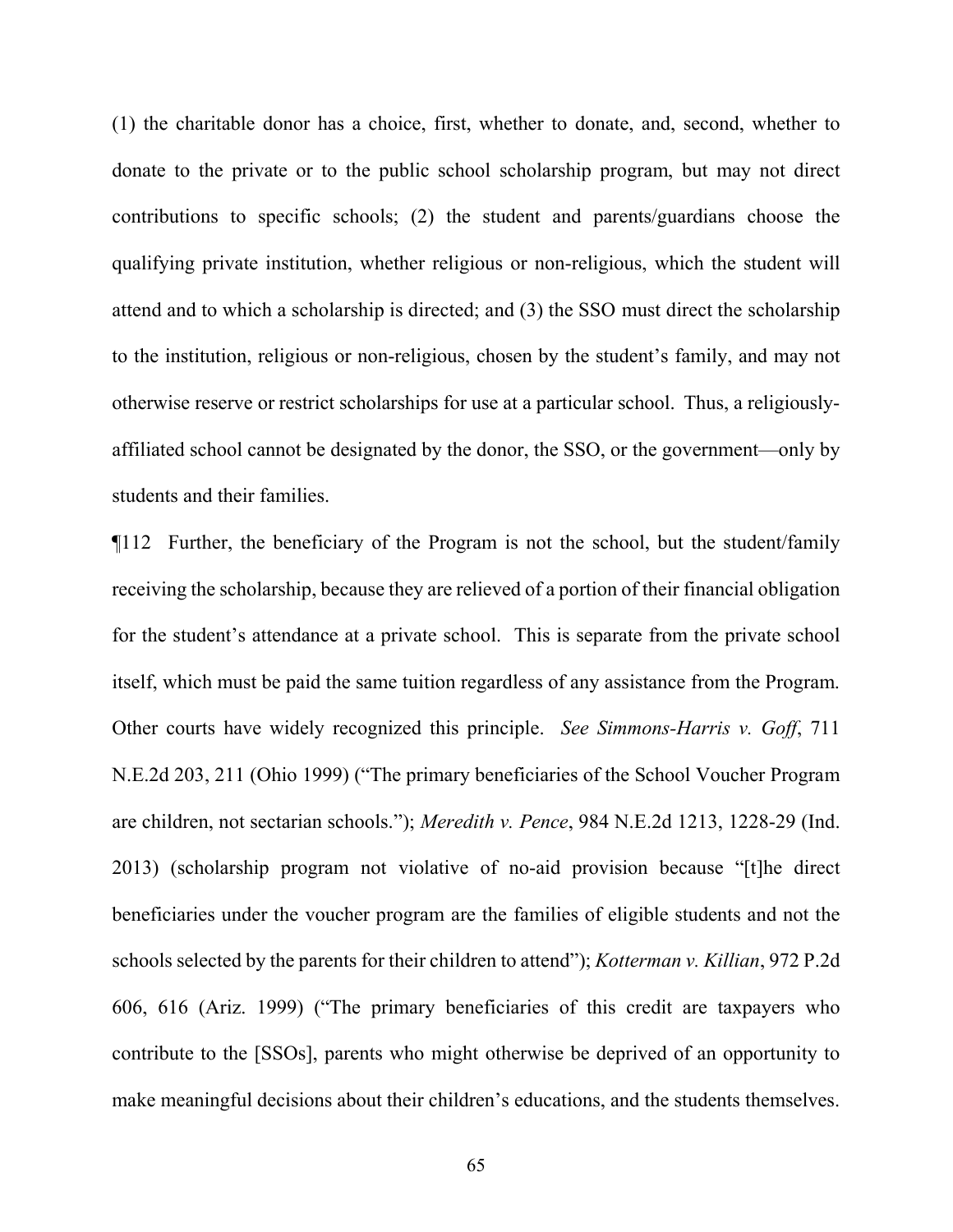(1) the charitable donor has a choice, first, whether to donate, and, second, whether to donate to the private or to the public school scholarship program, but may not direct contributions to specific schools; (2) the student and parents/guardians choose the qualifying private institution, whether religious or non-religious, which the student will attend and to which a scholarship is directed; and (3) the SSO must direct the scholarship to the institution, religious or non-religious, chosen by the student's family, and may not otherwise reserve or restrict scholarships for use at a particular school. Thus, a religiously-affiliated school cannot be designated by the donor, the SSO, or the government—only by students and their families.

¶112 Further, the beneficiary of the Program is not the school, but the student/family receiving the scholarship, because they are relieved of a portion of their financial obligation for the student's attendance at a private school. This is separate from the private school itself, which must be paid the same tuition regardless of any assistance from the Program. Other courts have widely recognized this principle. *See Simmons-Harris v. Goff*, 711 N.E.2d 203, 211 (Ohio 1999) ("The primary beneficiaries of the School Voucher Program are children, not sectarian schools."); *Meredith v. Pence*, 984 N.E.2d 1213, 1228-29 (Ind. 2013) (scholarship program not violative of no-aid provision because "[t]he direct beneficiaries under the voucher program are the families of eligible students and not the schools selected by the parents for their children to attend"); *Kotterman v. Killian*, 972 P.2d 606, 616 (Ariz. 1999) ("The primary beneficiaries of this credit are taxpayers who contribute to the [SSOs], parents who might otherwise be deprived of an opportunity to make meaningful decisions about their children's educations, and the students themselves.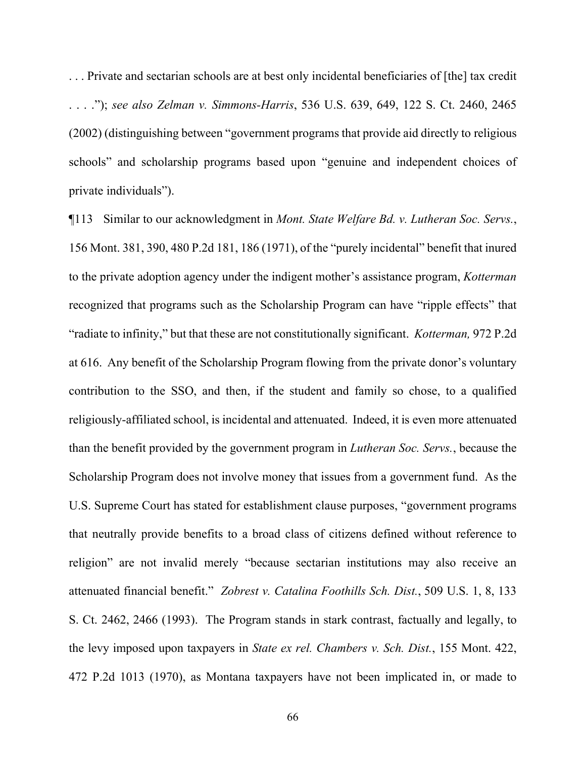. . . Private and sectarian schools are at best only incidental beneficiaries of [the] tax credit . . . ."); *see also Zelman v. Simmons-Harris*, 536 U.S. 639, 649, 122 S. Ct. 2460, 2465 (2002) (distinguishing between "government programs that provide aid directly to religious schools" and scholarship programs based upon "genuine and independent choices of private individuals").

¶113 Similar to our acknowledgment in *Mont. State Welfare Bd. v. Lutheran Soc. Servs.*, 156 Mont. 381, 390, 480 P.2d 181, 186 (1971), of the "purely incidental" benefit that inured to the private adoption agency under the indigent mother's assistance program, *Kotterman* recognized that programs such as the Scholarship Program can have "ripple effects" that "radiate to infinity," but that these are not constitutionally significant. *Kotterman,* 972 P.2d at 616. Any benefit of the Scholarship Program flowing from the private donor's voluntary contribution to the SSO, and then, if the student and family so chose, to a qualified religiously-affiliated school, is incidental and attenuated. Indeed, it is even more attenuated than the benefit provided by the government program in *Lutheran Soc. Servs.*, because the Scholarship Program does not involve money that issues from a government fund. As the U.S. Supreme Court has stated for establishment clause purposes, "government programs that neutrally provide benefits to a broad class of citizens defined without reference to religion" are not invalid merely "because sectarian institutions may also receive an attenuated financial benefit." *Zobrest v. Catalina Foothills Sch. Dist.*, 509 U.S. 1, 8, 133 S. Ct. 2462, 2466 (1993). The Program stands in stark contrast, factually and legally, to the levy imposed upon taxpayers in *State ex rel. Chambers v. Sch. Dist.*, 155 Mont. 422, 472 P.2d 1013 (1970), as Montana taxpayers have not been implicated in, or made to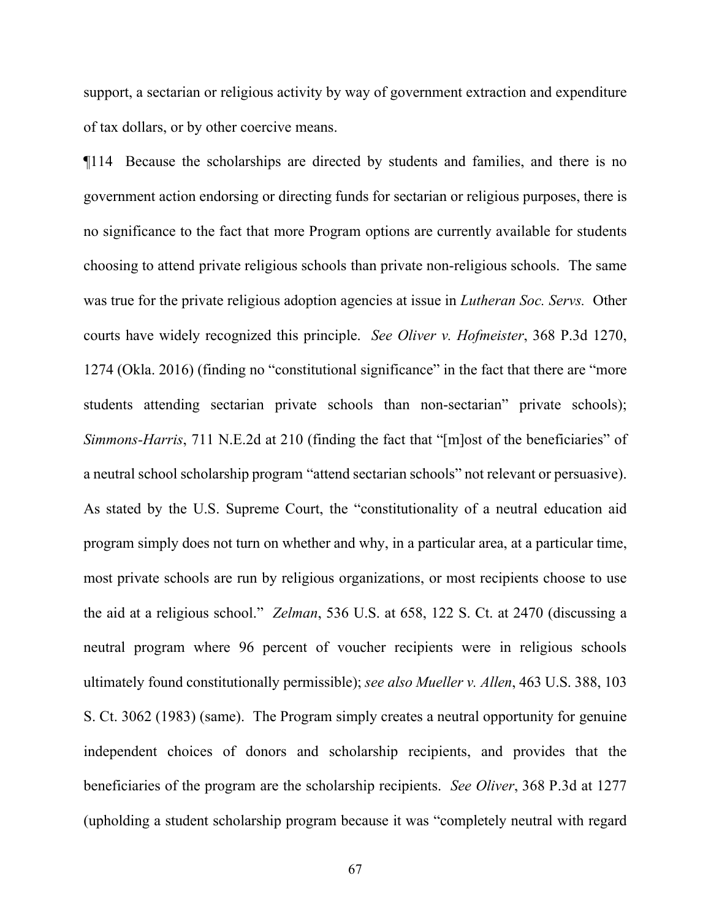support, a sectarian or religious activity by way of government extraction and expenditure of tax dollars, or by other coercive means.

¶114 Because the scholarships are directed by students and families, and there is no government action endorsing or directing funds for sectarian or religious purposes, there is no significance to the fact that more Program options are currently available for students choosing to attend private religious schools than private non-religious schools. The same was true for the private religious adoption agencies at issue in *Lutheran Soc. Servs.* Other courts have widely recognized this principle. *See Oliver v. Hofmeister*, 368 P.3d 1270, 1274 (Okla. 2016) (finding no "constitutional significance" in the fact that there are "more students attending sectarian private schools than non-sectarian" private schools); *Simmons-Harris*, 711 N.E.2d at 210 (finding the fact that "[m]ost of the beneficiaries" of a neutral school scholarship program "attend sectarian schools" not relevant or persuasive). As stated by the U.S. Supreme Court, the "constitutionality of a neutral education aid program simply does not turn on whether and why, in a particular area, at a particular time, most private schools are run by religious organizations, or most recipients choose to use the aid at a religious school." *Zelman*, 536 U.S. at 658, 122 S. Ct. at 2470 (discussing a neutral program where 96 percent of voucher recipients were in religious schools ultimately found constitutionally permissible); *see also Mueller v. Allen*, 463 U.S. 388, 103 S. Ct. 3062 (1983) (same). The Program simply creates a neutral opportunity for genuine independent choices of donors and scholarship recipients, and provides that the beneficiaries of the program are the scholarship recipients. *See Oliver*, 368 P.3d at 1277 (upholding a student scholarship program because it was "completely neutral with regard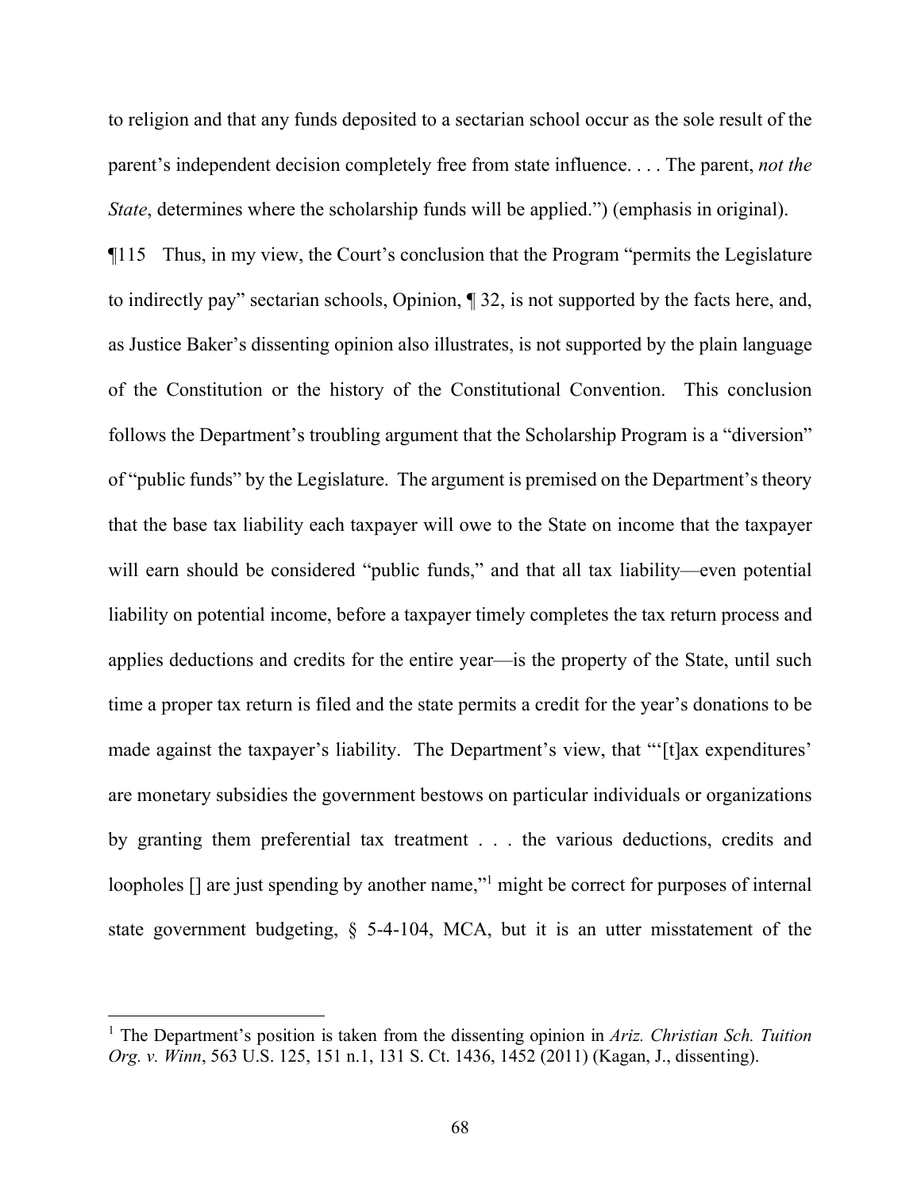to religion and that any funds deposited to a sectarian school occur as the sole result of the parent's independent decision completely free from state influence. . . . The parent, *not the State*, determines where the scholarship funds will be applied.") (emphasis in original).

¶115 Thus, in my view, the Court's conclusion that the Program "permits the Legislature to indirectly pay" sectarian schools, Opinion, ¶ 32, is not supported by the facts here, and, as Justice Baker's dissenting opinion also illustrates, is not supported by the plain language of the Constitution or the history of the Constitutional Convention. This conclusion follows the Department's troubling argument that the Scholarship Program is a "diversion" of "public funds" by the Legislature. The argument is premised on the Department's theory that the base tax liability each taxpayer will owe to the State on income that the taxpayer will earn should be considered "public funds," and that all tax liability—even potential liability on potential income, before a taxpayer timely completes the tax return process and applies deductions and credits for the entire year—is the property of the State, until such time a proper tax return is filed and the state permits a credit for the year's donations to be made against the taxpayer's liability. The Department's view, that "'[t]ax expenditures' are monetary subsidies the government bestows on particular individuals or organizations by granting them preferential tax treatment . . . the various deductions, credits and loopholes [] are just spending by another name,"[1] might be correct for purposes of internal state government budgeting, § 5-4-104, MCA, but it is an utter misstatement of the

---

[1] The Department's position is taken from the dissenting opinion in *Ariz. Christian Sch. Tuition Org. v. Winn*, 563 U.S. 125, 151 n.1, 131 S. Ct. 1436, 1452 (2011) (Kagan, J., dissenting).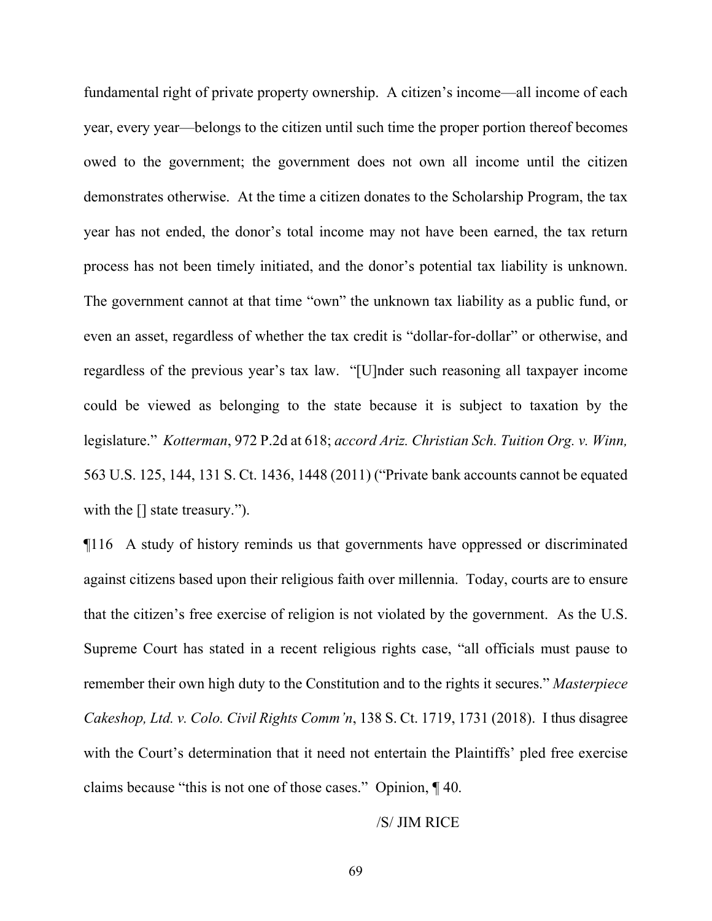fundamental right of private property ownership. A citizen's income—all income of each year, every year—belongs to the citizen until such time the proper portion thereof becomes owed to the government; the government does not own all income until the citizen demonstrates otherwise. At the time a citizen donates to the Scholarship Program, the tax year has not ended, the donor's total income may not have been earned, the tax return process has not been timely initiated, and the donor's potential tax liability is unknown. The government cannot at that time "own" the unknown tax liability as a public fund, or even an asset, regardless of whether the tax credit is "dollar-for-dollar" or otherwise, and regardless of the previous year's tax law. "[U]nder such reasoning all taxpayer income could be viewed as belonging to the state because it is subject to taxation by the legislature." *Kotterman*, 972 P.2d at 618; *accord Ariz. Christian Sch. Tuition Org. v. Winn,* 563 U.S. 125, 144, 131 S. Ct. 1436, 1448 (2011) ("Private bank accounts cannot be equated with the [] state treasury.").

¶116 A study of history reminds us that governments have oppressed or discriminated against citizens based upon their religious faith over millennia. Today, courts are to ensure that the citizen's free exercise of religion is not violated by the government. As the U.S. Supreme Court has stated in a recent religious rights case, "all officials must pause to remember their own high duty to the Constitution and to the rights it secures." *Masterpiece Cakeshop, Ltd. v. Colo. Civil Rights Comm'n*, 138 S. Ct. 1719, 1731 (2018). I thus disagree with the Court's determination that it need not entertain the Plaintiffs' pled free exercise claims because "this is not one of those cases." Opinion, ¶ 40.

/S/ JIM RICE